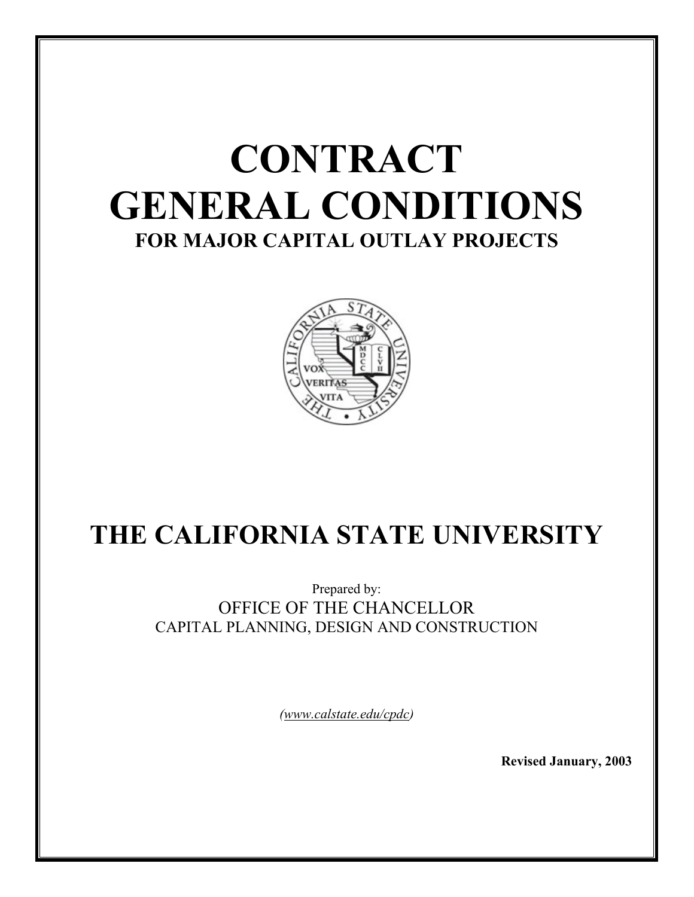# CONTRACT GENERAL CONDITIONS

## FOR MAJOR CAPITAL OUTLAY PROJECTS

# THE CALIFORNIA STATE UNIVERSITY

Prepared by:

OFFICE OF THE CHANCELLOR

CAPITAL PLANNING, DESIGN AND CONSTRUCTION

*(www.calstate.edu/cpdc)*

**Revised January, 2003**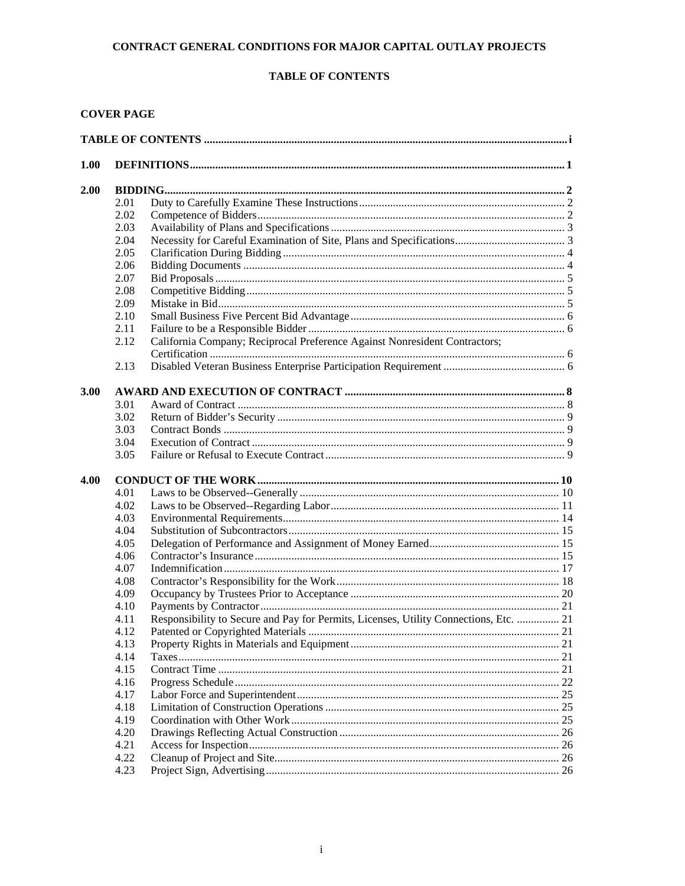**CONTRACT GENERAL CONDITIONS FOR MAJOR CAPITAL OUTLAY PROJECTS**

**TABLE OF CONTENTS**

**COVER PAGE**

| | | | |
|---|---|---|---|
| **TABLE OF CONTENTS** | | | **i** |
| **1.00** | **DEFINITIONS** | | **1** |
| **2.00** | **BIDDING** | | **2** |
| | 2.01 | Duty to Carefully Examine These Instructions | 2 |
| | 2.02 | Competence of Bidders | 2 |
| | 2.03 | Availability of Plans and Specifications | 3 |
| | 2.04 | Necessity for Careful Examination of Site, Plans and Specifications | 3 |
| | 2.05 | Clarification During Bidding | 4 |
| | 2.06 | Bidding Documents | 4 |
| | 2.07 | Bid Proposals | 5 |
| | 2.08 | Competitive Bidding | 5 |
| | 2.09 | Mistake in Bid | 5 |
| | 2.10 | Small Business Five Percent Bid Advantage | 6 |
| | 2.11 | Failure to be a Responsible Bidder | 6 |
| | 2.12 | California Company; Reciprocal Preference Against Nonresident Contractors; Certification | 6 |
| | 2.13 | Disabled Veteran Business Enterprise Participation Requirement | 6 |
| **3.00** | **AWARD AND EXECUTION OF CONTRACT** | | **8** |
| | 3.01 | Award of Contract | 8 |
| | 3.02 | Return of Bidder's Security | 9 |
| | 3.03 | Contract Bonds | 9 |
| | 3.04 | Execution of Contract | 9 |
| | 3.05 | Failure or Refusal to Execute Contract | 9 |
| **4.00** | **CONDUCT OF THE WORK** | | **10** |
| | 4.01 | Laws to be Observed--Generally | 10 |
| | 4.02 | Laws to be Observed--Regarding Labor | 11 |
| | 4.03 | Environmental Requirements | 14 |
| | 4.04 | Substitution of Subcontractors | 15 |
| | 4.05 | Delegation of Performance and Assignment of Money Earned | 15 |
| | 4.06 | Contractor's Insurance | 15 |
| | 4.07 | Indemnification | 17 |
| | 4.08 | Contractor's Responsibility for the Work | 18 |
| | 4.09 | Occupancy by Trustees Prior to Acceptance | 20 |
| | 4.10 | Payments by Contractor | 21 |
| | 4.11 | Responsibility to Secure and Pay for Permits, Licenses, Utility Connections, Etc. | 21 |
| | 4.12 | Patented or Copyrighted Materials | 21 |
| | 4.13 | Property Rights in Materials and Equipment | 21 |
| | 4.14 | Taxes | 21 |
| | 4.15 | Contract Time | 21 |
| | 4.16 | Progress Schedule | 22 |
| | 4.17 | Labor Force and Superintendent | 25 |
| | 4.18 | Limitation of Construction Operations | 25 |
| | 4.19 | Coordination with Other Work | 25 |
| | 4.20 | Drawings Reflecting Actual Construction | 26 |
| | 4.21 | Access for Inspection | 26 |
| | 4.22 | Cleanup of Project and Site | 26 |
| | 4.23 | Project Sign, Advertising | 26 |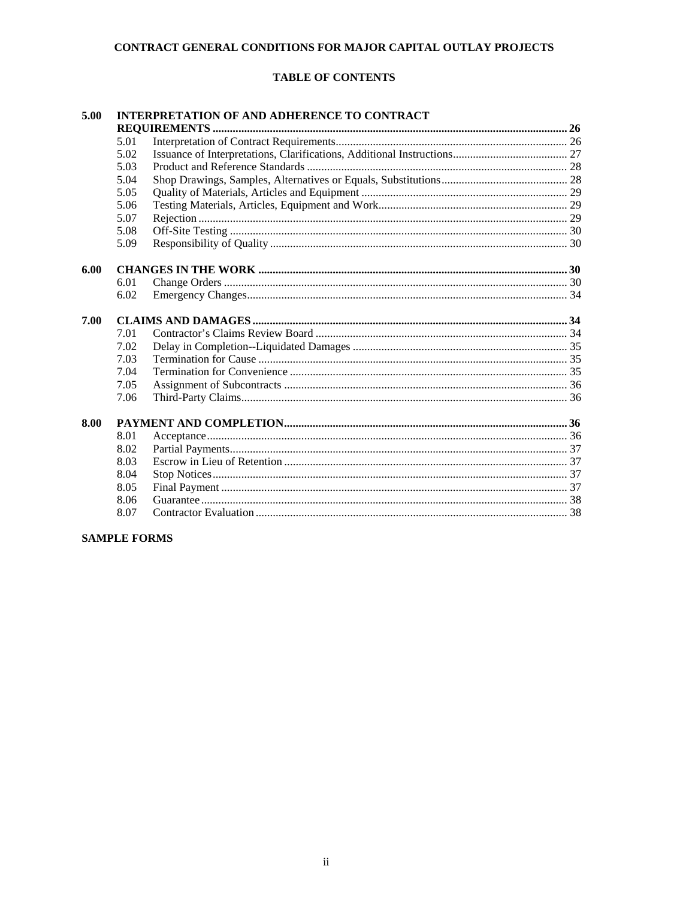**CONTRACT GENERAL CONDITIONS FOR MAJOR CAPITAL OUTLAY PROJECTS**

**TABLE OF CONTENTS**

| | | | |
|---|---|---|---|
| **5.00** | **INTERPRETATION OF AND ADHERENCE TO CONTRACT REQUIREMENTS** | | **26** |
| | 5.01 | Interpretation of Contract Requirements | 26 |
| | 5.02 | Issuance of Interpretations, Clarifications, Additional Instructions | 27 |
| | 5.03 | Product and Reference Standards | 28 |
| | 5.04 | Shop Drawings, Samples, Alternatives or Equals, Substitutions | 28 |
| | 5.05 | Quality of Materials, Articles and Equipment | 29 |
| | 5.06 | Testing Materials, Articles, Equipment and Work | 29 |
| | 5.07 | Rejection | 29 |
| | 5.08 | Off-Site Testing | 30 |
| | 5.09 | Responsibility of Quality | 30 |
| **6.00** | **CHANGES IN THE WORK** | | **30** |
| | 6.01 | Change Orders | 30 |
| | 6.02 | Emergency Changes | 34 |
| **7.00** | **CLAIMS AND DAMAGES** | | **34** |
| | 7.01 | Contractor's Claims Review Board | 34 |
| | 7.02 | Delay in Completion--Liquidated Damages | 35 |
| | 7.03 | Termination for Cause | 35 |
| | 7.04 | Termination for Convenience | 35 |
| | 7.05 | Assignment of Subcontracts | 36 |
| | 7.06 | Third-Party Claims | 36 |
| **8.00** | **PAYMENT AND COMPLETION** | | **36** |
| | 8.01 | Acceptance | 36 |
| | 8.02 | Partial Payments | 37 |
| | 8.03 | Escrow in Lieu of Retention | 37 |
| | 8.04 | Stop Notices | 37 |
| | 8.05 | Final Payment | 37 |
| | 8.06 | Guarantee | 38 |
| | 8.07 | Contractor Evaluation | 38 |

**SAMPLE FORMS**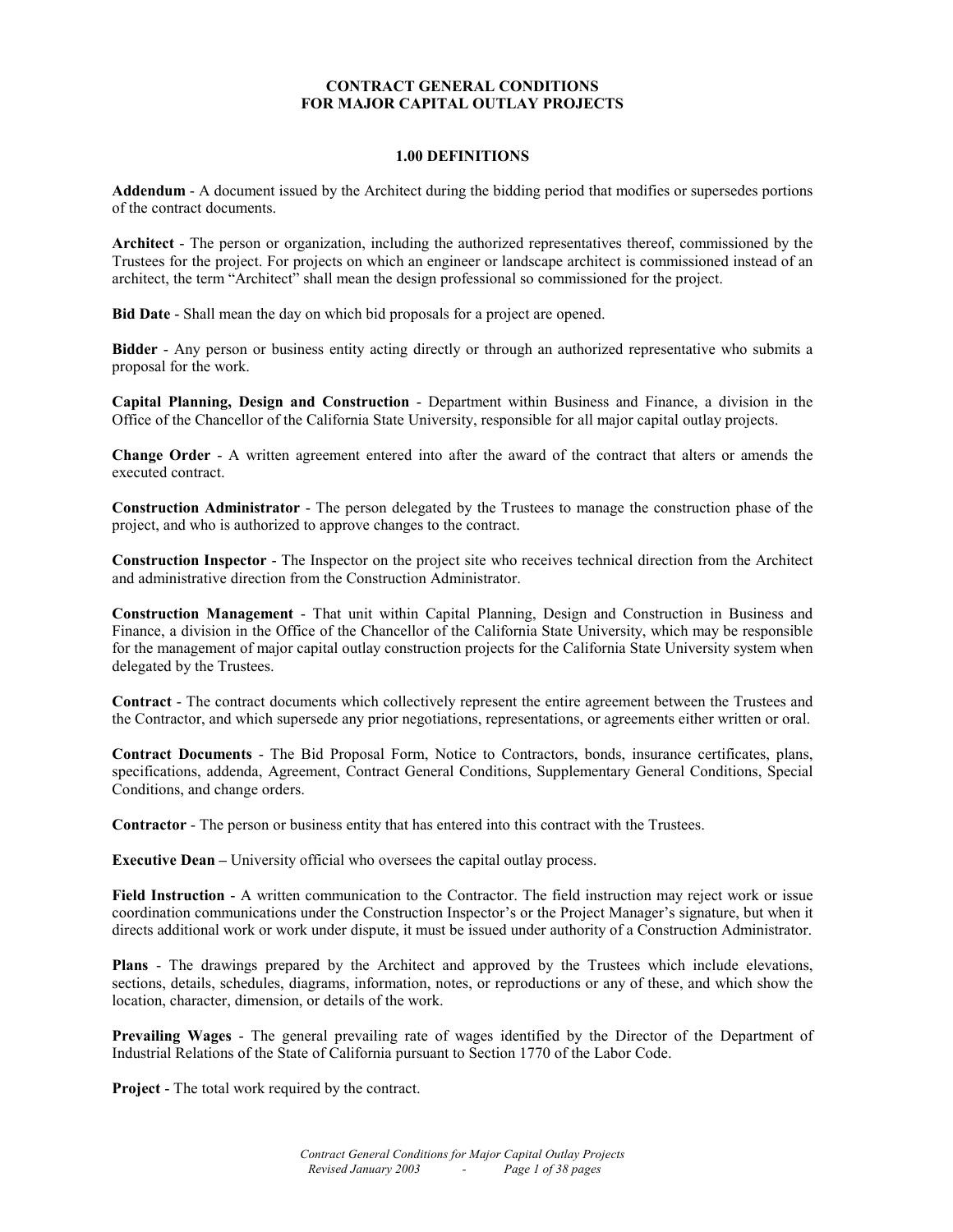# CONTRACT GENERAL CONDITIONS FOR MAJOR CAPITAL OUTLAY PROJECTS

## 1.00 DEFINITIONS

**Addendum** - A document issued by the Architect during the bidding period that modifies or supersedes portions of the contract documents.

**Architect** - The person or organization, including the authorized representatives thereof, commissioned by the Trustees for the project. For projects on which an engineer or landscape architect is commissioned instead of an architect, the term "Architect" shall mean the design professional so commissioned for the project.

**Bid Date** - Shall mean the day on which bid proposals for a project are opened.

**Bidder** - Any person or business entity acting directly or through an authorized representative who submits a proposal for the work.

**Capital Planning, Design and Construction** - Department within Business and Finance, a division in the Office of the Chancellor of the California State University, responsible for all major capital outlay projects.

**Change Order** - A written agreement entered into after the award of the contract that alters or amends the executed contract.

**Construction Administrator** - The person delegated by the Trustees to manage the construction phase of the project, and who is authorized to approve changes to the contract.

**Construction Inspector** - The Inspector on the project site who receives technical direction from the Architect and administrative direction from the Construction Administrator.

**Construction Management** - That unit within Capital Planning, Design and Construction in Business and Finance, a division in the Office of the Chancellor of the California State University, which may be responsible for the management of major capital outlay construction projects for the California State University system when delegated by the Trustees.

**Contract** - The contract documents which collectively represent the entire agreement between the Trustees and the Contractor, and which supersede any prior negotiations, representations, or agreements either written or oral.

**Contract Documents** - The Bid Proposal Form, Notice to Contractors, bonds, insurance certificates, plans, specifications, addenda, Agreement, Contract General Conditions, Supplementary General Conditions, Special Conditions, and change orders.

**Contractor** - The person or business entity that has entered into this contract with the Trustees.

**Executive Dean –** University official who oversees the capital outlay process.

**Field Instruction** - A written communication to the Contractor. The field instruction may reject work or issue coordination communications under the Construction Inspector's or the Project Manager's signature, but when it directs additional work or work under dispute, it must be issued under authority of a Construction Administrator.

**Plans** - The drawings prepared by the Architect and approved by the Trustees which include elevations, sections, details, schedules, diagrams, information, notes, or reproductions or any of these, and which show the location, character, dimension, or details of the work.

**Prevailing Wages** - The general prevailing rate of wages identified by the Director of the Department of Industrial Relations of the State of California pursuant to Section 1770 of the Labor Code.

**Project** - The total work required by the contract.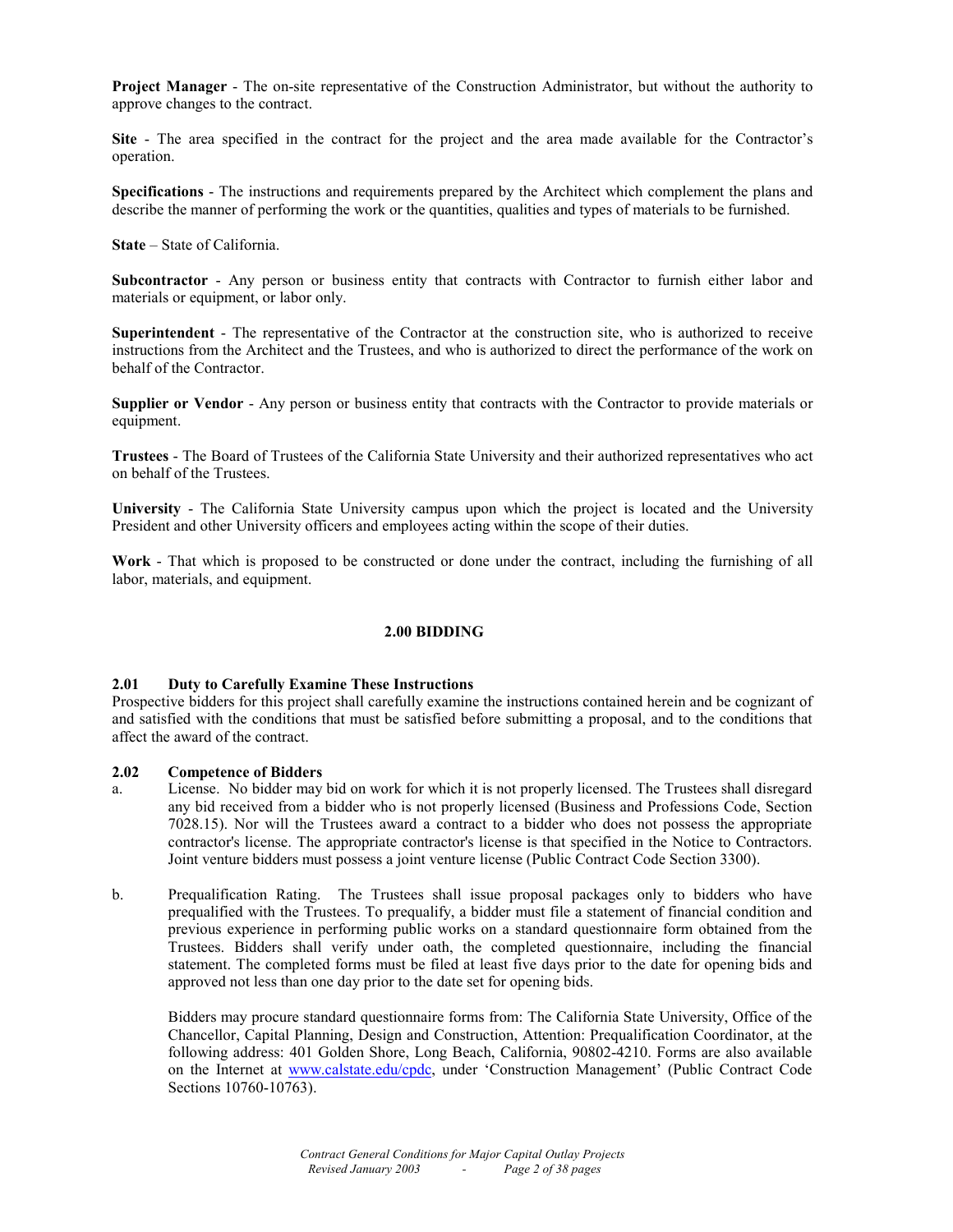**Project Manager** - The on-site representative of the Construction Administrator, but without the authority to approve changes to the contract.

**Site** - The area specified in the contract for the project and the area made available for the Contractor's operation.

**Specifications** - The instructions and requirements prepared by the Architect which complement the plans and describe the manner of performing the work or the quantities, qualities and types of materials to be furnished.

**State** – State of California.

**Subcontractor** - Any person or business entity that contracts with Contractor to furnish either labor and materials or equipment, or labor only.

**Superintendent** - The representative of the Contractor at the construction site, who is authorized to receive instructions from the Architect and the Trustees, and who is authorized to direct the performance of the work on behalf of the Contractor.

**Supplier or Vendor** - Any person or business entity that contracts with the Contractor to provide materials or equipment.

**Trustees** - The Board of Trustees of the California State University and their authorized representatives who act on behalf of the Trustees.

**University** - The California State University campus upon which the project is located and the University President and other University officers and employees acting within the scope of their duties.

**Work** - That which is proposed to be constructed or done under the contract, including the furnishing of all labor, materials, and equipment.

## 2.00 BIDDING

### 2.01 Duty to Carefully Examine These Instructions

Prospective bidders for this project shall carefully examine the instructions contained herein and be cognizant of and satisfied with the conditions that must be satisfied before submitting a proposal, and to the conditions that affect the award of the contract.

### 2.02 Competence of Bidders

a. License. No bidder may bid on work for which it is not properly licensed. The Trustees shall disregard any bid received from a bidder who is not properly licensed (Business and Professions Code, Section 7028.15). Nor will the Trustees award a contract to a bidder who does not possess the appropriate contractor's license. The appropriate contractor's license is that specified in the Notice to Contractors. Joint venture bidders must possess a joint venture license (Public Contract Code Section 3300).

b. Prequalification Rating. The Trustees shall issue proposal packages only to bidders who have prequalified with the Trustees. To prequalify, a bidder must file a statement of financial condition and previous experience in performing public works on a standard questionnaire form obtained from the Trustees. Bidders shall verify under oath, the completed questionnaire, including the financial statement. The completed forms must be filed at least five days prior to the date for opening bids and approved not less than one day prior to the date set for opening bids.

   Bidders may procure standard questionnaire forms from: The California State University, Office of the Chancellor, Capital Planning, Design and Construction, Attention: Prequalification Coordinator, at the following address: 401 Golden Shore, Long Beach, California, 90802-4210. Forms are also available on the Internet at www.calstate.edu/cpdc, under 'Construction Management' (Public Contract Code Sections 10760-10763).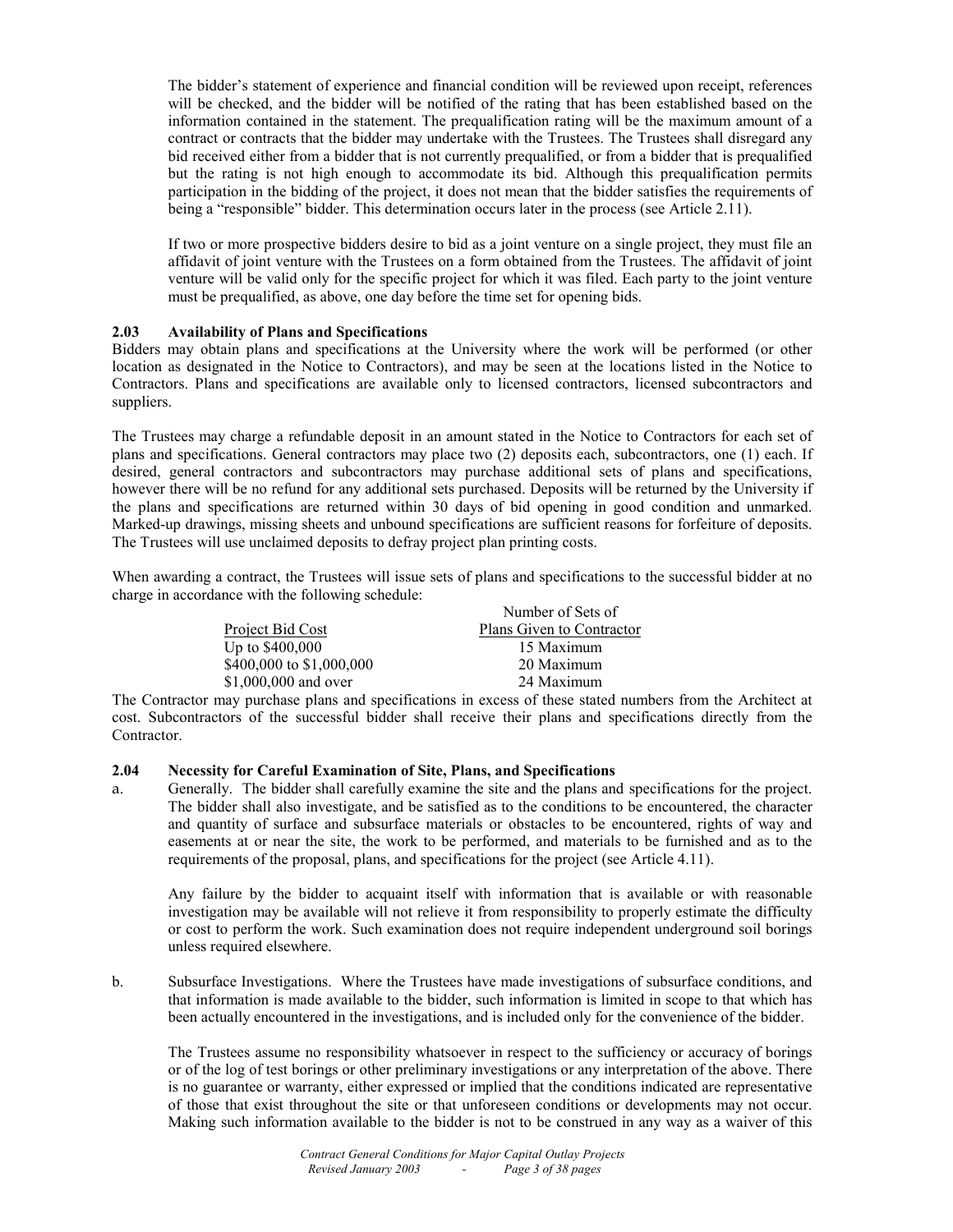The bidder's statement of experience and financial condition will be reviewed upon receipt, references will be checked, and the bidder will be notified of the rating that has been established based on the information contained in the statement. The prequalification rating will be the maximum amount of a contract or contracts that the bidder may undertake with the Trustees. The Trustees shall disregard any bid received either from a bidder that is not currently prequalified, or from a bidder that is prequalified but the rating is not high enough to accommodate its bid. Although this prequalification permits participation in the bidding of the project, it does not mean that the bidder satisfies the requirements of being a "responsible" bidder. This determination occurs later in the process (see Article 2.11).

If two or more prospective bidders desire to bid as a joint venture on a single project, they must file an affidavit of joint venture with the Trustees on a form obtained from the Trustees. The affidavit of joint venture will be valid only for the specific project for which it was filed. Each party to the joint venture must be prequalified, as above, one day before the time set for opening bids.

### 2.03 Availability of Plans and Specifications

Bidders may obtain plans and specifications at the University where the work will be performed (or other location as designated in the Notice to Contractors), and may be seen at the locations listed in the Notice to Contractors. Plans and specifications are available only to licensed contractors, licensed subcontractors and suppliers.

The Trustees may charge a refundable deposit in an amount stated in the Notice to Contractors for each set of plans and specifications. General contractors may place two (2) deposits each, subcontractors, one (1) each. If desired, general contractors and subcontractors may purchase additional sets of plans and specifications, however there will be no refund for any additional sets purchased. Deposits will be returned by the University if the plans and specifications are returned within 30 days of bid opening in good condition and unmarked. Marked-up drawings, missing sheets and unbound specifications are sufficient reasons for forfeiture of deposits. The Trustees will use unclaimed deposits to defray project plan printing costs.

When awarding a contract, the Trustees will issue sets of plans and specifications to the successful bidder at no charge in accordance with the following schedule:

| Project Bid Cost | Number of Sets of Plans Given to Contractor |
|---|---|
| Up to $400,000 | 15 Maximum |
| $400,000 to $1,000,000 | 20 Maximum |
| $1,000,000 and over | 24 Maximum |

The Contractor may purchase plans and specifications in excess of these stated numbers from the Architect at cost. Subcontractors of the successful bidder shall receive their plans and specifications directly from the Contractor.

### 2.04 Necessity for Careful Examination of Site, Plans, and Specifications

a. Generally. The bidder shall carefully examine the site and the plans and specifications for the project. The bidder shall also investigate, and be satisfied as to the conditions to be encountered, the character and quantity of surface and subsurface materials or obstacles to be encountered, rights of way and easements at or near the site, the work to be performed, and materials to be furnished and as to the requirements of the proposal, plans, and specifications for the project (see Article 4.11).

   Any failure by the bidder to acquaint itself with information that is available or with reasonable investigation may be available will not relieve it from responsibility to properly estimate the difficulty or cost to perform the work. Such examination does not require independent underground soil borings unless required elsewhere.

b. Subsurface Investigations. Where the Trustees have made investigations of subsurface conditions, and that information is made available to the bidder, such information is limited in scope to that which has been actually encountered in the investigations, and is included only for the convenience of the bidder.

   The Trustees assume no responsibility whatsoever in respect to the sufficiency or accuracy of borings or of the log of test borings or other preliminary investigations or any interpretation of the above. There is no guarantee or warranty, either expressed or implied that the conditions indicated are representative of those that exist throughout the site or that unforeseen conditions or developments may not occur. Making such information available to the bidder is not to be construed in any way as a waiver of this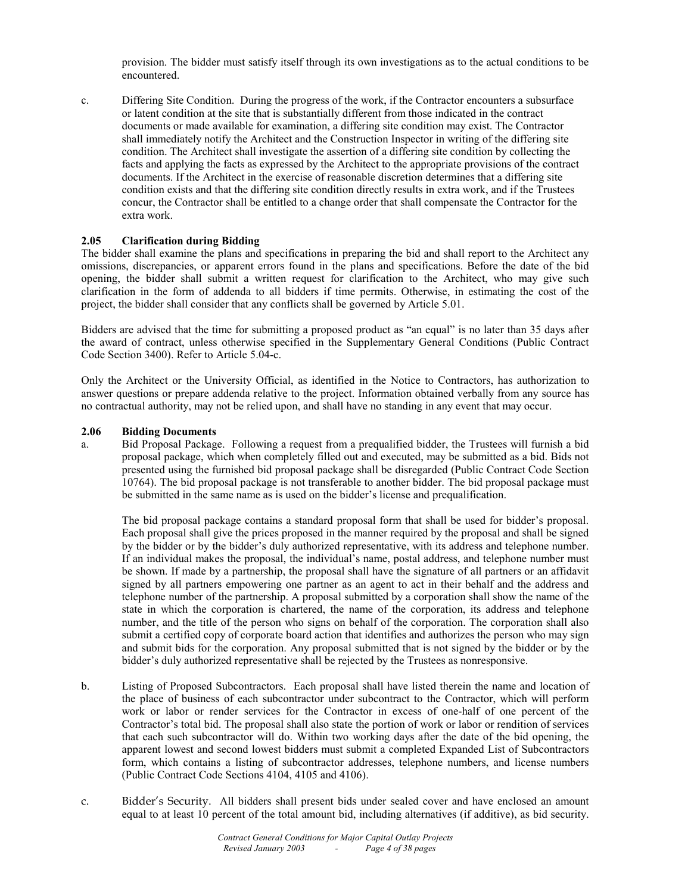provision. The bidder must satisfy itself through its own investigations as to the actual conditions to be encountered.

c. Differing Site Condition. During the progress of the work, if the Contractor encounters a subsurface or latent condition at the site that is substantially different from those indicated in the contract documents or made available for examination, a differing site condition may exist. The Contractor shall immediately notify the Architect and the Construction Inspector in writing of the differing site condition. The Architect shall investigate the assertion of a differing site condition by collecting the facts and applying the facts as expressed by the Architect to the appropriate provisions of the contract documents. If the Architect in the exercise of reasonable discretion determines that a differing site condition exists and that the differing site condition directly results in extra work, and if the Trustees concur, the Contractor shall be entitled to a change order that shall compensate the Contractor for the extra work.

### 2.05 Clarification during Bidding

The bidder shall examine the plans and specifications in preparing the bid and shall report to the Architect any omissions, discrepancies, or apparent errors found in the plans and specifications. Before the date of the bid opening, the bidder shall submit a written request for clarification to the Architect, who may give such clarification in the form of addenda to all bidders if time permits. Otherwise, in estimating the cost of the project, the bidder shall consider that any conflicts shall be governed by Article 5.01.

Bidders are advised that the time for submitting a proposed product as "an equal" is no later than 35 days after the award of contract, unless otherwise specified in the Supplementary General Conditions (Public Contract Code Section 3400). Refer to Article 5.04-c.

Only the Architect or the University Official, as identified in the Notice to Contractors, has authorization to answer questions or prepare addenda relative to the project. Information obtained verbally from any source has no contractual authority, may not be relied upon, and shall have no standing in any event that may occur.

### 2.06 Bidding Documents

a. Bid Proposal Package. Following a request from a prequalified bidder, the Trustees will furnish a bid proposal package, which when completely filled out and executed, may be submitted as a bid. Bids not presented using the furnished bid proposal package shall be disregarded (Public Contract Code Section 10764). The bid proposal package is not transferable to another bidder. The bid proposal package must be submitted in the same name as is used on the bidder's license and prequalification.

   The bid proposal package contains a standard proposal form that shall be used for bidder's proposal. Each proposal shall give the prices proposed in the manner required by the proposal and shall be signed by the bidder or by the bidder's duly authorized representative, with its address and telephone number. If an individual makes the proposal, the individual's name, postal address, and telephone number must be shown. If made by a partnership, the proposal shall have the signature of all partners or an affidavit signed by all partners empowering one partner as an agent to act in their behalf and the address and telephone number of the partnership. A proposal submitted by a corporation shall show the name of the state in which the corporation is chartered, the name of the corporation, its address and telephone number, and the title of the person who signs on behalf of the corporation. The corporation shall also submit a certified copy of corporate board action that identifies and authorizes the person who may sign and submit bids for the corporation. Any proposal submitted that is not signed by the bidder or by the bidder's duly authorized representative shall be rejected by the Trustees as nonresponsive.

b. Listing of Proposed Subcontractors. Each proposal shall have listed therein the name and location of the place of business of each subcontractor under subcontract to the Contractor, which will perform work or labor or render services for the Contractor in excess of one-half of one percent of the Contractor's total bid. The proposal shall also state the portion of work or labor or rendition of services that each such subcontractor will do. Within two working days after the date of the bid opening, the apparent lowest and second lowest bidders must submit a completed Expanded List of Subcontractors form, which contains a listing of subcontractor addresses, telephone numbers, and license numbers (Public Contract Code Sections 4104, 4105 and 4106).

c. Bidder's Security. All bidders shall present bids under sealed cover and have enclosed an amount equal to at least 10 percent of the total amount bid, including alternatives (if additive), as bid security.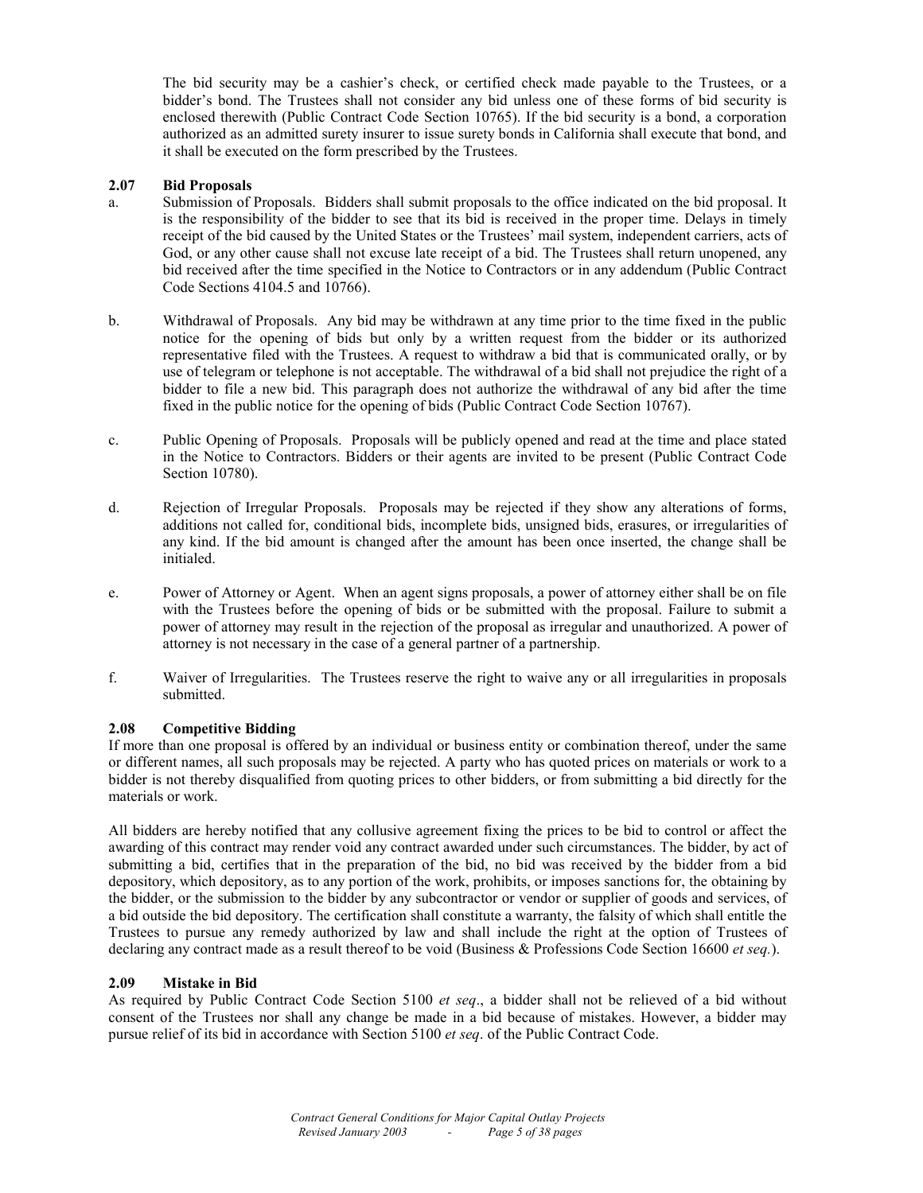The bid security may be a cashier's check, or certified check made payable to the Trustees, or a bidder's bond. The Trustees shall not consider any bid unless one of these forms of bid security is enclosed therewith (Public Contract Code Section 10765). If the bid security is a bond, a corporation authorized as an admitted surety insurer to issue surety bonds in California shall execute that bond, and it shall be executed on the form prescribed by the Trustees.

### 2.07 Bid Proposals

a. Submission of Proposals. Bidders shall submit proposals to the office indicated on the bid proposal. It is the responsibility of the bidder to see that its bid is received in the proper time. Delays in timely receipt of the bid caused by the United States or the Trustees' mail system, independent carriers, acts of God, or any other cause shall not excuse late receipt of a bid. The Trustees shall return unopened, any bid received after the time specified in the Notice to Contractors or in any addendum (Public Contract Code Sections 4104.5 and 10766).

b. Withdrawal of Proposals. Any bid may be withdrawn at any time prior to the time fixed in the public notice for the opening of bids but only by a written request from the bidder or its authorized representative filed with the Trustees. A request to withdraw a bid that is communicated orally, or by use of telegram or telephone is not acceptable. The withdrawal of a bid shall not prejudice the right of a bidder to file a new bid. This paragraph does not authorize the withdrawal of any bid after the time fixed in the public notice for the opening of bids (Public Contract Code Section 10767).

c. Public Opening of Proposals. Proposals will be publicly opened and read at the time and place stated in the Notice to Contractors. Bidders or their agents are invited to be present (Public Contract Code Section 10780).

d. Rejection of Irregular Proposals. Proposals may be rejected if they show any alterations of forms, additions not called for, conditional bids, incomplete bids, unsigned bids, erasures, or irregularities of any kind. If the bid amount is changed after the amount has been once inserted, the change shall be initialed.

e. Power of Attorney or Agent. When an agent signs proposals, a power of attorney either shall be on file with the Trustees before the opening of bids or be submitted with the proposal. Failure to submit a power of attorney may result in the rejection of the proposal as irregular and unauthorized. A power of attorney is not necessary in the case of a general partner of a partnership.

f. Waiver of Irregularities. The Trustees reserve the right to waive any or all irregularities in proposals submitted.

### 2.08 Competitive Bidding

If more than one proposal is offered by an individual or business entity or combination thereof, under the same or different names, all such proposals may be rejected. A party who has quoted prices on materials or work to a bidder is not thereby disqualified from quoting prices to other bidders, or from submitting a bid directly for the materials or work.

All bidders are hereby notified that any collusive agreement fixing the prices to be bid to control or affect the awarding of this contract may render void any contract awarded under such circumstances. The bidder, by act of submitting a bid, certifies that in the preparation of the bid, no bid was received by the bidder from a bid depository, which depository, as to any portion of the work, prohibits, or imposes sanctions for, the obtaining by the bidder, or the submission to the bidder by any subcontractor or vendor or supplier of goods and services, of a bid outside the bid depository. The certification shall constitute a warranty, the falsity of which shall entitle the Trustees to pursue any remedy authorized by law and shall include the right at the option of Trustees of declaring any contract made as a result thereof to be void (Business & Professions Code Section 16600 *et seq.*).

### 2.09 Mistake in Bid

As required by Public Contract Code Section 5100 *et seq*., a bidder shall not be relieved of a bid without consent of the Trustees nor shall any change be made in a bid because of mistakes. However, a bidder may pursue relief of its bid in accordance with Section 5100 *et seq*. of the Public Contract Code.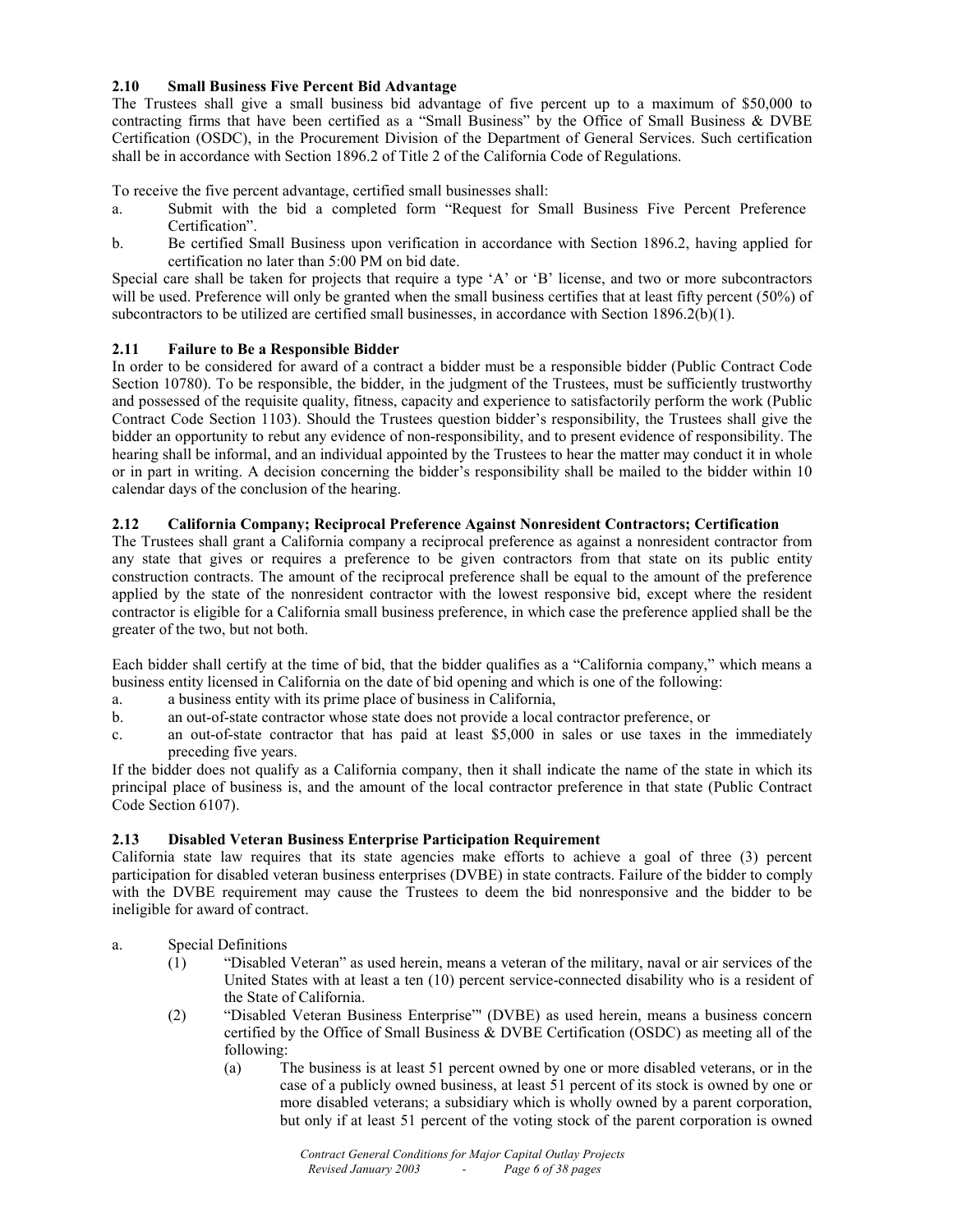### 2.10 Small Business Five Percent Bid Advantage

The Trustees shall give a small business bid advantage of five percent up to a maximum of $50,000 to contracting firms that have been certified as a "Small Business" by the Office of Small Business & DVBE Certification (OSDC), in the Procurement Division of the Department of General Services. Such certification shall be in accordance with Section 1896.2 of Title 2 of the California Code of Regulations.

To receive the five percent advantage, certified small businesses shall:

a. Submit with the bid a completed form "Request for Small Business Five Percent Preference Certification".
b. Be certified Small Business upon verification in accordance with Section 1896.2, having applied for certification no later than 5:00 PM on bid date.

Special care shall be taken for projects that require a type 'A' or 'B' license, and two or more subcontractors will be used. Preference will only be granted when the small business certifies that at least fifty percent (50%) of subcontractors to be utilized are certified small businesses, in accordance with Section 1896.2(b)(1).

### 2.11 Failure to Be a Responsible Bidder

In order to be considered for award of a contract a bidder must be a responsible bidder (Public Contract Code Section 10780). To be responsible, the bidder, in the judgment of the Trustees, must be sufficiently trustworthy and possessed of the requisite quality, fitness, capacity and experience to satisfactorily perform the work (Public Contract Code Section 1103). Should the Trustees question bidder's responsibility, the Trustees shall give the bidder an opportunity to rebut any evidence of non-responsibility, and to present evidence of responsibility. The hearing shall be informal, and an individual appointed by the Trustees to hear the matter may conduct it in whole or in part in writing. A decision concerning the bidder's responsibility shall be mailed to the bidder within 10 calendar days of the conclusion of the hearing.

### 2.12 California Company; Reciprocal Preference Against Nonresident Contractors; Certification

The Trustees shall grant a California company a reciprocal preference as against a nonresident contractor from any state that gives or requires a preference to be given contractors from that state on its public entity construction contracts. The amount of the reciprocal preference shall be equal to the amount of the preference applied by the state of the nonresident contractor with the lowest responsive bid, except where the resident contractor is eligible for a California small business preference, in which case the preference applied shall be the greater of the two, but not both.

Each bidder shall certify at the time of bid, that the bidder qualifies as a "California company," which means a business entity licensed in California on the date of bid opening and which is one of the following:

a. a business entity with its prime place of business in California,
b. an out-of-state contractor whose state does not provide a local contractor preference, or
c. an out-of-state contractor that has paid at least $5,000 in sales or use taxes in the immediately preceding five years.

If the bidder does not qualify as a California company, then it shall indicate the name of the state in which its principal place of business is, and the amount of the local contractor preference in that state (Public Contract Code Section 6107).

### 2.13 Disabled Veteran Business Enterprise Participation Requirement

California state law requires that its state agencies make efforts to achieve a goal of three (3) percent participation for disabled veteran business enterprises (DVBE) in state contracts. Failure of the bidder to comply with the DVBE requirement may cause the Trustees to deem the bid nonresponsive and the bidder to be ineligible for award of contract.

a. Special Definitions
   (1) "Disabled Veteran" as used herein, means a veteran of the military, naval or air services of the United States with at least a ten (10) percent service-connected disability who is a resident of the State of California.
   (2) "Disabled Veteran Business Enterprise"' (DVBE) as used herein, means a business concern certified by the Office of Small Business & DVBE Certification (OSDC) as meeting all of the following:
      (a) The business is at least 51 percent owned by one or more disabled veterans, or in the case of a publicly owned business, at least 51 percent of its stock is owned by one or more disabled veterans; a subsidiary which is wholly owned by a parent corporation, but only if at least 51 percent of the voting stock of the parent corporation is owned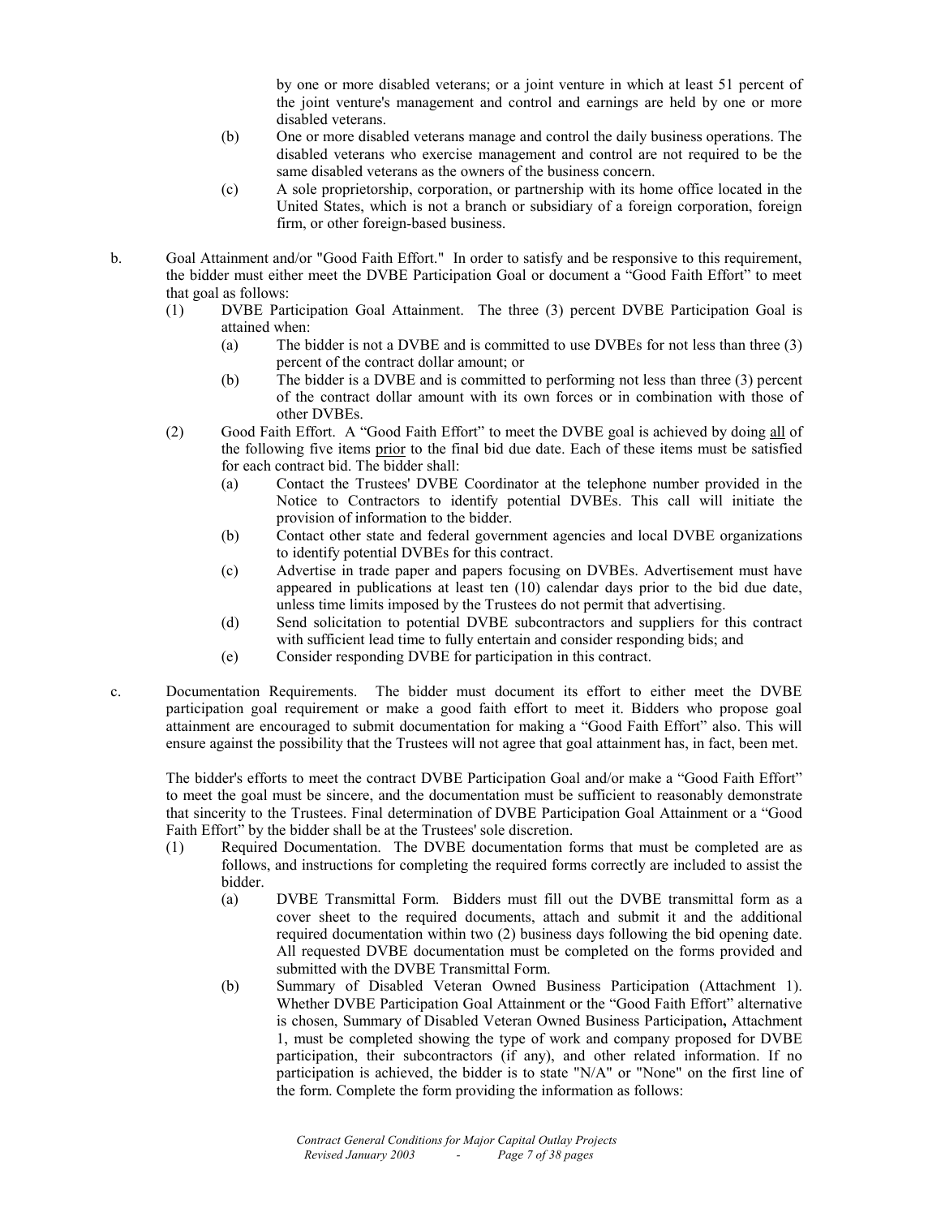by one or more disabled veterans; or a joint venture in which at least 51 percent of the joint venture's management and control and earnings are held by one or more disabled veterans.

(b) One or more disabled veterans manage and control the daily business operations. The disabled veterans who exercise management and control are not required to be the same disabled veterans as the owners of the business concern.

(c) A sole proprietorship, corporation, or partnership with its home office located in the United States, which is not a branch or subsidiary of a foreign corporation, foreign firm, or other foreign-based business.

b. Goal Attainment and/or "Good Faith Effort." In order to satisfy and be responsive to this requirement, the bidder must either meet the DVBE Participation Goal or document a "Good Faith Effort" to meet that goal as follows:

(1) DVBE Participation Goal Attainment. The three (3) percent DVBE Participation Goal is attained when:

(a) The bidder is not a DVBE and is committed to use DVBEs for not less than three (3) percent of the contract dollar amount; or

(b) The bidder is a DVBE and is committed to performing not less than three (3) percent of the contract dollar amount with its own forces or in combination with those of other DVBEs.

(2) Good Faith Effort. A "Good Faith Effort" to meet the DVBE goal is achieved by doing <u>all</u> of the following five items <u>prior</u> to the final bid due date. Each of these items must be satisfied for each contract bid. The bidder shall:

(a) Contact the Trustees' DVBE Coordinator at the telephone number provided in the Notice to Contractors to identify potential DVBEs. This call will initiate the provision of information to the bidder.

(b) Contact other state and federal government agencies and local DVBE organizations to identify potential DVBEs for this contract.

(c) Advertise in trade paper and papers focusing on DVBEs. Advertisement must have appeared in publications at least ten (10) calendar days prior to the bid due date, unless time limits imposed by the Trustees do not permit that advertising.

(d) Send solicitation to potential DVBE subcontractors and suppliers for this contract with sufficient lead time to fully entertain and consider responding bids; and

(e) Consider responding DVBE for participation in this contract.

c. Documentation Requirements. The bidder must document its effort to either meet the DVBE participation goal requirement or make a good faith effort to meet it. Bidders who propose goal attainment are encouraged to submit documentation for making a "Good Faith Effort" also. This will ensure against the possibility that the Trustees will not agree that goal attainment has, in fact, been met.

The bidder's efforts to meet the contract DVBE Participation Goal and/or make a "Good Faith Effort" to meet the goal must be sincere, and the documentation must be sufficient to reasonably demonstrate that sincerity to the Trustees. Final determination of DVBE Participation Goal Attainment or a "Good Faith Effort" by the bidder shall be at the Trustees' sole discretion.

(1) Required Documentation. The DVBE documentation forms that must be completed are as follows, and instructions for completing the required forms correctly are included to assist the bidder.

(a) DVBE Transmittal Form. Bidders must fill out the DVBE transmittal form as a cover sheet to the required documents, attach and submit it and the additional required documentation within two (2) business days following the bid opening date. All requested DVBE documentation must be completed on the forms provided and submitted with the DVBE Transmittal Form.

(b) Summary of Disabled Veteran Owned Business Participation (Attachment 1). Whether DVBE Participation Goal Attainment or the "Good Faith Effort" alternative is chosen, Summary of Disabled Veteran Owned Business Participation**,** Attachment 1, must be completed showing the type of work and company proposed for DVBE participation, their subcontractors (if any), and other related information. If no participation is achieved, the bidder is to state "N/A" or "None" on the first line of the form. Complete the form providing the information as follows: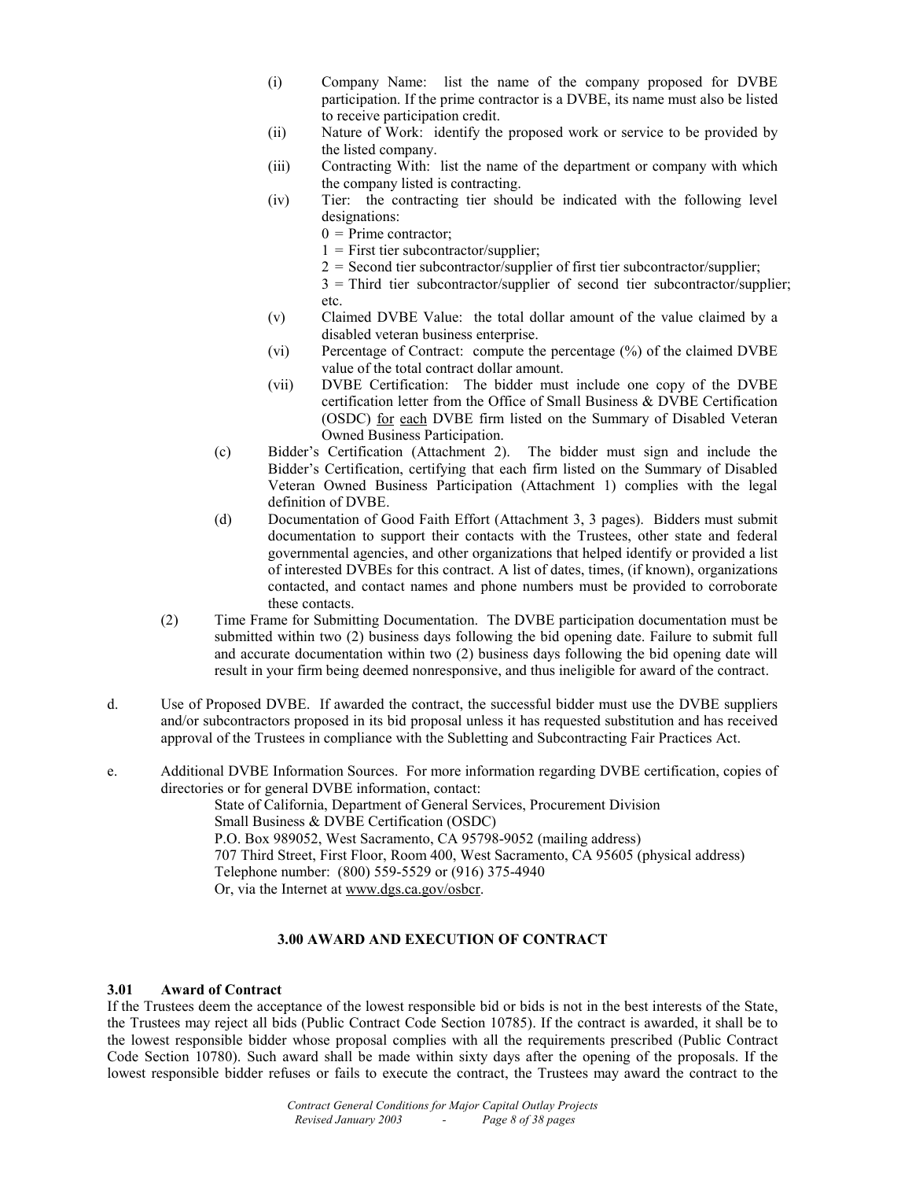(i) Company Name: list the name of the company proposed for DVBE participation. If the prime contractor is a DVBE, its name must also be listed to receive participation credit.

(ii) Nature of Work: identify the proposed work or service to be provided by the listed company.

(iii) Contracting With: list the name of the department or company with which the company listed is contracting.

(iv) Tier: the contracting tier should be indicated with the following level designations:

0 = Prime contractor;

1 = First tier subcontractor/supplier;

2 = Second tier subcontractor/supplier of first tier subcontractor/supplier;

3 = Third tier subcontractor/supplier of second tier subcontractor/supplier; etc.

(v) Claimed DVBE Value: the total dollar amount of the value claimed by a disabled veteran business enterprise.

(vi) Percentage of Contract: compute the percentage (%) of the claimed DVBE value of the total contract dollar amount.

(vii) DVBE Certification: The bidder must include one copy of the DVBE certification letter from the Office of Small Business & DVBE Certification (OSDC) for each DVBE firm listed on the Summary of Disabled Veteran Owned Business Participation.

(c) Bidder's Certification (Attachment 2). The bidder must sign and include the Bidder's Certification, certifying that each firm listed on the Summary of Disabled Veteran Owned Business Participation (Attachment 1) complies with the legal definition of DVBE.

(d) Documentation of Good Faith Effort (Attachment 3, 3 pages). Bidders must submit documentation to support their contacts with the Trustees, other state and federal governmental agencies, and other organizations that helped identify or provided a list of interested DVBEs for this contract. A list of dates, times, (if known), organizations contacted, and contact names and phone numbers must be provided to corroborate these contacts.

(2) Time Frame for Submitting Documentation. The DVBE participation documentation must be submitted within two (2) business days following the bid opening date. Failure to submit full and accurate documentation within two (2) business days following the bid opening date will result in your firm being deemed nonresponsive, and thus ineligible for award of the contract.

d. Use of Proposed DVBE. If awarded the contract, the successful bidder must use the DVBE suppliers and/or subcontractors proposed in its bid proposal unless it has requested substitution and has received approval of the Trustees in compliance with the Subletting and Subcontracting Fair Practices Act.

e. Additional DVBE Information Sources. For more information regarding DVBE certification, copies of directories or for general DVBE information, contact:

State of California, Department of General Services, Procurement Division
Small Business & DVBE Certification (OSDC)
P.O. Box 989052, West Sacramento, CA 95798-9052 (mailing address)
707 Third Street, First Floor, Room 400, West Sacramento, CA 95605 (physical address)
Telephone number: (800) 559-5529 or (916) 375-4940
Or, via the Internet at www.dgs.ca.gov/osbcr.

## 3.00 AWARD AND EXECUTION OF CONTRACT

### 3.01 Award of Contract

If the Trustees deem the acceptance of the lowest responsible bid or bids is not in the best interests of the State, the Trustees may reject all bids (Public Contract Code Section 10785). If the contract is awarded, it shall be to the lowest responsible bidder whose proposal complies with all the requirements prescribed (Public Contract Code Section 10780). Such award shall be made within sixty days after the opening of the proposals. If the lowest responsible bidder refuses or fails to execute the contract, the Trustees may award the contract to the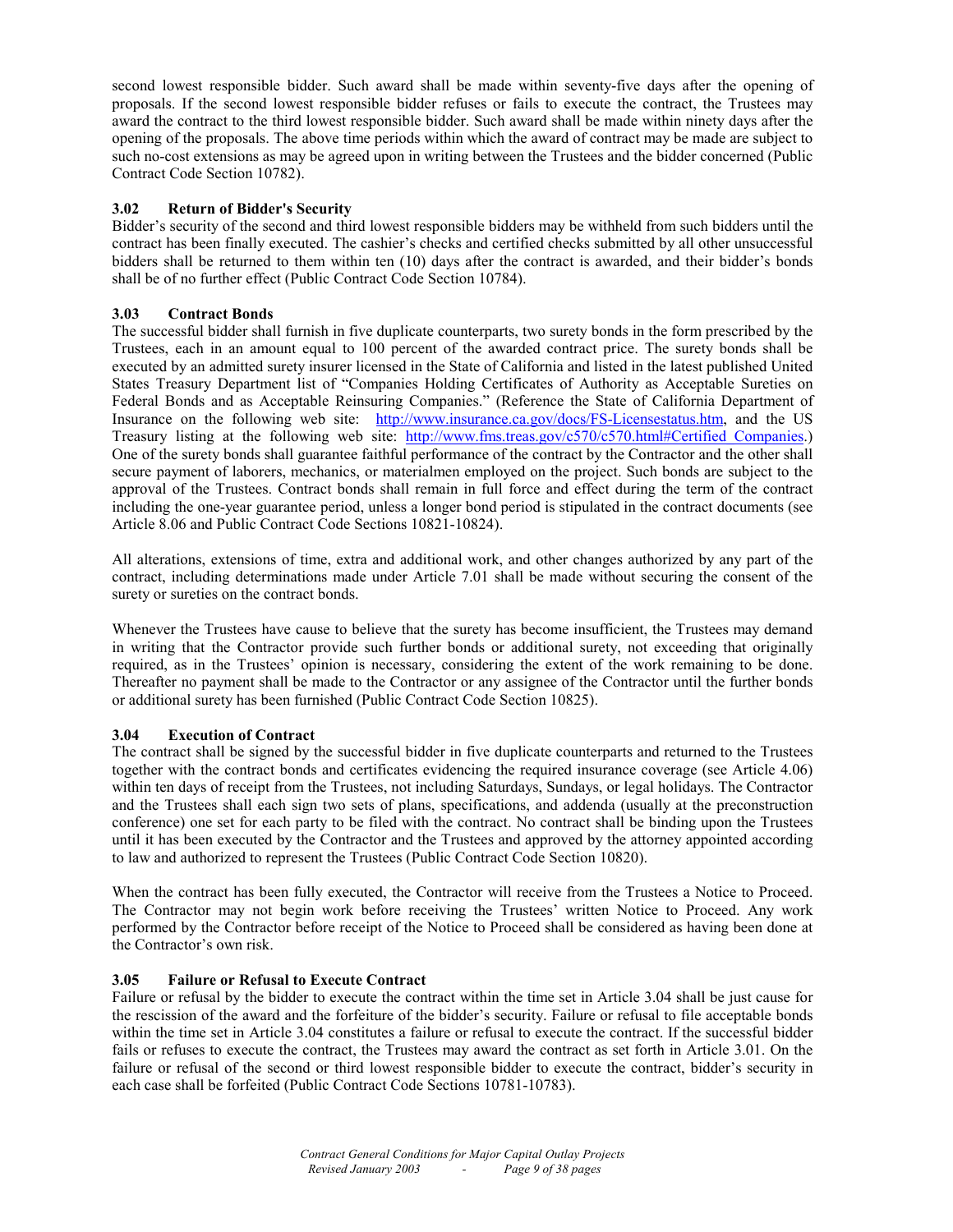second lowest responsible bidder. Such award shall be made within seventy-five days after the opening of proposals. If the second lowest responsible bidder refuses or fails to execute the contract, the Trustees may award the contract to the third lowest responsible bidder. Such award shall be made within ninety days after the opening of the proposals. The above time periods within which the award of contract may be made are subject to such no-cost extensions as may be agreed upon in writing between the Trustees and the bidder concerned (Public Contract Code Section 10782).

### 3.02 Return of Bidder's Security

Bidder's security of the second and third lowest responsible bidders may be withheld from such bidders until the contract has been finally executed. The cashier's checks and certified checks submitted by all other unsuccessful bidders shall be returned to them within ten (10) days after the contract is awarded, and their bidder's bonds shall be of no further effect (Public Contract Code Section 10784).

### 3.03 Contract Bonds

The successful bidder shall furnish in five duplicate counterparts, two surety bonds in the form prescribed by the Trustees, each in an amount equal to 100 percent of the awarded contract price. The surety bonds shall be executed by an admitted surety insurer licensed in the State of California and listed in the latest published United States Treasury Department list of "Companies Holding Certificates of Authority as Acceptable Sureties on Federal Bonds and as Acceptable Reinsuring Companies." (Reference the State of California Department of Insurance on the following web site: http://www.insurance.ca.gov/docs/FS-Licensestatus.htm, and the US Treasury listing at the following web site: http://www.fms.treas.gov/c570/c570.html#Certified Companies.) One of the surety bonds shall guarantee faithful performance of the contract by the Contractor and the other shall secure payment of laborers, mechanics, or materialmen employed on the project. Such bonds are subject to the approval of the Trustees. Contract bonds shall remain in full force and effect during the term of the contract including the one-year guarantee period, unless a longer bond period is stipulated in the contract documents (see Article 8.06 and Public Contract Code Sections 10821-10824).

All alterations, extensions of time, extra and additional work, and other changes authorized by any part of the contract, including determinations made under Article 7.01 shall be made without securing the consent of the surety or sureties on the contract bonds.

Whenever the Trustees have cause to believe that the surety has become insufficient, the Trustees may demand in writing that the Contractor provide such further bonds or additional surety, not exceeding that originally required, as in the Trustees' opinion is necessary, considering the extent of the work remaining to be done. Thereafter no payment shall be made to the Contractor or any assignee of the Contractor until the further bonds or additional surety has been furnished (Public Contract Code Section 10825).

### 3.04 Execution of Contract

The contract shall be signed by the successful bidder in five duplicate counterparts and returned to the Trustees together with the contract bonds and certificates evidencing the required insurance coverage (see Article 4.06) within ten days of receipt from the Trustees, not including Saturdays, Sundays, or legal holidays. The Contractor and the Trustees shall each sign two sets of plans, specifications, and addenda (usually at the preconstruction conference) one set for each party to be filed with the contract. No contract shall be binding upon the Trustees until it has been executed by the Contractor and the Trustees and approved by the attorney appointed according to law and authorized to represent the Trustees (Public Contract Code Section 10820).

When the contract has been fully executed, the Contractor will receive from the Trustees a Notice to Proceed. The Contractor may not begin work before receiving the Trustees' written Notice to Proceed. Any work performed by the Contractor before receipt of the Notice to Proceed shall be considered as having been done at the Contractor's own risk.

### 3.05 Failure or Refusal to Execute Contract

Failure or refusal by the bidder to execute the contract within the time set in Article 3.04 shall be just cause for the rescission of the award and the forfeiture of the bidder's security. Failure or refusal to file acceptable bonds within the time set in Article 3.04 constitutes a failure or refusal to execute the contract. If the successful bidder fails or refuses to execute the contract, the Trustees may award the contract as set forth in Article 3.01. On the failure or refusal of the second or third lowest responsible bidder to execute the contract, bidder's security in each case shall be forfeited (Public Contract Code Sections 10781-10783).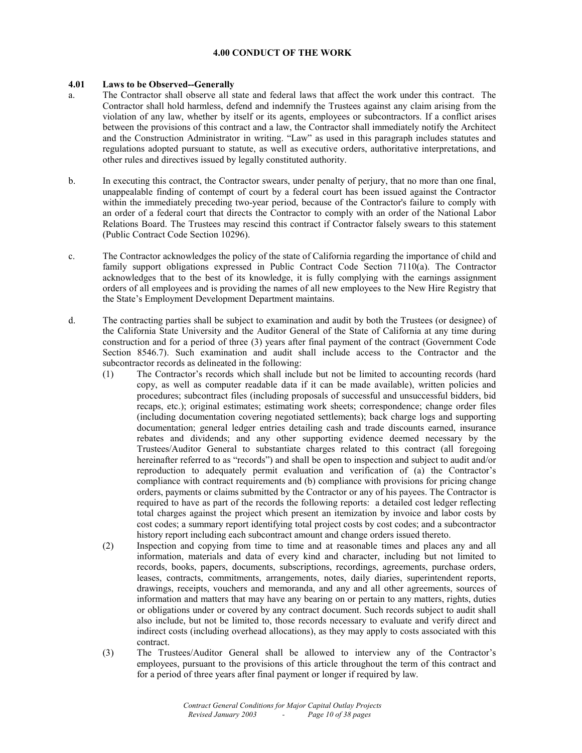## 4.00 CONDUCT OF THE WORK

### 4.01 Laws to be Observed--Generally

a. The Contractor shall observe all state and federal laws that affect the work under this contract. The Contractor shall hold harmless, defend and indemnify the Trustees against any claim arising from the violation of any law, whether by itself or its agents, employees or subcontractors. If a conflict arises between the provisions of this contract and a law, the Contractor shall immediately notify the Architect and the Construction Administrator in writing. "Law" as used in this paragraph includes statutes and regulations adopted pursuant to statute, as well as executive orders, authoritative interpretations, and other rules and directives issued by legally constituted authority.

b. In executing this contract, the Contractor swears, under penalty of perjury, that no more than one final, unappealable finding of contempt of court by a federal court has been issued against the Contractor within the immediately preceding two-year period, because of the Contractor's failure to comply with an order of a federal court that directs the Contractor to comply with an order of the National Labor Relations Board. The Trustees may rescind this contract if Contractor falsely swears to this statement (Public Contract Code Section 10296).

c. The Contractor acknowledges the policy of the state of California regarding the importance of child and family support obligations expressed in Public Contract Code Section 7110(a). The Contractor acknowledges that to the best of its knowledge, it is fully complying with the earnings assignment orders of all employees and is providing the names of all new employees to the New Hire Registry that the State's Employment Development Department maintains.

d. The contracting parties shall be subject to examination and audit by both the Trustees (or designee) of the California State University and the Auditor General of the State of California at any time during construction and for a period of three (3) years after final payment of the contract (Government Code Section 8546.7). Such examination and audit shall include access to the Contractor and the subcontractor records as delineated in the following:

   (1) The Contractor's records which shall include but not be limited to accounting records (hard copy, as well as computer readable data if it can be made available), written policies and procedures; subcontract files (including proposals of successful and unsuccessful bidders, bid recaps, etc.); original estimates; estimating work sheets; correspondence; change order files (including documentation covering negotiated settlements); back charge logs and supporting documentation; general ledger entries detailing cash and trade discounts earned, insurance rebates and dividends; and any other supporting evidence deemed necessary by the Trustees/Auditor General to substantiate charges related to this contract (all foregoing hereinafter referred to as "records") and shall be open to inspection and subject to audit and/or reproduction to adequately permit evaluation and verification of (a) the Contractor's compliance with contract requirements and (b) compliance with provisions for pricing change orders, payments or claims submitted by the Contractor or any of his payees. The Contractor is required to have as part of the records the following reports: a detailed cost ledger reflecting total charges against the project which present an itemization by invoice and labor costs by cost codes; a summary report identifying total project costs by cost codes; and a subcontractor history report including each subcontract amount and change orders issued thereto.

   (2) Inspection and copying from time to time and at reasonable times and places any and all information, materials and data of every kind and character, including but not limited to records, books, papers, documents, subscriptions, recordings, agreements, purchase orders, leases, contracts, commitments, arrangements, notes, daily diaries, superintendent reports, drawings, receipts, vouchers and memoranda, and any and all other agreements, sources of information and matters that may have any bearing on or pertain to any matters, rights, duties or obligations under or covered by any contract document. Such records subject to audit shall also include, but not be limited to, those records necessary to evaluate and verify direct and indirect costs (including overhead allocations), as they may apply to costs associated with this contract.

   (3) The Trustees/Auditor General shall be allowed to interview any of the Contractor's employees, pursuant to the provisions of this article throughout the term of this contract and for a period of three years after final payment or longer if required by law.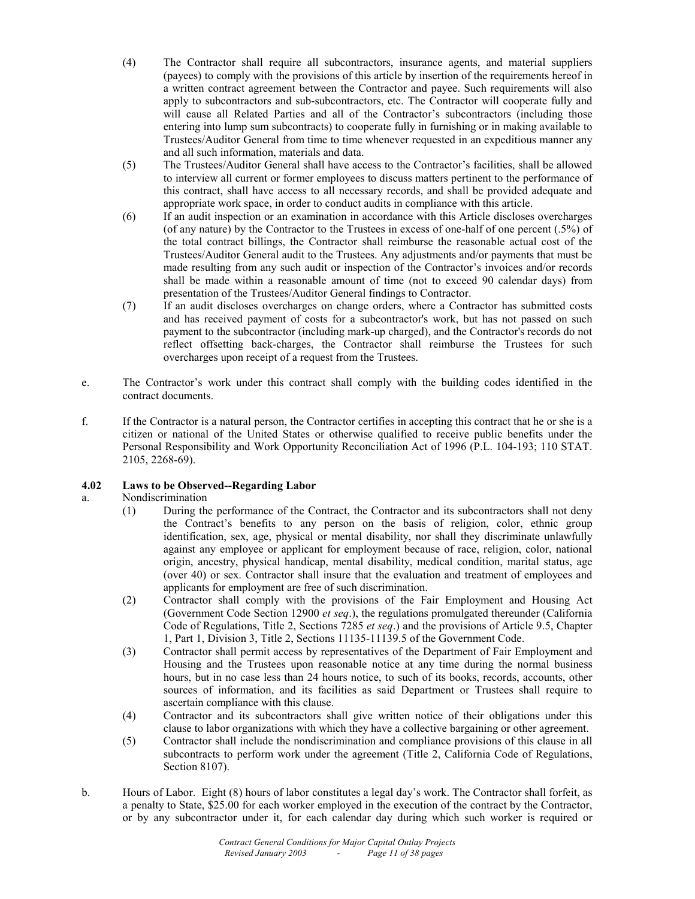(4) The Contractor shall require all subcontractors, insurance agents, and material suppliers (payees) to comply with the provisions of this article by insertion of the requirements hereof in a written contract agreement between the Contractor and payee. Such requirements will also apply to subcontractors and sub-subcontractors, etc. The Contractor will cooperate fully and will cause all Related Parties and all of the Contractor's subcontractors (including those entering into lump sum subcontracts) to cooperate fully in furnishing or in making available to Trustees/Auditor General from time to time whenever requested in an expeditious manner any and all such information, materials and data.

(5) The Trustees/Auditor General shall have access to the Contractor's facilities, shall be allowed to interview all current or former employees to discuss matters pertinent to the performance of this contract, shall have access to all necessary records, and shall be provided adequate and appropriate work space, in order to conduct audits in compliance with this article.

(6) If an audit inspection or an examination in accordance with this Article discloses overcharges (of any nature) by the Contractor to the Trustees in excess of one-half of one percent (.5%) of the total contract billings, the Contractor shall reimburse the reasonable actual cost of the Trustees/Auditor General audit to the Trustees. Any adjustments and/or payments that must be made resulting from any such audit or inspection of the Contractor's invoices and/or records shall be made within a reasonable amount of time (not to exceed 90 calendar days) from presentation of the Trustees/Auditor General findings to Contractor.

(7) If an audit discloses overcharges on change orders, where a Contractor has submitted costs and has received payment of costs for a subcontractor's work, but has not passed on such payment to the subcontractor (including mark-up charged), and the Contractor's records do not reflect offsetting back-charges, the Contractor shall reimburse the Trustees for such overcharges upon receipt of a request from the Trustees.

e. The Contractor's work under this contract shall comply with the building codes identified in the contract documents.

f. If the Contractor is a natural person, the Contractor certifies in accepting this contract that he or she is a citizen or national of the United States or otherwise qualified to receive public benefits under the Personal Responsibility and Work Opportunity Reconciliation Act of 1996 (P.L. 104-193; 110 STAT. 2105, 2268-69).

### 4.02 Laws to be Observed--Regarding Labor

a. Nondiscrimination

(1) During the performance of the Contract, the Contractor and its subcontractors shall not deny the Contract's benefits to any person on the basis of religion, color, ethnic group identification, sex, age, physical or mental disability, nor shall they discriminate unlawfully against any employee or applicant for employment because of race, religion, color, national origin, ancestry, physical handicap, mental disability, medical condition, marital status, age (over 40) or sex. Contractor shall insure that the evaluation and treatment of employees and applicants for employment are free of such discrimination.

(2) Contractor shall comply with the provisions of the Fair Employment and Housing Act (Government Code Section 12900 *et seq*.), the regulations promulgated thereunder (California Code of Regulations, Title 2, Sections 7285 *et seq*.) and the provisions of Article 9.5, Chapter 1, Part 1, Division 3, Title 2, Sections 11135-11139.5 of the Government Code.

(3) Contractor shall permit access by representatives of the Department of Fair Employment and Housing and the Trustees upon reasonable notice at any time during the normal business hours, but in no case less than 24 hours notice, to such of its books, records, accounts, other sources of information, and its facilities as said Department or Trustees shall require to ascertain compliance with this clause.

(4) Contractor and its subcontractors shall give written notice of their obligations under this clause to labor organizations with which they have a collective bargaining or other agreement.

(5) Contractor shall include the nondiscrimination and compliance provisions of this clause in all subcontracts to perform work under the agreement (Title 2, California Code of Regulations, Section 8107).

b. Hours of Labor. Eight (8) hours of labor constitutes a legal day's work. The Contractor shall forfeit, as a penalty to State, $25.00 for each worker employed in the execution of the contract by the Contractor, or by any subcontractor under it, for each calendar day during which such worker is required or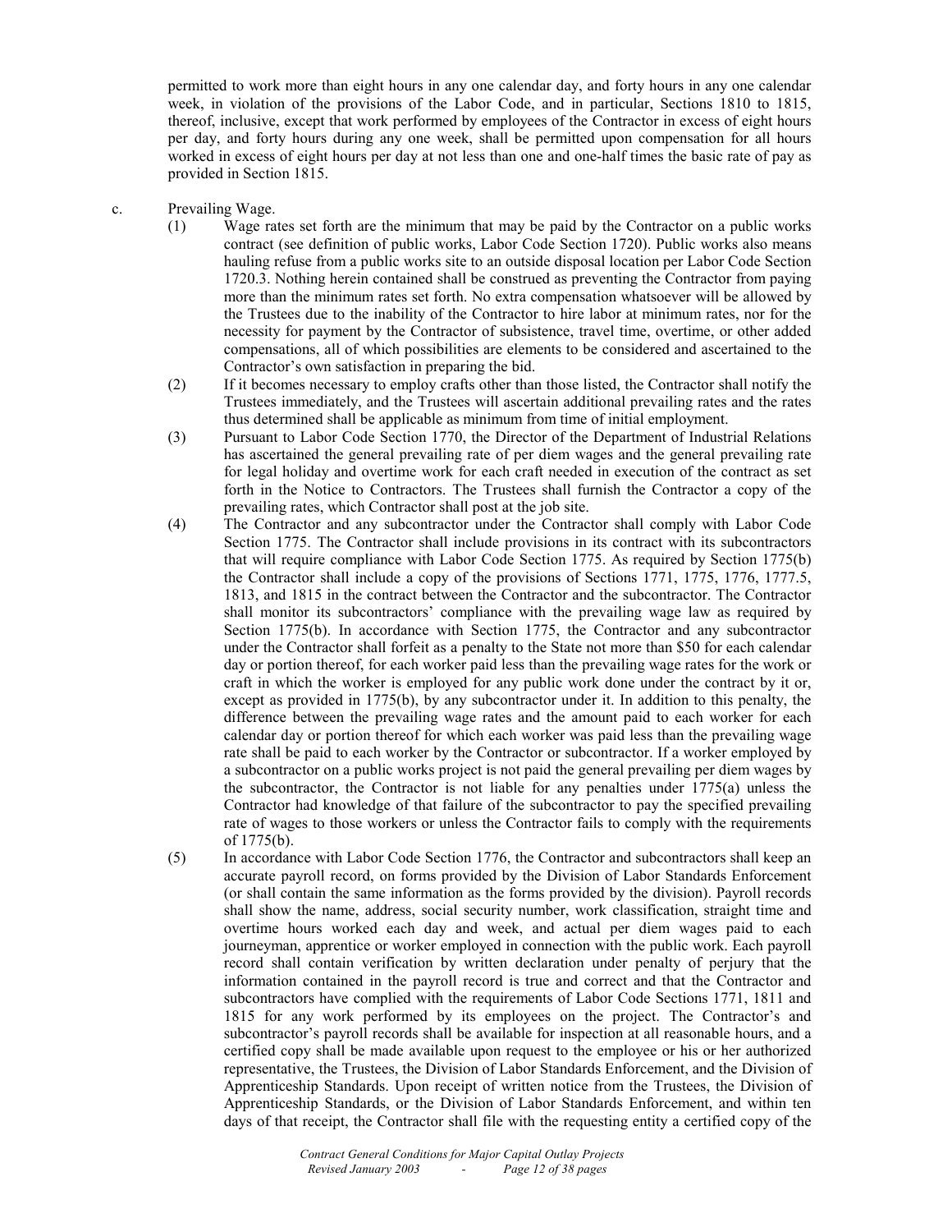permitted to work more than eight hours in any one calendar day, and forty hours in any one calendar week, in violation of the provisions of the Labor Code, and in particular, Sections 1810 to 1815, thereof, inclusive, except that work performed by employees of the Contractor in excess of eight hours per day, and forty hours during any one week, shall be permitted upon compensation for all hours worked in excess of eight hours per day at not less than one and one-half times the basic rate of pay as provided in Section 1815.

c. Prevailing Wage.

(1) Wage rates set forth are the minimum that may be paid by the Contractor on a public works contract (see definition of public works, Labor Code Section 1720). Public works also means hauling refuse from a public works site to an outside disposal location per Labor Code Section 1720.3. Nothing herein contained shall be construed as preventing the Contractor from paying more than the minimum rates set forth. No extra compensation whatsoever will be allowed by the Trustees due to the inability of the Contractor to hire labor at minimum rates, nor for the necessity for payment by the Contractor of subsistence, travel time, overtime, or other added compensations, all of which possibilities are elements to be considered and ascertained to the Contractor's own satisfaction in preparing the bid.

(2) If it becomes necessary to employ crafts other than those listed, the Contractor shall notify the Trustees immediately, and the Trustees will ascertain additional prevailing rates and the rates thus determined shall be applicable as minimum from time of initial employment.

(3) Pursuant to Labor Code Section 1770, the Director of the Department of Industrial Relations has ascertained the general prevailing rate of per diem wages and the general prevailing rate for legal holiday and overtime work for each craft needed in execution of the contract as set forth in the Notice to Contractors. The Trustees shall furnish the Contractor a copy of the prevailing rates, which Contractor shall post at the job site.

(4) The Contractor and any subcontractor under the Contractor shall comply with Labor Code Section 1775. The Contractor shall include provisions in its contract with its subcontractors that will require compliance with Labor Code Section 1775. As required by Section 1775(b) the Contractor shall include a copy of the provisions of Sections 1771, 1775, 1776, 1777.5, 1813, and 1815 in the contract between the Contractor and the subcontractor. The Contractor shall monitor its subcontractors' compliance with the prevailing wage law as required by Section 1775(b). In accordance with Section 1775, the Contractor and any subcontractor under the Contractor shall forfeit as a penalty to the State not more than $50 for each calendar day or portion thereof, for each worker paid less than the prevailing wage rates for the work or craft in which the worker is employed for any public work done under the contract by it or, except as provided in 1775(b), by any subcontractor under it. In addition to this penalty, the difference between the prevailing wage rates and the amount paid to each worker for each calendar day or portion thereof for which each worker was paid less than the prevailing wage rate shall be paid to each worker by the Contractor or subcontractor. If a worker employed by a subcontractor on a public works project is not paid the general prevailing per diem wages by the subcontractor, the Contractor is not liable for any penalties under 1775(a) unless the Contractor had knowledge of that failure of the subcontractor to pay the specified prevailing rate of wages to those workers or unless the Contractor fails to comply with the requirements of 1775(b).

(5) In accordance with Labor Code Section 1776, the Contractor and subcontractors shall keep an accurate payroll record, on forms provided by the Division of Labor Standards Enforcement (or shall contain the same information as the forms provided by the division). Payroll records shall show the name, address, social security number, work classification, straight time and overtime hours worked each day and week, and actual per diem wages paid to each journeyman, apprentice or worker employed in connection with the public work. Each payroll record shall contain verification by written declaration under penalty of perjury that the information contained in the payroll record is true and correct and that the Contractor and subcontractors have complied with the requirements of Labor Code Sections 1771, 1811 and 1815 for any work performed by its employees on the project. The Contractor's and subcontractor's payroll records shall be available for inspection at all reasonable hours, and a certified copy shall be made available upon request to the employee or his or her authorized representative, the Trustees, the Division of Labor Standards Enforcement, and the Division of Apprenticeship Standards. Upon receipt of written notice from the Trustees, the Division of Apprenticeship Standards, or the Division of Labor Standards Enforcement, and within ten days of that receipt, the Contractor shall file with the requesting entity a certified copy of the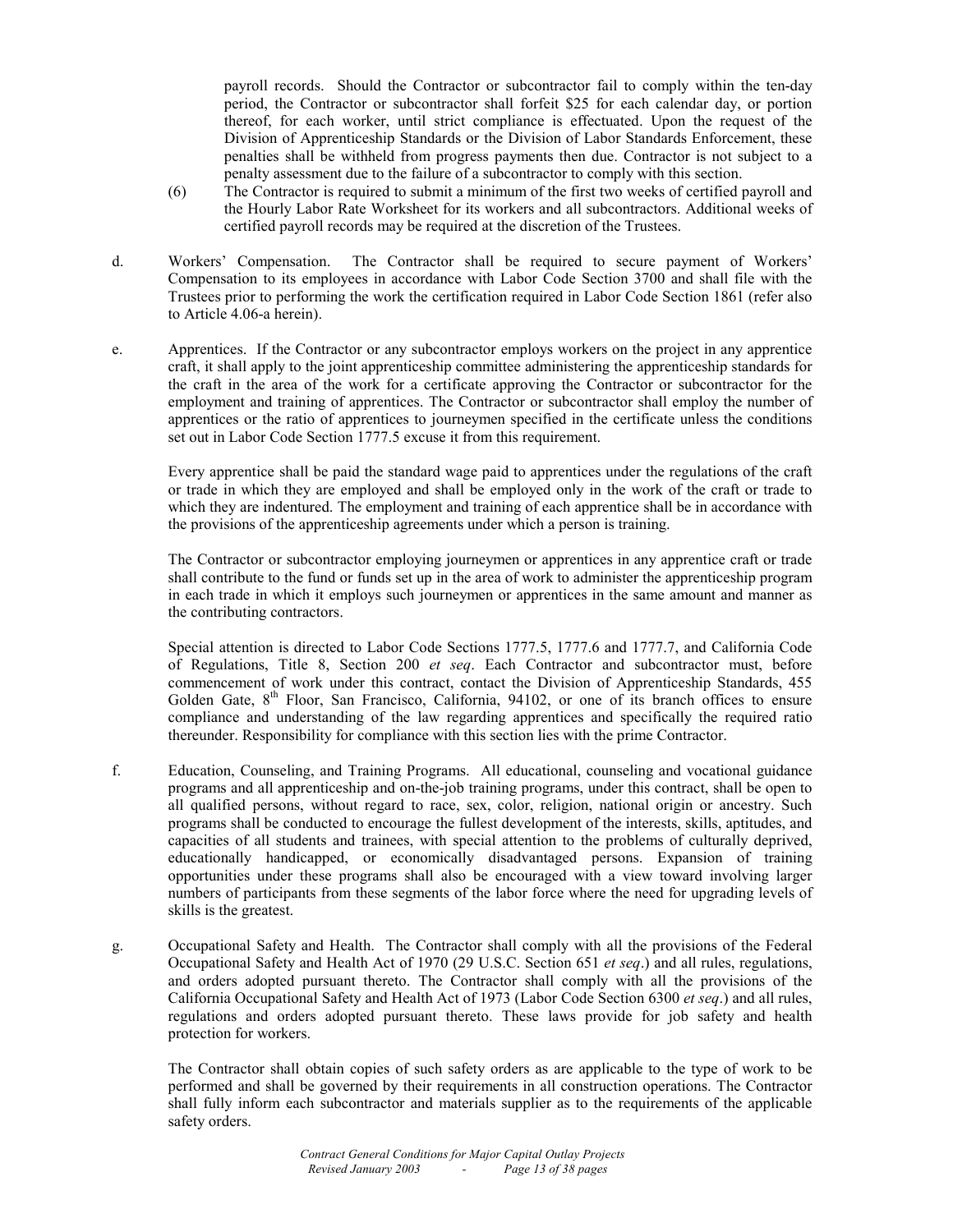payroll records. Should the Contractor or subcontractor fail to comply within the ten-day period, the Contractor or subcontractor shall forfeit $25 for each calendar day, or portion thereof, for each worker, until strict compliance is effectuated. Upon the request of the Division of Apprenticeship Standards or the Division of Labor Standards Enforcement, these penalties shall be withheld from progress payments then due. Contractor is not subject to a penalty assessment due to the failure of a subcontractor to comply with this section.

(6) The Contractor is required to submit a minimum of the first two weeks of certified payroll and the Hourly Labor Rate Worksheet for its workers and all subcontractors. Additional weeks of certified payroll records may be required at the discretion of the Trustees.

d. Workers' Compensation. The Contractor shall be required to secure payment of Workers' Compensation to its employees in accordance with Labor Code Section 3700 and shall file with the Trustees prior to performing the work the certification required in Labor Code Section 1861 (refer also to Article 4.06-a herein).

e. Apprentices. If the Contractor or any subcontractor employs workers on the project in any apprentice craft, it shall apply to the joint apprenticeship committee administering the apprenticeship standards for the craft in the area of the work for a certificate approving the Contractor or subcontractor for the employment and training of apprentices. The Contractor or subcontractor shall employ the number of apprentices or the ratio of apprentices to journeymen specified in the certificate unless the conditions set out in Labor Code Section 1777.5 excuse it from this requirement.

Every apprentice shall be paid the standard wage paid to apprentices under the regulations of the craft or trade in which they are employed and shall be employed only in the work of the craft or trade to which they are indentured. The employment and training of each apprentice shall be in accordance with the provisions of the apprenticeship agreements under which a person is training.

The Contractor or subcontractor employing journeymen or apprentices in any apprentice craft or trade shall contribute to the fund or funds set up in the area of work to administer the apprenticeship program in each trade in which it employs such journeymen or apprentices in the same amount and manner as the contributing contractors.

Special attention is directed to Labor Code Sections 1777.5, 1777.6 and 1777.7, and California Code of Regulations, Title 8, Section 200 *et seq*. Each Contractor and subcontractor must, before commencement of work under this contract, contact the Division of Apprenticeship Standards, 455 Golden Gate, 8th Floor, San Francisco, California, 94102, or one of its branch offices to ensure compliance and understanding of the law regarding apprentices and specifically the required ratio thereunder. Responsibility for compliance with this section lies with the prime Contractor.

f. Education, Counseling, and Training Programs. All educational, counseling and vocational guidance programs and all apprenticeship and on-the-job training programs, under this contract, shall be open to all qualified persons, without regard to race, sex, color, religion, national origin or ancestry. Such programs shall be conducted to encourage the fullest development of the interests, skills, aptitudes, and capacities of all students and trainees, with special attention to the problems of culturally deprived, educationally handicapped, or economically disadvantaged persons. Expansion of training opportunities under these programs shall also be encouraged with a view toward involving larger numbers of participants from these segments of the labor force where the need for upgrading levels of skills is the greatest.

g. Occupational Safety and Health. The Contractor shall comply with all the provisions of the Federal Occupational Safety and Health Act of 1970 (29 U.S.C. Section 651 *et seq*.) and all rules, regulations, and orders adopted pursuant thereto. The Contractor shall comply with all the provisions of the California Occupational Safety and Health Act of 1973 (Labor Code Section 6300 *et seq*.) and all rules, regulations and orders adopted pursuant thereto. These laws provide for job safety and health protection for workers.

The Contractor shall obtain copies of such safety orders as are applicable to the type of work to be performed and shall be governed by their requirements in all construction operations. The Contractor shall fully inform each subcontractor and materials supplier as to the requirements of the applicable safety orders.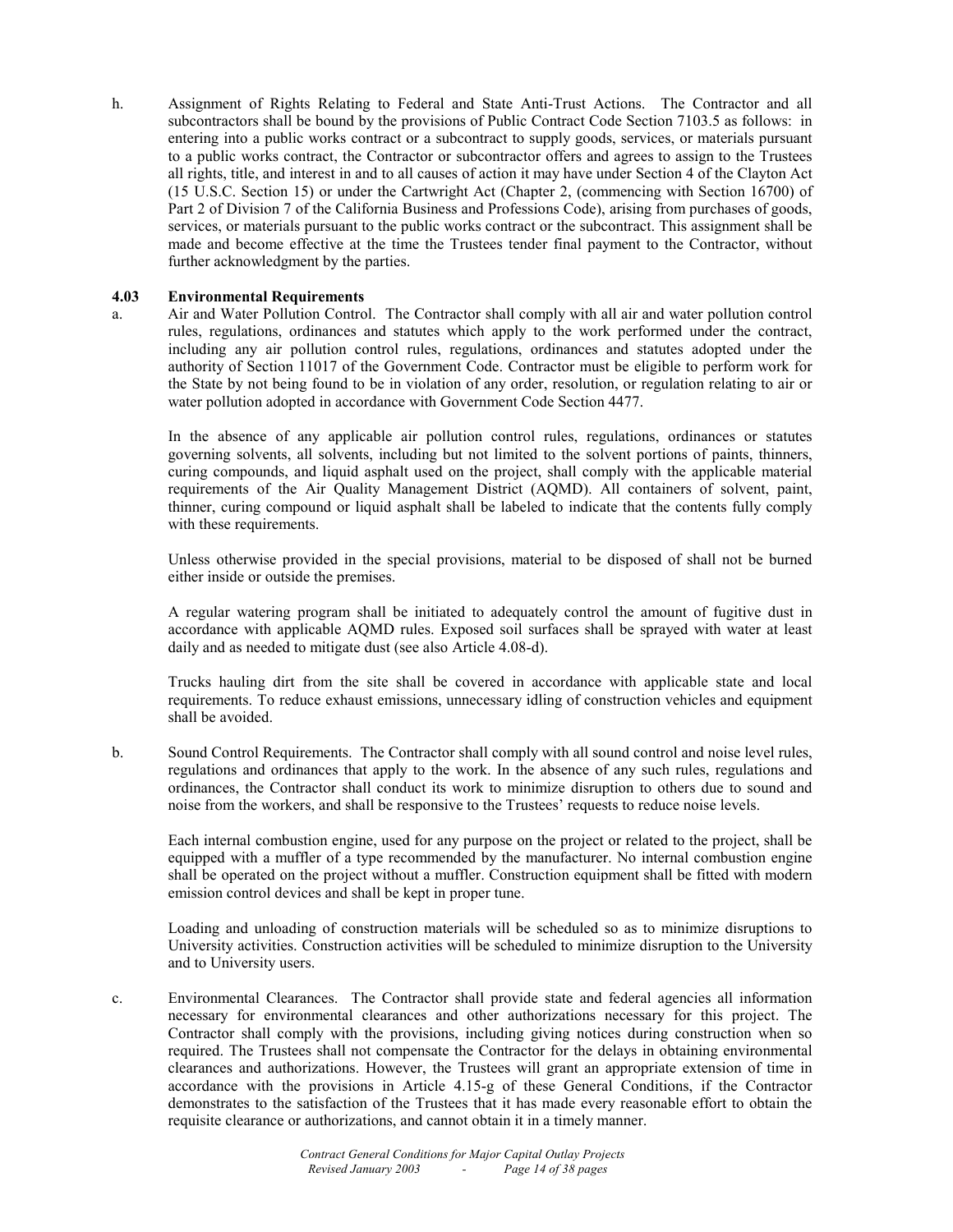h. Assignment of Rights Relating to Federal and State Anti-Trust Actions. The Contractor and all subcontractors shall be bound by the provisions of Public Contract Code Section 7103.5 as follows: in entering into a public works contract or a subcontract to supply goods, services, or materials pursuant to a public works contract, the Contractor or subcontractor offers and agrees to assign to the Trustees all rights, title, and interest in and to all causes of action it may have under Section 4 of the Clayton Act (15 U.S.C. Section 15) or under the Cartwright Act (Chapter 2, (commencing with Section 16700) of Part 2 of Division 7 of the California Business and Professions Code), arising from purchases of goods, services, or materials pursuant to the public works contract or the subcontract. This assignment shall be made and become effective at the time the Trustees tender final payment to the Contractor, without further acknowledgment by the parties.

### 4.03 Environmental Requirements

a. Air and Water Pollution Control. The Contractor shall comply with all air and water pollution control rules, regulations, ordinances and statutes which apply to the work performed under the contract, including any air pollution control rules, regulations, ordinances and statutes adopted under the authority of Section 11017 of the Government Code. Contractor must be eligible to perform work for the State by not being found to be in violation of any order, resolution, or regulation relating to air or water pollution adopted in accordance with Government Code Section 4477.

In the absence of any applicable air pollution control rules, regulations, ordinances or statutes governing solvents, all solvents, including but not limited to the solvent portions of paints, thinners, curing compounds, and liquid asphalt used on the project, shall comply with the applicable material requirements of the Air Quality Management District (AQMD). All containers of solvent, paint, thinner, curing compound or liquid asphalt shall be labeled to indicate that the contents fully comply with these requirements.

Unless otherwise provided in the special provisions, material to be disposed of shall not be burned either inside or outside the premises.

A regular watering program shall be initiated to adequately control the amount of fugitive dust in accordance with applicable AQMD rules. Exposed soil surfaces shall be sprayed with water at least daily and as needed to mitigate dust (see also Article 4.08-d).

Trucks hauling dirt from the site shall be covered in accordance with applicable state and local requirements. To reduce exhaust emissions, unnecessary idling of construction vehicles and equipment shall be avoided.

b. Sound Control Requirements. The Contractor shall comply with all sound control and noise level rules, regulations and ordinances that apply to the work. In the absence of any such rules, regulations and ordinances, the Contractor shall conduct its work to minimize disruption to others due to sound and noise from the workers, and shall be responsive to the Trustees' requests to reduce noise levels.

Each internal combustion engine, used for any purpose on the project or related to the project, shall be equipped with a muffler of a type recommended by the manufacturer. No internal combustion engine shall be operated on the project without a muffler. Construction equipment shall be fitted with modern emission control devices and shall be kept in proper tune.

Loading and unloading of construction materials will be scheduled so as to minimize disruptions to University activities. Construction activities will be scheduled to minimize disruption to the University and to University users.

c. Environmental Clearances. The Contractor shall provide state and federal agencies all information necessary for environmental clearances and other authorizations necessary for this project. The Contractor shall comply with the provisions, including giving notices during construction when so required. The Trustees shall not compensate the Contractor for the delays in obtaining environmental clearances and authorizations. However, the Trustees will grant an appropriate extension of time in accordance with the provisions in Article 4.15-g of these General Conditions, if the Contractor demonstrates to the satisfaction of the Trustees that it has made every reasonable effort to obtain the requisite clearance or authorizations, and cannot obtain it in a timely manner.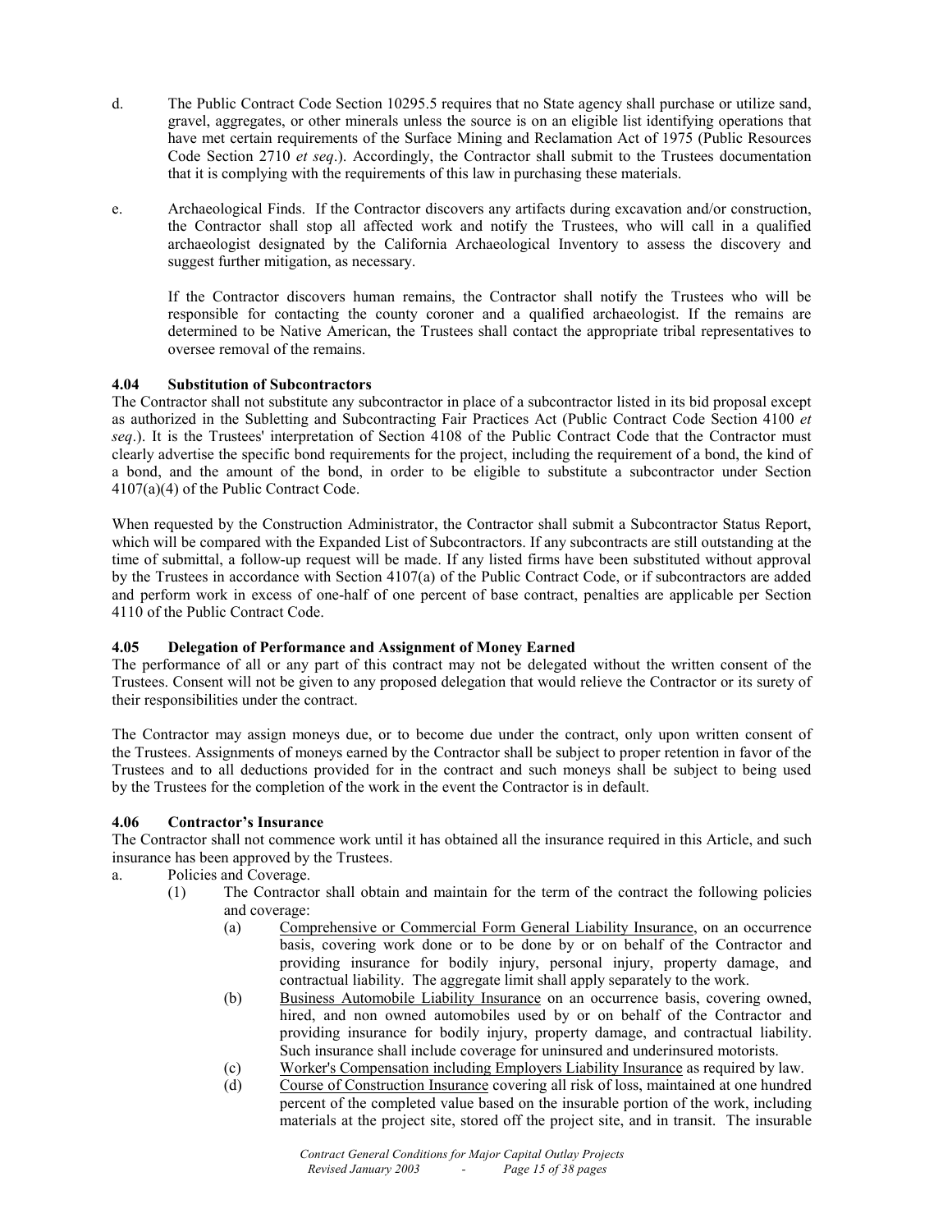d. The Public Contract Code Section 10295.5 requires that no State agency shall purchase or utilize sand, gravel, aggregates, or other minerals unless the source is on an eligible list identifying operations that have met certain requirements of the Surface Mining and Reclamation Act of 1975 (Public Resources Code Section 2710 *et seq*.). Accordingly, the Contractor shall submit to the Trustees documentation that it is complying with the requirements of this law in purchasing these materials.

e. Archaeological Finds. If the Contractor discovers any artifacts during excavation and/or construction, the Contractor shall stop all affected work and notify the Trustees, who will call in a qualified archaeologist designated by the California Archaeological Inventory to assess the discovery and suggest further mitigation, as necessary.

   If the Contractor discovers human remains, the Contractor shall notify the Trustees who will be responsible for contacting the county coroner and a qualified archaeologist. If the remains are determined to be Native American, the Trustees shall contact the appropriate tribal representatives to oversee removal of the remains.

### 4.04 Substitution of Subcontractors

The Contractor shall not substitute any subcontractor in place of a subcontractor listed in its bid proposal except as authorized in the Subletting and Subcontracting Fair Practices Act (Public Contract Code Section 4100 *et seq*.). It is the Trustees' interpretation of Section 4108 of the Public Contract Code that the Contractor must clearly advertise the specific bond requirements for the project, including the requirement of a bond, the kind of a bond, and the amount of the bond, in order to be eligible to substitute a subcontractor under Section 4107(a)(4) of the Public Contract Code.

When requested by the Construction Administrator, the Contractor shall submit a Subcontractor Status Report, which will be compared with the Expanded List of Subcontractors. If any subcontracts are still outstanding at the time of submittal, a follow-up request will be made. If any listed firms have been substituted without approval by the Trustees in accordance with Section 4107(a) of the Public Contract Code, or if subcontractors are added and perform work in excess of one-half of one percent of base contract, penalties are applicable per Section 4110 of the Public Contract Code.

### 4.05 Delegation of Performance and Assignment of Money Earned

The performance of all or any part of this contract may not be delegated without the written consent of the Trustees. Consent will not be given to any proposed delegation that would relieve the Contractor or its surety of their responsibilities under the contract.

The Contractor may assign moneys due, or to become due under the contract, only upon written consent of the Trustees. Assignments of moneys earned by the Contractor shall be subject to proper retention in favor of the Trustees and to all deductions provided for in the contract and such moneys shall be subject to being used by the Trustees for the completion of the work in the event the Contractor is in default.

### 4.06 Contractor's Insurance

The Contractor shall not commence work until it has obtained all the insurance required in this Article, and such insurance has been approved by the Trustees.

a. Policies and Coverage.
   1. (1) The Contractor shall obtain and maintain for the term of the contract the following policies and coverage:
      - (a) Comprehensive or Commercial Form General Liability Insurance, on an occurrence basis, covering work done or to be done by or on behalf of the Contractor and providing insurance for bodily injury, personal injury, property damage, and contractual liability. The aggregate limit shall apply separately to the work.
      - (b) Business Automobile Liability Insurance on an occurrence basis, covering owned, hired, and non owned automobiles used by or on behalf of the Contractor and providing insurance for bodily injury, property damage, and contractual liability. Such insurance shall include coverage for uninsured and underinsured motorists.
      - (c) Worker's Compensation including Employers Liability Insurance as required by law.
      - (d) Course of Construction Insurance covering all risk of loss, maintained at one hundred percent of the completed value based on the insurable portion of the work, including materials at the project site, stored off the project site, and in transit. The insurable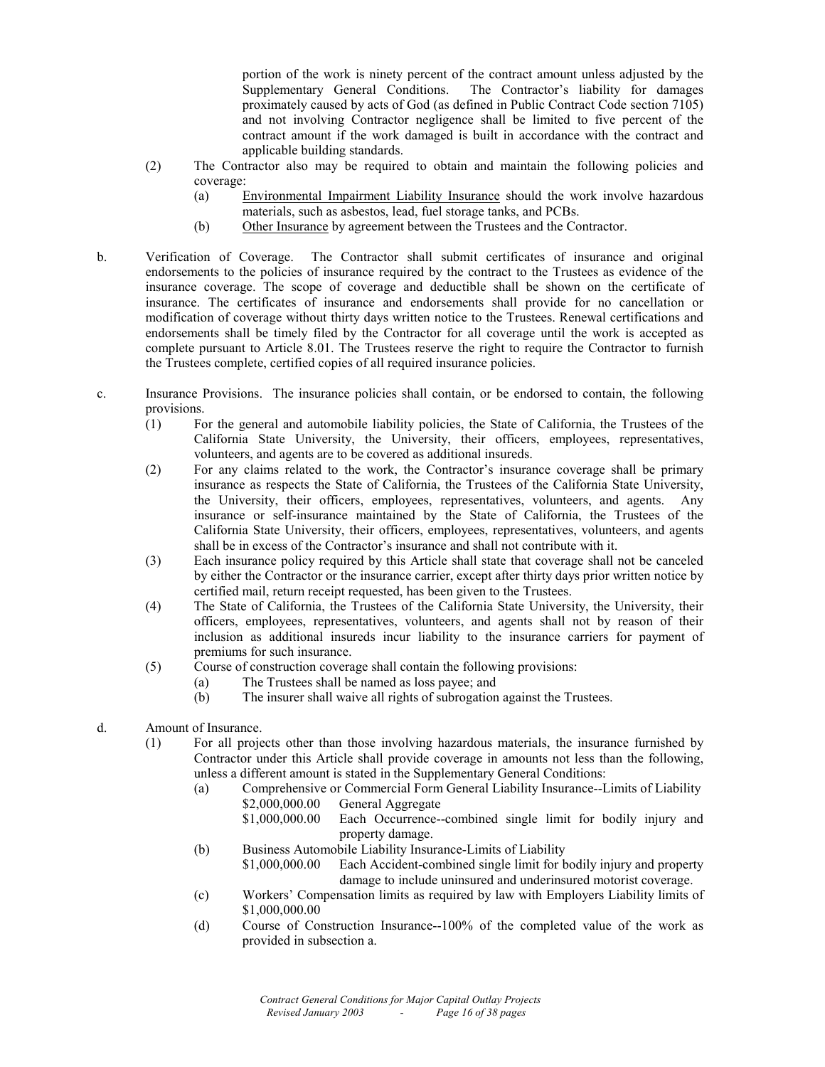portion of the work is ninety percent of the contract amount unless adjusted by the Supplementary General Conditions. The Contractor's liability for damages proximately caused by acts of God (as defined in Public Contract Code section 7105) and not involving Contractor negligence shall be limited to five percent of the contract amount if the work damaged is built in accordance with the contract and applicable building standards.

(2) The Contractor also may be required to obtain and maintain the following policies and coverage:

(a) Environmental Impairment Liability Insurance should the work involve hazardous materials, such as asbestos, lead, fuel storage tanks, and PCBs.

(b) Other Insurance by agreement between the Trustees and the Contractor.

b. Verification of Coverage. The Contractor shall submit certificates of insurance and original endorsements to the policies of insurance required by the contract to the Trustees as evidence of the insurance coverage. The scope of coverage and deductible shall be shown on the certificate of insurance. The certificates of insurance and endorsements shall provide for no cancellation or modification of coverage without thirty days written notice to the Trustees. Renewal certifications and endorsements shall be timely filed by the Contractor for all coverage until the work is accepted as complete pursuant to Article 8.01. The Trustees reserve the right to require the Contractor to furnish the Trustees complete, certified copies of all required insurance policies.

c. Insurance Provisions. The insurance policies shall contain, or be endorsed to contain, the following provisions.

(1) For the general and automobile liability policies, the State of California, the Trustees of the California State University, the University, their officers, employees, representatives, volunteers, and agents are to be covered as additional insureds.

(2) For any claims related to the work, the Contractor's insurance coverage shall be primary insurance as respects the State of California, the Trustees of the California State University, the University, their officers, employees, representatives, volunteers, and agents. Any insurance or self-insurance maintained by the State of California, the Trustees of the California State University, their officers, employees, representatives, volunteers, and agents shall be in excess of the Contractor's insurance and shall not contribute with it.

(3) Each insurance policy required by this Article shall state that coverage shall not be canceled by either the Contractor or the insurance carrier, except after thirty days prior written notice by certified mail, return receipt requested, has been given to the Trustees.

(4) The State of California, the Trustees of the California State University, the University, their officers, employees, representatives, volunteers, and agents shall not by reason of their inclusion as additional insureds incur liability to the insurance carriers for payment of premiums for such insurance.

(5) Course of construction coverage shall contain the following provisions:

(a) The Trustees shall be named as loss payee; and

(b) The insurer shall waive all rights of subrogation against the Trustees.

d. Amount of Insurance.

(1) For all projects other than those involving hazardous materials, the insurance furnished by Contractor under this Article shall provide coverage in amounts not less than the following, unless a different amount is stated in the Supplementary General Conditions:

(a) Comprehensive or Commercial Form General Liability Insurance--Limits of Liability

$2,000,000.00 General Aggregate

$1,000,000.00 Each Occurrence--combined single limit for bodily injury and property damage.

(b) Business Automobile Liability Insurance-Limits of Liability

$1,000,000.00 Each Accident-combined single limit for bodily injury and property damage to include uninsured and underinsured motorist coverage.

(c) Workers' Compensation limits as required by law with Employers Liability limits of $1,000,000.00

(d) Course of Construction Insurance--100% of the completed value of the work as provided in subsection a.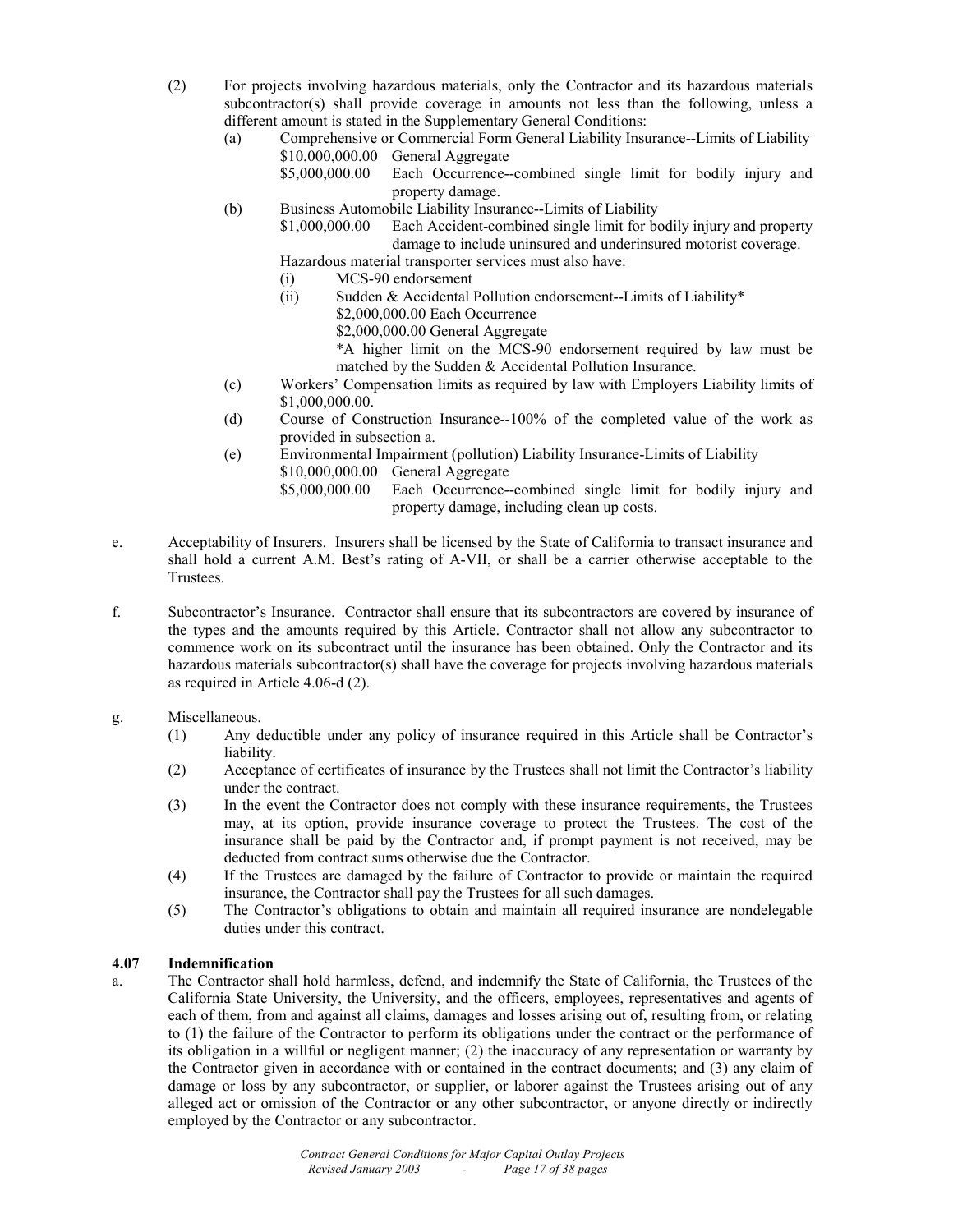(2) For projects involving hazardous materials, only the Contractor and its hazardous materials subcontractor(s) shall provide coverage in amounts not less than the following, unless a different amount is stated in the Supplementary General Conditions:

(a) Comprehensive or Commercial Form General Liability Insurance--Limits of Liability

$10,000,000.00 General Aggregate

$5,000,000.00 Each Occurrence--combined single limit for bodily injury and property damage.

(b) Business Automobile Liability Insurance--Limits of Liability

$1,000,000.00 Each Accident-combined single limit for bodily injury and property damage to include uninsured and underinsured motorist coverage.

Hazardous material transporter services must also have:

(i) MCS-90 endorsement

(ii) Sudden & Accidental Pollution endorsement--Limits of Liability*

$2,000,000.00 Each Occurrence

$2,000,000.00 General Aggregate

*A higher limit on the MCS-90 endorsement required by law must be matched by the Sudden & Accidental Pollution Insurance.

(c) Workers' Compensation limits as required by law with Employers Liability limits of $1,000,000.00.

(d) Course of Construction Insurance--100% of the completed value of the work as provided in subsection a.

(e) Environmental Impairment (pollution) Liability Insurance-Limits of Liability

$10,000,000.00 General Aggregate

$5,000,000.00 Each Occurrence--combined single limit for bodily injury and property damage, including clean up costs.

e. Acceptability of Insurers. Insurers shall be licensed by the State of California to transact insurance and shall hold a current A.M. Best's rating of A-VII, or shall be a carrier otherwise acceptable to the Trustees.

f. Subcontractor's Insurance. Contractor shall ensure that its subcontractors are covered by insurance of the types and the amounts required by this Article. Contractor shall not allow any subcontractor to commence work on its subcontract until the insurance has been obtained. Only the Contractor and its hazardous materials subcontractor(s) shall have the coverage for projects involving hazardous materials as required in Article 4.06-d (2).

g. Miscellaneous.

(1) Any deductible under any policy of insurance required in this Article shall be Contractor's liability.

(2) Acceptance of certificates of insurance by the Trustees shall not limit the Contractor's liability under the contract.

(3) In the event the Contractor does not comply with these insurance requirements, the Trustees may, at its option, provide insurance coverage to protect the Trustees. The cost of the insurance shall be paid by the Contractor and, if prompt payment is not received, may be deducted from contract sums otherwise due the Contractor.

(4) If the Trustees are damaged by the failure of Contractor to provide or maintain the required insurance, the Contractor shall pay the Trustees for all such damages.

(5) The Contractor's obligations to obtain and maintain all required insurance are nondelegable duties under this contract.

### 4.07 Indemnification

a. The Contractor shall hold harmless, defend, and indemnify the State of California, the Trustees of the California State University, the University, and the officers, employees, representatives and agents of each of them, from and against all claims, damages and losses arising out of, resulting from, or relating to (1) the failure of the Contractor to perform its obligations under the contract or the performance of its obligation in a willful or negligent manner; (2) the inaccuracy of any representation or warranty by the Contractor given in accordance with or contained in the contract documents; and (3) any claim of damage or loss by any subcontractor, or supplier, or laborer against the Trustees arising out of any alleged act or omission of the Contractor or any other subcontractor, or anyone directly or indirectly employed by the Contractor or any subcontractor.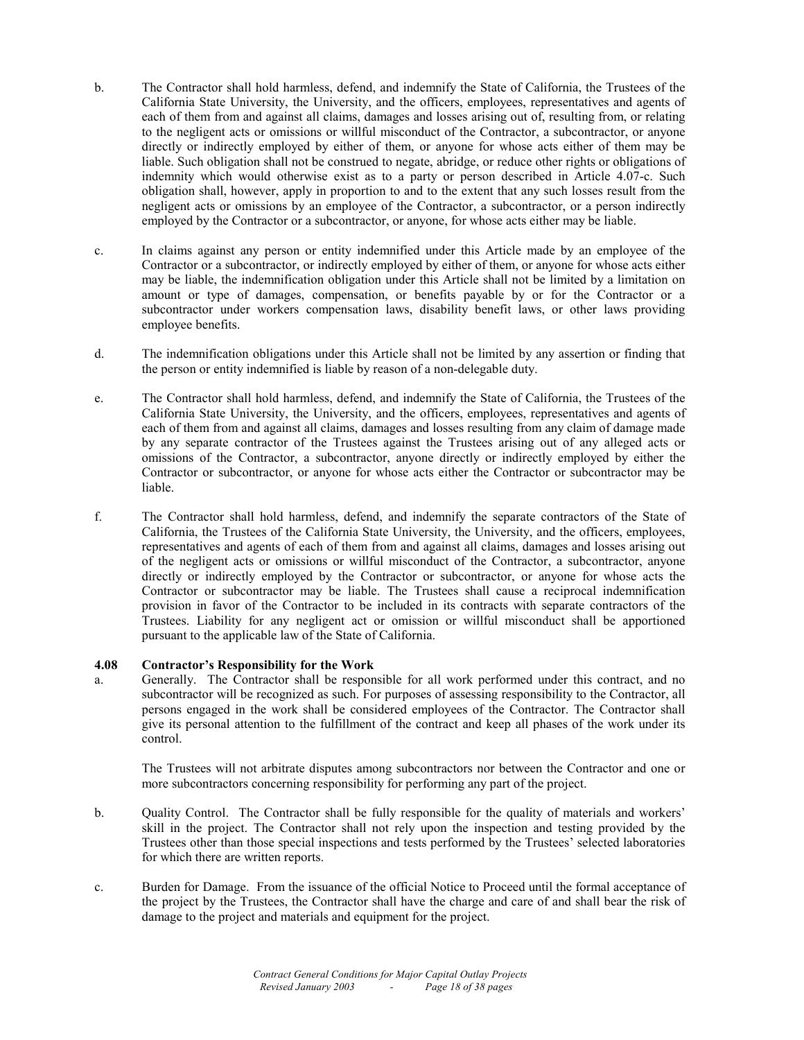b. The Contractor shall hold harmless, defend, and indemnify the State of California, the Trustees of the California State University, the University, and the officers, employees, representatives and agents of each of them from and against all claims, damages and losses arising out of, resulting from, or relating to the negligent acts or omissions or willful misconduct of the Contractor, a subcontractor, or anyone directly or indirectly employed by either of them, or anyone for whose acts either of them may be liable. Such obligation shall not be construed to negate, abridge, or reduce other rights or obligations of indemnity which would otherwise exist as to a party or person described in Article 4.07-c. Such obligation shall, however, apply in proportion to and to the extent that any such losses result from the negligent acts or omissions by an employee of the Contractor, a subcontractor, or a person indirectly employed by the Contractor or a subcontractor, or anyone, for whose acts either may be liable.

c. In claims against any person or entity indemnified under this Article made by an employee of the Contractor or a subcontractor, or indirectly employed by either of them, or anyone for whose acts either may be liable, the indemnification obligation under this Article shall not be limited by a limitation on amount or type of damages, compensation, or benefits payable by or for the Contractor or a subcontractor under workers compensation laws, disability benefit laws, or other laws providing employee benefits.

d. The indemnification obligations under this Article shall not be limited by any assertion or finding that the person or entity indemnified is liable by reason of a non-delegable duty.

e. The Contractor shall hold harmless, defend, and indemnify the State of California, the Trustees of the California State University, the University, and the officers, employees, representatives and agents of each of them from and against all claims, damages and losses resulting from any claim of damage made by any separate contractor of the Trustees against the Trustees arising out of any alleged acts or omissions of the Contractor, a subcontractor, anyone directly or indirectly employed by either the Contractor or subcontractor, or anyone for whose acts either the Contractor or subcontractor may be liable.

f. The Contractor shall hold harmless, defend, and indemnify the separate contractors of the State of California, the Trustees of the California State University, the University, and the officers, employees, representatives and agents of each of them from and against all claims, damages and losses arising out of the negligent acts or omissions or willful misconduct of the Contractor, a subcontractor, anyone directly or indirectly employed by the Contractor or subcontractor, or anyone for whose acts the Contractor or subcontractor may be liable. The Trustees shall cause a reciprocal indemnification provision in favor of the Contractor to be included in its contracts with separate contractors of the Trustees. Liability for any negligent act or omission or willful misconduct shall be apportioned pursuant to the applicable law of the State of California.

**4.08 Contractor's Responsibility for the Work**

a. Generally. The Contractor shall be responsible for all work performed under this contract, and no subcontractor will be recognized as such. For purposes of assessing responsibility to the Contractor, all persons engaged in the work shall be considered employees of the Contractor. The Contractor shall give its personal attention to the fulfillment of the contract and keep all phases of the work under its control.

The Trustees will not arbitrate disputes among subcontractors nor between the Contractor and one or more subcontractors concerning responsibility for performing any part of the project.

b. Quality Control. The Contractor shall be fully responsible for the quality of materials and workers' skill in the project. The Contractor shall not rely upon the inspection and testing provided by the Trustees other than those special inspections and tests performed by the Trustees' selected laboratories for which there are written reports.

c. Burden for Damage. From the issuance of the official Notice to Proceed until the formal acceptance of the project by the Trustees, the Contractor shall have the charge and care of and shall bear the risk of damage to the project and materials and equipment for the project.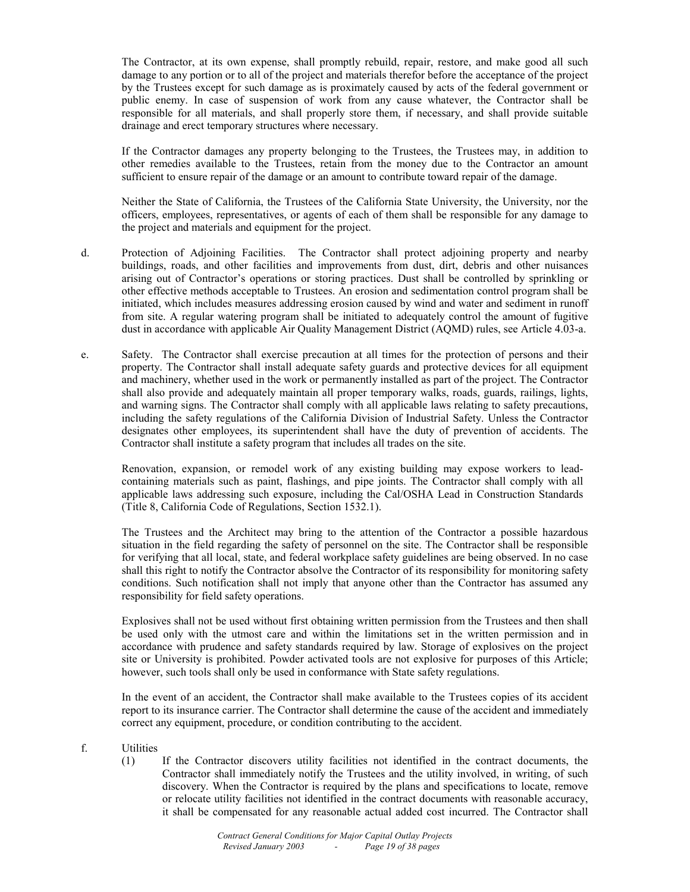The Contractor, at its own expense, shall promptly rebuild, repair, restore, and make good all such damage to any portion or to all of the project and materials therefor before the acceptance of the project by the Trustees except for such damage as is proximately caused by acts of the federal government or public enemy. In case of suspension of work from any cause whatever, the Contractor shall be responsible for all materials, and shall properly store them, if necessary, and shall provide suitable drainage and erect temporary structures where necessary.

If the Contractor damages any property belonging to the Trustees, the Trustees may, in addition to other remedies available to the Trustees, retain from the money due to the Contractor an amount sufficient to ensure repair of the damage or an amount to contribute toward repair of the damage.

Neither the State of California, the Trustees of the California State University, the University, nor the officers, employees, representatives, or agents of each of them shall be responsible for any damage to the project and materials and equipment for the project.

d. Protection of Adjoining Facilities. The Contractor shall protect adjoining property and nearby buildings, roads, and other facilities and improvements from dust, dirt, debris and other nuisances arising out of Contractor's operations or storing practices. Dust shall be controlled by sprinkling or other effective methods acceptable to Trustees. An erosion and sedimentation control program shall be initiated, which includes measures addressing erosion caused by wind and water and sediment in runoff from site. A regular watering program shall be initiated to adequately control the amount of fugitive dust in accordance with applicable Air Quality Management District (AQMD) rules, see Article 4.03-a.

e. Safety. The Contractor shall exercise precaution at all times for the protection of persons and their property. The Contractor shall install adequate safety guards and protective devices for all equipment and machinery, whether used in the work or permanently installed as part of the project. The Contractor shall also provide and adequately maintain all proper temporary walks, roads, guards, railings, lights, and warning signs. The Contractor shall comply with all applicable laws relating to safety precautions, including the safety regulations of the California Division of Industrial Safety. Unless the Contractor designates other employees, its superintendent shall have the duty of prevention of accidents. The Contractor shall institute a safety program that includes all trades on the site.

Renovation, expansion, or remodel work of any existing building may expose workers to lead-containing materials such as paint, flashings, and pipe joints. The Contractor shall comply with all applicable laws addressing such exposure, including the Cal/OSHA Lead in Construction Standards (Title 8, California Code of Regulations, Section 1532.1).

The Trustees and the Architect may bring to the attention of the Contractor a possible hazardous situation in the field regarding the safety of personnel on the site. The Contractor shall be responsible for verifying that all local, state, and federal workplace safety guidelines are being observed. In no case shall this right to notify the Contractor absolve the Contractor of its responsibility for monitoring safety conditions. Such notification shall not imply that anyone other than the Contractor has assumed any responsibility for field safety operations.

Explosives shall not be used without first obtaining written permission from the Trustees and then shall be used only with the utmost care and within the limitations set in the written permission and in accordance with prudence and safety standards required by law. Storage of explosives on the project site or University is prohibited. Powder activated tools are not explosive for purposes of this Article; however, such tools shall only be used in conformance with State safety regulations.

In the event of an accident, the Contractor shall make available to the Trustees copies of its accident report to its insurance carrier. The Contractor shall determine the cause of the accident and immediately correct any equipment, procedure, or condition contributing to the accident.

f. Utilities

(1) If the Contractor discovers utility facilities not identified in the contract documents, the Contractor shall immediately notify the Trustees and the utility involved, in writing, of such discovery. When the Contractor is required by the plans and specifications to locate, remove or relocate utility facilities not identified in the contract documents with reasonable accuracy, it shall be compensated for any reasonable actual added cost incurred. The Contractor shall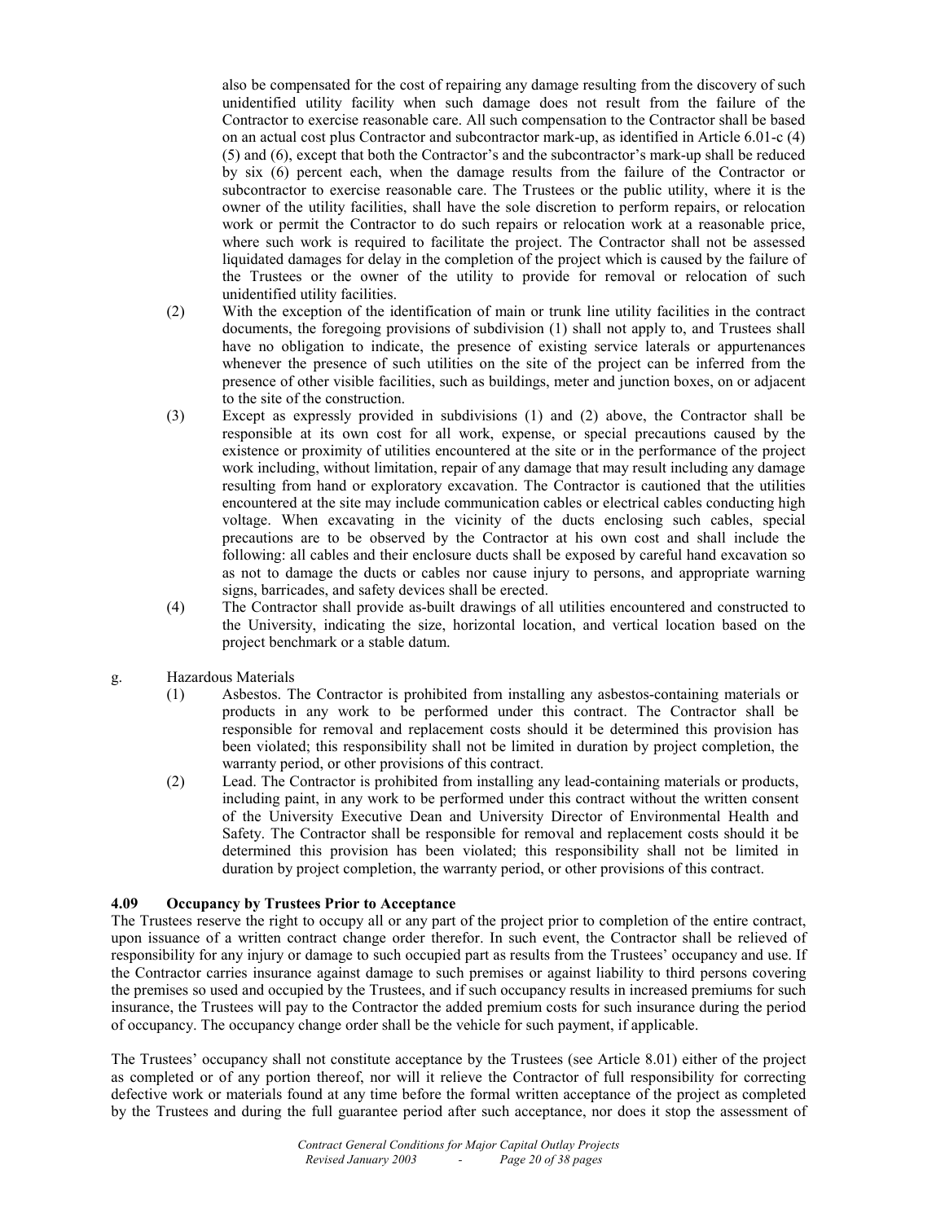also be compensated for the cost of repairing any damage resulting from the discovery of such unidentified utility facility when such damage does not result from the failure of the Contractor to exercise reasonable care. All such compensation to the Contractor shall be based on an actual cost plus Contractor and subcontractor mark-up, as identified in Article 6.01-c (4) (5) and (6), except that both the Contractor's and the subcontractor's mark-up shall be reduced by six (6) percent each, when the damage results from the failure of the Contractor or subcontractor to exercise reasonable care. The Trustees or the public utility, where it is the owner of the utility facilities, shall have the sole discretion to perform repairs, or relocation work or permit the Contractor to do such repairs or relocation work at a reasonable price, where such work is required to facilitate the project. The Contractor shall not be assessed liquidated damages for delay in the completion of the project which is caused by the failure of the Trustees or the owner of the utility to provide for removal or relocation of such unidentified utility facilities.

(2) With the exception of the identification of main or trunk line utility facilities in the contract documents, the foregoing provisions of subdivision (1) shall not apply to, and Trustees shall have no obligation to indicate, the presence of existing service laterals or appurtenances whenever the presence of such utilities on the site of the project can be inferred from the presence of other visible facilities, such as buildings, meter and junction boxes, on or adjacent to the site of the construction.

(3) Except as expressly provided in subdivisions (1) and (2) above, the Contractor shall be responsible at its own cost for all work, expense, or special precautions caused by the existence or proximity of utilities encountered at the site or in the performance of the project work including, without limitation, repair of any damage that may result including any damage resulting from hand or exploratory excavation. The Contractor is cautioned that the utilities encountered at the site may include communication cables or electrical cables conducting high voltage. When excavating in the vicinity of the ducts enclosing such cables, special precautions are to be observed by the Contractor at his own cost and shall include the following: all cables and their enclosure ducts shall be exposed by careful hand excavation so as not to damage the ducts or cables nor cause injury to persons, and appropriate warning signs, barricades, and safety devices shall be erected.

(4) The Contractor shall provide as-built drawings of all utilities encountered and constructed to the University, indicating the size, horizontal location, and vertical location based on the project benchmark or a stable datum.

g. Hazardous Materials

(1) Asbestos. The Contractor is prohibited from installing any asbestos-containing materials or products in any work to be performed under this contract. The Contractor shall be responsible for removal and replacement costs should it be determined this provision has been violated; this responsibility shall not be limited in duration by project completion, the warranty period, or other provisions of this contract.

(2) Lead. The Contractor is prohibited from installing any lead-containing materials or products, including paint, in any work to be performed under this contract without the written consent of the University Executive Dean and University Director of Environmental Health and Safety. The Contractor shall be responsible for removal and replacement costs should it be determined this provision has been violated; this responsibility shall not be limited in duration by project completion, the warranty period, or other provisions of this contract.

### 4.09 Occupancy by Trustees Prior to Acceptance

The Trustees reserve the right to occupy all or any part of the project prior to completion of the entire contract, upon issuance of a written contract change order therefor. In such event, the Contractor shall be relieved of responsibility for any injury or damage to such occupied part as results from the Trustees' occupancy and use. If the Contractor carries insurance against damage to such premises or against liability to third persons covering the premises so used and occupied by the Trustees, and if such occupancy results in increased premiums for such insurance, the Trustees will pay to the Contractor the added premium costs for such insurance during the period of occupancy. The occupancy change order shall be the vehicle for such payment, if applicable.

The Trustees' occupancy shall not constitute acceptance by the Trustees (see Article 8.01) either of the project as completed or of any portion thereof, nor will it relieve the Contractor of full responsibility for correcting defective work or materials found at any time before the formal written acceptance of the project as completed by the Trustees and during the full guarantee period after such acceptance, nor does it stop the assessment of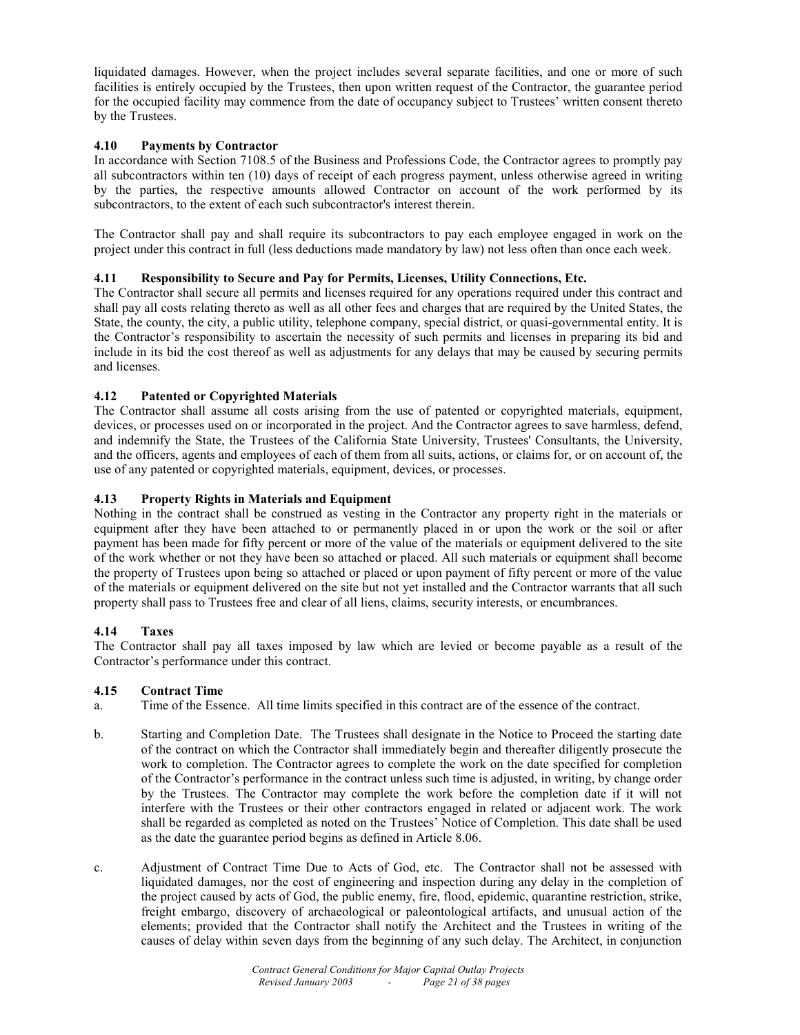liquidated damages. However, when the project includes several separate facilities, and one or more of such facilities is entirely occupied by the Trustees, then upon written request of the Contractor, the guarantee period for the occupied facility may commence from the date of occupancy subject to Trustees' written consent thereto by the Trustees.

### 4.10 Payments by Contractor

In accordance with Section 7108.5 of the Business and Professions Code, the Contractor agrees to promptly pay all subcontractors within ten (10) days of receipt of each progress payment, unless otherwise agreed in writing by the parties, the respective amounts allowed Contractor on account of the work performed by its subcontractors, to the extent of each such subcontractor's interest therein.

The Contractor shall pay and shall require its subcontractors to pay each employee engaged in work on the project under this contract in full (less deductions made mandatory by law) not less often than once each week.

### 4.11 Responsibility to Secure and Pay for Permits, Licenses, Utility Connections, Etc.

The Contractor shall secure all permits and licenses required for any operations required under this contract and shall pay all costs relating thereto as well as all other fees and charges that are required by the United States, the State, the county, the city, a public utility, telephone company, special district, or quasi-governmental entity. It is the Contractor's responsibility to ascertain the necessity of such permits and licenses in preparing its bid and include in its bid the cost thereof as well as adjustments for any delays that may be caused by securing permits and licenses.

### 4.12 Patented or Copyrighted Materials

The Contractor shall assume all costs arising from the use of patented or copyrighted materials, equipment, devices, or processes used on or incorporated in the project. And the Contractor agrees to save harmless, defend, and indemnify the State, the Trustees of the California State University, Trustees' Consultants, the University, and the officers, agents and employees of each of them from all suits, actions, or claims for, or on account of, the use of any patented or copyrighted materials, equipment, devices, or processes.

### 4.13 Property Rights in Materials and Equipment

Nothing in the contract shall be construed as vesting in the Contractor any property right in the materials or equipment after they have been attached to or permanently placed in or upon the work or the soil or after payment has been made for fifty percent or more of the value of the materials or equipment delivered to the site of the work whether or not they have been so attached or placed. All such materials or equipment shall become the property of Trustees upon being so attached or placed or upon payment of fifty percent or more of the value of the materials or equipment delivered on the site but not yet installed and the Contractor warrants that all such property shall pass to Trustees free and clear of all liens, claims, security interests, or encumbrances.

### 4.14 Taxes

The Contractor shall pay all taxes imposed by law which are levied or become payable as a result of the Contractor's performance under this contract.

### 4.15 Contract Time

a. Time of the Essence. All time limits specified in this contract are of the essence of the contract.

b. Starting and Completion Date. The Trustees shall designate in the Notice to Proceed the starting date of the contract on which the Contractor shall immediately begin and thereafter diligently prosecute the work to completion. The Contractor agrees to complete the work on the date specified for completion of the Contractor's performance in the contract unless such time is adjusted, in writing, by change order by the Trustees. The Contractor may complete the work before the completion date if it will not interfere with the Trustees or their other contractors engaged in related or adjacent work. The work shall be regarded as completed as noted on the Trustees' Notice of Completion. This date shall be used as the date the guarantee period begins as defined in Article 8.06.

c. Adjustment of Contract Time Due to Acts of God, etc. The Contractor shall not be assessed with liquidated damages, nor the cost of engineering and inspection during any delay in the completion of the project caused by acts of God, the public enemy, fire, flood, epidemic, quarantine restriction, strike, freight embargo, discovery of archaeological or paleontological artifacts, and unusual action of the elements; provided that the Contractor shall notify the Architect and the Trustees in writing of the causes of delay within seven days from the beginning of any such delay. The Architect, in conjunction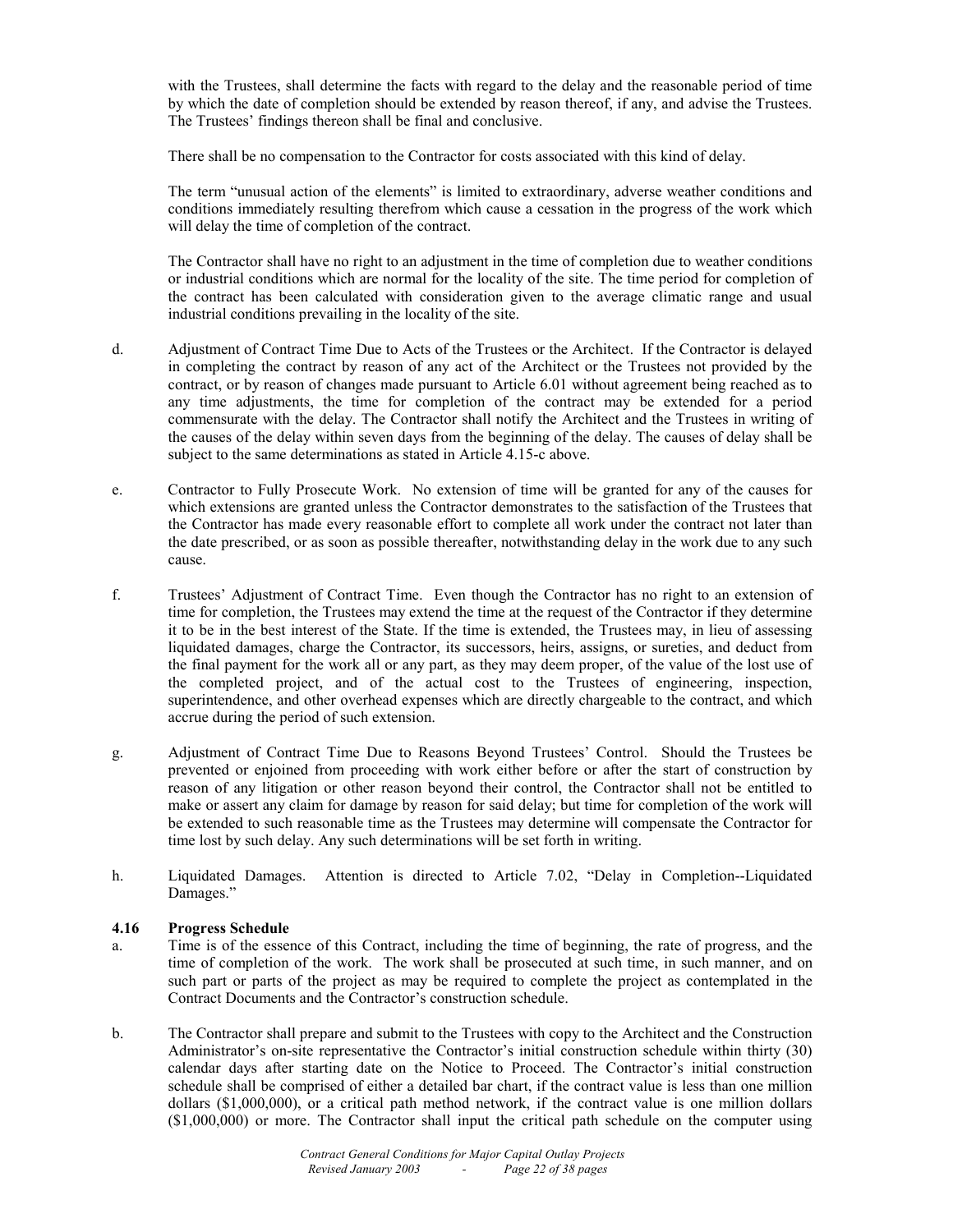with the Trustees, shall determine the facts with regard to the delay and the reasonable period of time by which the date of completion should be extended by reason thereof, if any, and advise the Trustees. The Trustees' findings thereon shall be final and conclusive.

There shall be no compensation to the Contractor for costs associated with this kind of delay.

The term "unusual action of the elements" is limited to extraordinary, adverse weather conditions and conditions immediately resulting therefrom which cause a cessation in the progress of the work which will delay the time of completion of the contract.

The Contractor shall have no right to an adjustment in the time of completion due to weather conditions or industrial conditions which are normal for the locality of the site. The time period for completion of the contract has been calculated with consideration given to the average climatic range and usual industrial conditions prevailing in the locality of the site.

d. Adjustment of Contract Time Due to Acts of the Trustees or the Architect. If the Contractor is delayed in completing the contract by reason of any act of the Architect or the Trustees not provided by the contract, or by reason of changes made pursuant to Article 6.01 without agreement being reached as to any time adjustments, the time for completion of the contract may be extended for a period commensurate with the delay. The Contractor shall notify the Architect and the Trustees in writing of the causes of the delay within seven days from the beginning of the delay. The causes of delay shall be subject to the same determinations as stated in Article 4.15-c above.

e. Contractor to Fully Prosecute Work. No extension of time will be granted for any of the causes for which extensions are granted unless the Contractor demonstrates to the satisfaction of the Trustees that the Contractor has made every reasonable effort to complete all work under the contract not later than the date prescribed, or as soon as possible thereafter, notwithstanding delay in the work due to any such cause.

f. Trustees' Adjustment of Contract Time. Even though the Contractor has no right to an extension of time for completion, the Trustees may extend the time at the request of the Contractor if they determine it to be in the best interest of the State. If the time is extended, the Trustees may, in lieu of assessing liquidated damages, charge the Contractor, its successors, heirs, assigns, or sureties, and deduct from the final payment for the work all or any part, as they may deem proper, of the value of the lost use of the completed project, and of the actual cost to the Trustees of engineering, inspection, superintendence, and other overhead expenses which are directly chargeable to the contract, and which accrue during the period of such extension.

g. Adjustment of Contract Time Due to Reasons Beyond Trustees' Control. Should the Trustees be prevented or enjoined from proceeding with work either before or after the start of construction by reason of any litigation or other reason beyond their control, the Contractor shall not be entitled to make or assert any claim for damage by reason for said delay; but time for completion of the work will be extended to such reasonable time as the Trustees may determine will compensate the Contractor for time lost by such delay. Any such determinations will be set forth in writing.

h. Liquidated Damages. Attention is directed to Article 7.02, "Delay in Completion--Liquidated Damages."

### 4.16 Progress Schedule

a. Time is of the essence of this Contract, including the time of beginning, the rate of progress, and the time of completion of the work. The work shall be prosecuted at such time, in such manner, and on such part or parts of the project as may be required to complete the project as contemplated in the Contract Documents and the Contractor's construction schedule.

b. The Contractor shall prepare and submit to the Trustees with copy to the Architect and the Construction Administrator's on-site representative the Contractor's initial construction schedule within thirty (30) calendar days after starting date on the Notice to Proceed. The Contractor's initial construction schedule shall be comprised of either a detailed bar chart, if the contract value is less than one million dollars ($1,000,000), or a critical path method network, if the contract value is one million dollars ($1,000,000) or more. The Contractor shall input the critical path schedule on the computer using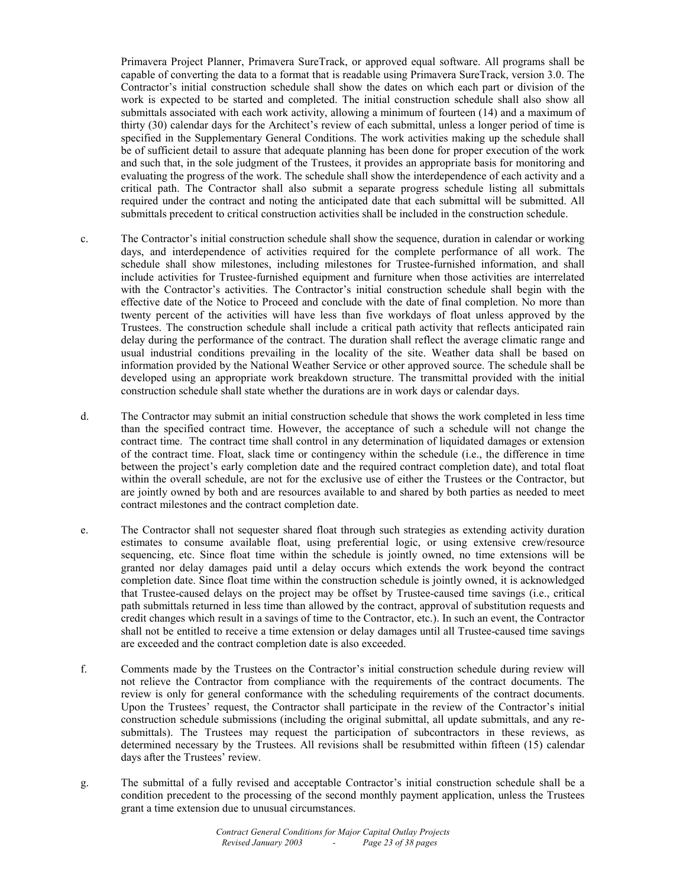Primavera Project Planner, Primavera SureTrack, or approved equal software. All programs shall be capable of converting the data to a format that is readable using Primavera SureTrack, version 3.0. The Contractor's initial construction schedule shall show the dates on which each part or division of the work is expected to be started and completed. The initial construction schedule shall also show all submittals associated with each work activity, allowing a minimum of fourteen (14) and a maximum of thirty (30) calendar days for the Architect's review of each submittal, unless a longer period of time is specified in the Supplementary General Conditions. The work activities making up the schedule shall be of sufficient detail to assure that adequate planning has been done for proper execution of the work and such that, in the sole judgment of the Trustees, it provides an appropriate basis for monitoring and evaluating the progress of the work. The schedule shall show the interdependence of each activity and a critical path. The Contractor shall also submit a separate progress schedule listing all submittals required under the contract and noting the anticipated date that each submittal will be submitted. All submittals precedent to critical construction activities shall be included in the construction schedule.

c. The Contractor's initial construction schedule shall show the sequence, duration in calendar or working days, and interdependence of activities required for the complete performance of all work. The schedule shall show milestones, including milestones for Trustee-furnished information, and shall include activities for Trustee-furnished equipment and furniture when those activities are interrelated with the Contractor's activities. The Contractor's initial construction schedule shall begin with the effective date of the Notice to Proceed and conclude with the date of final completion. No more than twenty percent of the activities will have less than five workdays of float unless approved by the Trustees. The construction schedule shall include a critical path activity that reflects anticipated rain delay during the performance of the contract. The duration shall reflect the average climatic range and usual industrial conditions prevailing in the locality of the site. Weather data shall be based on information provided by the National Weather Service or other approved source. The schedule shall be developed using an appropriate work breakdown structure. The transmittal provided with the initial construction schedule shall state whether the durations are in work days or calendar days.

d. The Contractor may submit an initial construction schedule that shows the work completed in less time than the specified contract time. However, the acceptance of such a schedule will not change the contract time. The contract time shall control in any determination of liquidated damages or extension of the contract time. Float, slack time or contingency within the schedule (i.e., the difference in time between the project's early completion date and the required contract completion date), and total float within the overall schedule, are not for the exclusive use of either the Trustees or the Contractor, but are jointly owned by both and are resources available to and shared by both parties as needed to meet contract milestones and the contract completion date.

e. The Contractor shall not sequester shared float through such strategies as extending activity duration estimates to consume available float, using preferential logic, or using extensive crew/resource sequencing, etc. Since float time within the schedule is jointly owned, no time extensions will be granted nor delay damages paid until a delay occurs which extends the work beyond the contract completion date. Since float time within the construction schedule is jointly owned, it is acknowledged that Trustee-caused delays on the project may be offset by Trustee-caused time savings (i.e., critical path submittals returned in less time than allowed by the contract, approval of substitution requests and credit changes which result in a savings of time to the Contractor, etc.). In such an event, the Contractor shall not be entitled to receive a time extension or delay damages until all Trustee-caused time savings are exceeded and the contract completion date is also exceeded.

f. Comments made by the Trustees on the Contractor's initial construction schedule during review will not relieve the Contractor from compliance with the requirements of the contract documents. The review is only for general conformance with the scheduling requirements of the contract documents. Upon the Trustees' request, the Contractor shall participate in the review of the Contractor's initial construction schedule submissions (including the original submittal, all update submittals, and any re-submittals). The Trustees may request the participation of subcontractors in these reviews, as determined necessary by the Trustees. All revisions shall be resubmitted within fifteen (15) calendar days after the Trustees' review.

g. The submittal of a fully revised and acceptable Contractor's initial construction schedule shall be a condition precedent to the processing of the second monthly payment application, unless the Trustees grant a time extension due to unusual circumstances.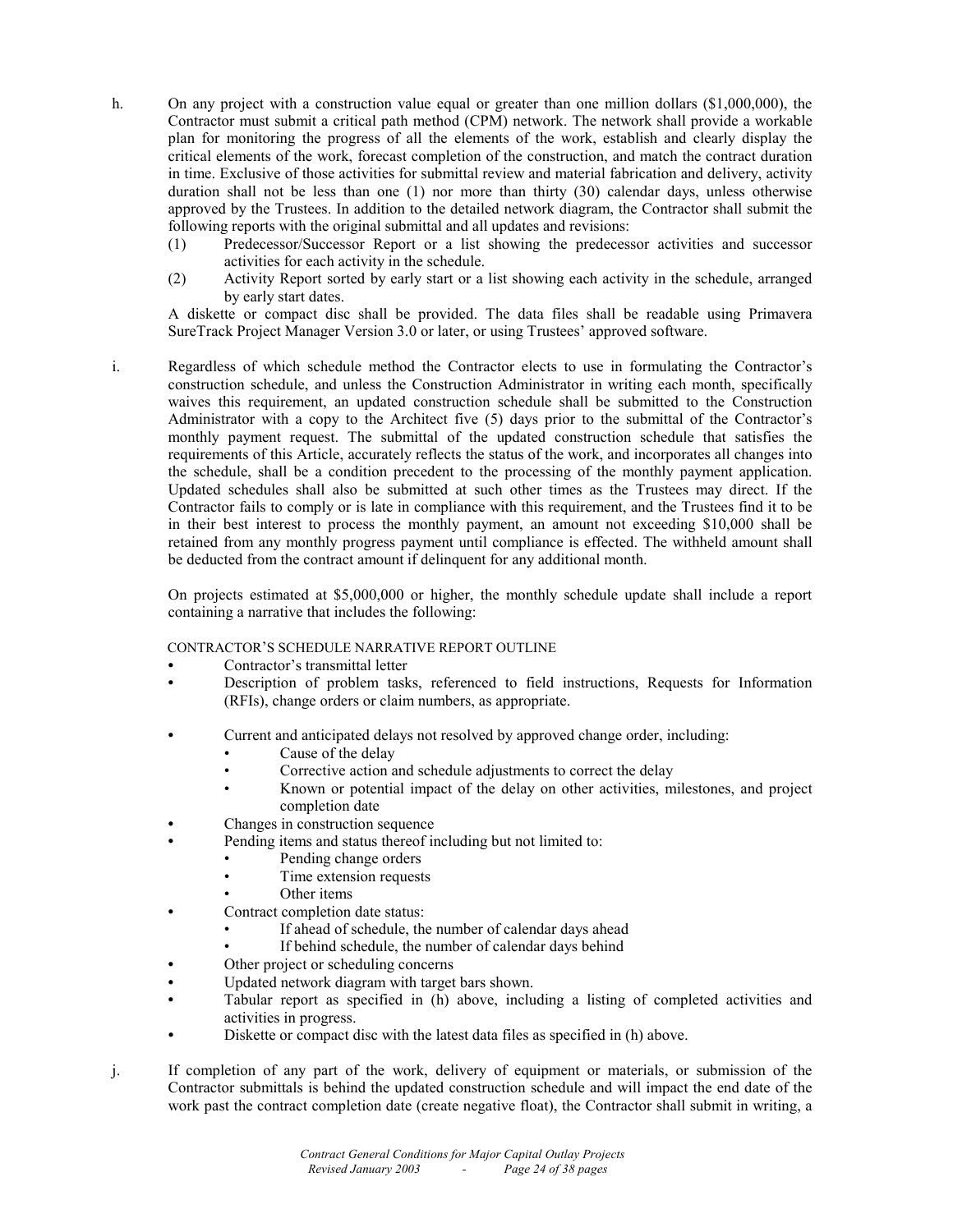h. On any project with a construction value equal or greater than one million dollars ($1,000,000), the Contractor must submit a critical path method (CPM) network. The network shall provide a workable plan for monitoring the progress of all the elements of the work, establish and clearly display the critical elements of the work, forecast completion of the construction, and match the contract duration in time. Exclusive of those activities for submittal review and material fabrication and delivery, activity duration shall not be less than one (1) nor more than thirty (30) calendar days, unless otherwise approved by the Trustees. In addition to the detailed network diagram, the Contractor shall submit the following reports with the original submittal and all updates and revisions:

   (1) Predecessor/Successor Report or a list showing the predecessor activities and successor activities for each activity in the schedule.

   (2) Activity Report sorted by early start or a list showing each activity in the schedule, arranged by early start dates.

   A diskette or compact disc shall be provided. The data files shall be readable using Primavera SureTrack Project Manager Version 3.0 or later, or using Trustees' approved software.

i. Regardless of which schedule method the Contractor elects to use in formulating the Contractor's construction schedule, and unless the Construction Administrator in writing each month, specifically waives this requirement, an updated construction schedule shall be submitted to the Construction Administrator with a copy to the Architect five (5) days prior to the submittal of the Contractor's monthly payment request. The submittal of the updated construction schedule that satisfies the requirements of this Article, accurately reflects the status of the work, and incorporates all changes into the schedule, shall be a condition precedent to the processing of the monthly payment application. Updated schedules shall also be submitted at such other times as the Trustees may direct. If the Contractor fails to comply or is late in compliance with this requirement, and the Trustees find it to be in their best interest to process the monthly payment, an amount not exceeding $10,000 shall be retained from any monthly progress payment until compliance is effected. The withheld amount shall be deducted from the contract amount if delinquent for any additional month.

   On projects estimated at $5,000,000 or higher, the monthly schedule update shall include a report containing a narrative that includes the following:

   CONTRACTOR'S SCHEDULE NARRATIVE REPORT OUTLINE

   - Contractor's transmittal letter
   - Description of problem tasks, referenced to field instructions, Requests for Information (RFIs), change orders or claim numbers, as appropriate.
   - Current and anticipated delays not resolved by approved change order, including:
     - Cause of the delay
     - Corrective action and schedule adjustments to correct the delay
     - Known or potential impact of the delay on other activities, milestones, and project completion date
   - Changes in construction sequence
   - Pending items and status thereof including but not limited to:
     - Pending change orders
     - Time extension requests
     - Other items
   - Contract completion date status:
     - If ahead of schedule, the number of calendar days ahead
     - If behind schedule, the number of calendar days behind
   - Other project or scheduling concerns
   - Updated network diagram with target bars shown.
   - Tabular report as specified in (h) above, including a listing of completed activities and activities in progress.
   - Diskette or compact disc with the latest data files as specified in (h) above.

j. If completion of any part of the work, delivery of equipment or materials, or submission of the Contractor submittals is behind the updated construction schedule and will impact the end date of the work past the contract completion date (create negative float), the Contractor shall submit in writing, a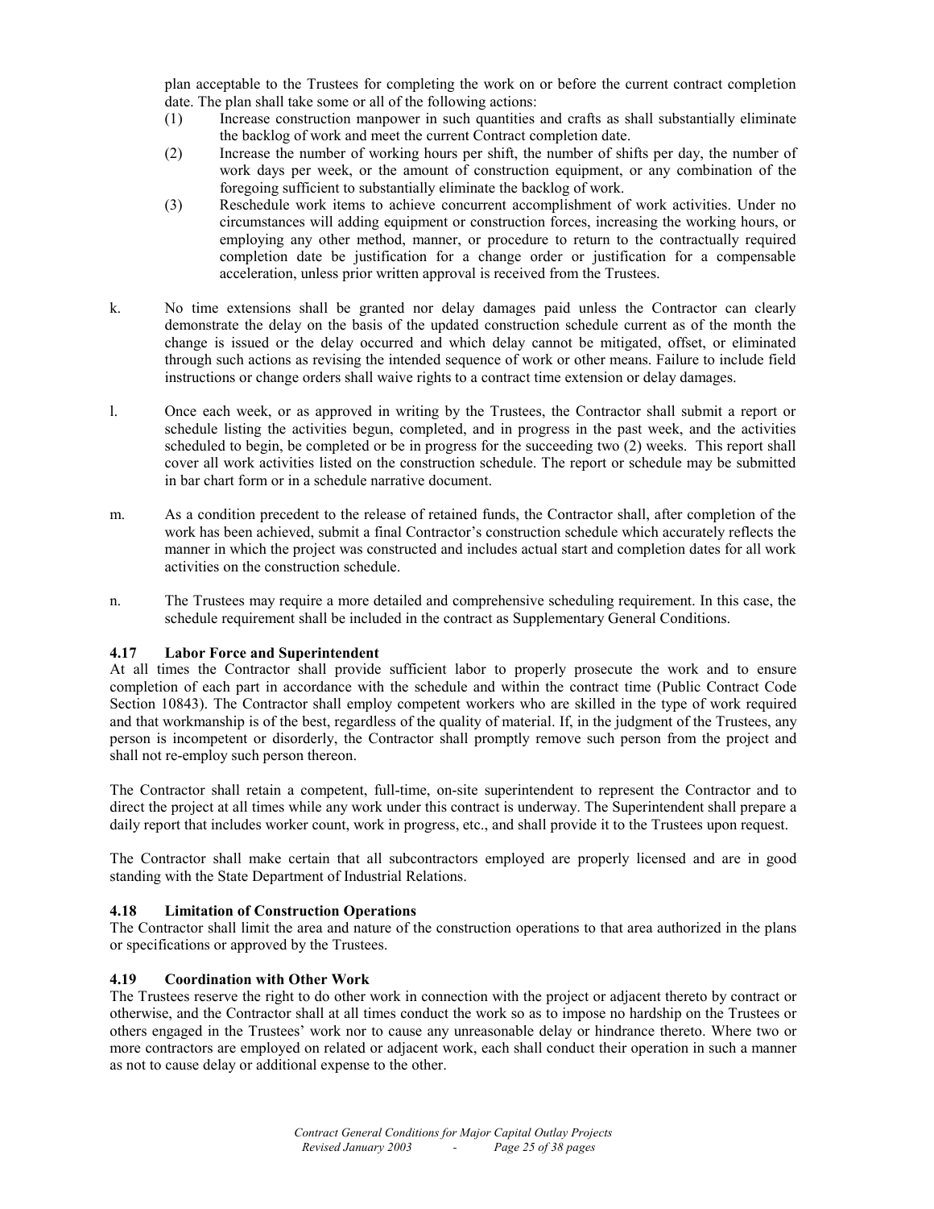plan acceptable to the Trustees for completing the work on or before the current contract completion date. The plan shall take some or all of the following actions:

(1) Increase construction manpower in such quantities and crafts as shall substantially eliminate the backlog of work and meet the current Contract completion date.

(2) Increase the number of working hours per shift, the number of shifts per day, the number of work days per week, or the amount of construction equipment, or any combination of the foregoing sufficient to substantially eliminate the backlog of work.

(3) Reschedule work items to achieve concurrent accomplishment of work activities. Under no circumstances will adding equipment or construction forces, increasing the working hours, or employing any other method, manner, or procedure to return to the contractually required completion date be justification for a change order or justification for a compensable acceleration, unless prior written approval is received from the Trustees.

k. No time extensions shall be granted nor delay damages paid unless the Contractor can clearly demonstrate the delay on the basis of the updated construction schedule current as of the month the change is issued or the delay occurred and which delay cannot be mitigated, offset, or eliminated through such actions as revising the intended sequence of work or other means. Failure to include field instructions or change orders shall waive rights to a contract time extension or delay damages.

l. Once each week, or as approved in writing by the Trustees, the Contractor shall submit a report or schedule listing the activities begun, completed, and in progress in the past week, and the activities scheduled to begin, be completed or be in progress for the succeeding two (2) weeks. This report shall cover all work activities listed on the construction schedule. The report or schedule may be submitted in bar chart form or in a schedule narrative document.

m. As a condition precedent to the release of retained funds, the Contractor shall, after completion of the work has been achieved, submit a final Contractor's construction schedule which accurately reflects the manner in which the project was constructed and includes actual start and completion dates for all work activities on the construction schedule.

n. The Trustees may require a more detailed and comprehensive scheduling requirement. In this case, the schedule requirement shall be included in the contract as Supplementary General Conditions.

### 4.17 Labor Force and Superintendent

At all times the Contractor shall provide sufficient labor to properly prosecute the work and to ensure completion of each part in accordance with the schedule and within the contract time (Public Contract Code Section 10843). The Contractor shall employ competent workers who are skilled in the type of work required and that workmanship is of the best, regardless of the quality of material. If, in the judgment of the Trustees, any person is incompetent or disorderly, the Contractor shall promptly remove such person from the project and shall not re-employ such person thereon.

The Contractor shall retain a competent, full-time, on-site superintendent to represent the Contractor and to direct the project at all times while any work under this contract is underway. The Superintendent shall prepare a daily report that includes worker count, work in progress, etc., and shall provide it to the Trustees upon request.

The Contractor shall make certain that all subcontractors employed are properly licensed and are in good standing with the State Department of Industrial Relations.

### 4.18 Limitation of Construction Operations

The Contractor shall limit the area and nature of the construction operations to that area authorized in the plans or specifications or approved by the Trustees.

### 4.19 Coordination with Other Work

The Trustees reserve the right to do other work in connection with the project or adjacent thereto by contract or otherwise, and the Contractor shall at all times conduct the work so as to impose no hardship on the Trustees or others engaged in the Trustees' work nor to cause any unreasonable delay or hindrance thereto. Where two or more contractors are employed on related or adjacent work, each shall conduct their operation in such a manner as not to cause delay or additional expense to the other.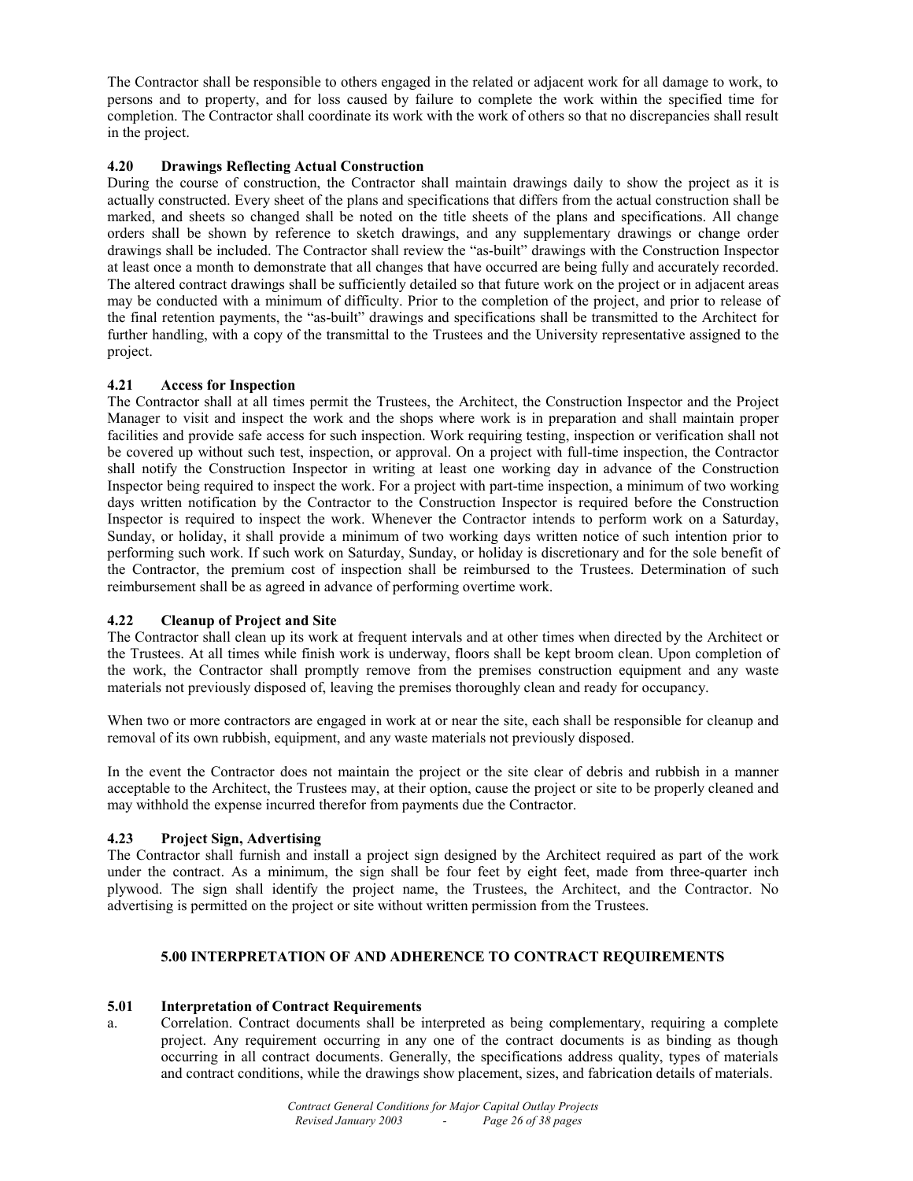The Contractor shall be responsible to others engaged in the related or adjacent work for all damage to work, to persons and to property, and for loss caused by failure to complete the work within the specified time for completion. The Contractor shall coordinate its work with the work of others so that no discrepancies shall result in the project.

### 4.20 Drawings Reflecting Actual Construction

During the course of construction, the Contractor shall maintain drawings daily to show the project as it is actually constructed. Every sheet of the plans and specifications that differs from the actual construction shall be marked, and sheets so changed shall be noted on the title sheets of the plans and specifications. All change orders shall be shown by reference to sketch drawings, and any supplementary drawings or change order drawings shall be included. The Contractor shall review the "as-built" drawings with the Construction Inspector at least once a month to demonstrate that all changes that have occurred are being fully and accurately recorded. The altered contract drawings shall be sufficiently detailed so that future work on the project or in adjacent areas may be conducted with a minimum of difficulty. Prior to the completion of the project, and prior to release of the final retention payments, the "as-built" drawings and specifications shall be transmitted to the Architect for further handling, with a copy of the transmittal to the Trustees and the University representative assigned to the project.

### 4.21 Access for Inspection

The Contractor shall at all times permit the Trustees, the Architect, the Construction Inspector and the Project Manager to visit and inspect the work and the shops where work is in preparation and shall maintain proper facilities and provide safe access for such inspection. Work requiring testing, inspection or verification shall not be covered up without such test, inspection, or approval. On a project with full-time inspection, the Contractor shall notify the Construction Inspector in writing at least one working day in advance of the Construction Inspector being required to inspect the work. For a project with part-time inspection, a minimum of two working days written notification by the Contractor to the Construction Inspector is required before the Construction Inspector is required to inspect the work. Whenever the Contractor intends to perform work on a Saturday, Sunday, or holiday, it shall provide a minimum of two working days written notice of such intention prior to performing such work. If such work on Saturday, Sunday, or holiday is discretionary and for the sole benefit of the Contractor, the premium cost of inspection shall be reimbursed to the Trustees. Determination of such reimbursement shall be as agreed in advance of performing overtime work.

### 4.22 Cleanup of Project and Site

The Contractor shall clean up its work at frequent intervals and at other times when directed by the Architect or the Trustees. At all times while finish work is underway, floors shall be kept broom clean. Upon completion of the work, the Contractor shall promptly remove from the premises construction equipment and any waste materials not previously disposed of, leaving the premises thoroughly clean and ready for occupancy.

When two or more contractors are engaged in work at or near the site, each shall be responsible for cleanup and removal of its own rubbish, equipment, and any waste materials not previously disposed.

In the event the Contractor does not maintain the project or the site clear of debris and rubbish in a manner acceptable to the Architect, the Trustees may, at their option, cause the project or site to be properly cleaned and may withhold the expense incurred therefor from payments due the Contractor.

### 4.23 Project Sign, Advertising

The Contractor shall furnish and install a project sign designed by the Architect required as part of the work under the contract. As a minimum, the sign shall be four feet by eight feet, made from three-quarter inch plywood. The sign shall identify the project name, the Trustees, the Architect, and the Contractor. No advertising is permitted on the project or site without written permission from the Trustees.

## 5.00 INTERPRETATION OF AND ADHERENCE TO CONTRACT REQUIREMENTS

### 5.01 Interpretation of Contract Requirements

a. Correlation. Contract documents shall be interpreted as being complementary, requiring a complete project. Any requirement occurring in any one of the contract documents is as binding as though occurring in all contract documents. Generally, the specifications address quality, types of materials and contract conditions, while the drawings show placement, sizes, and fabrication details of materials.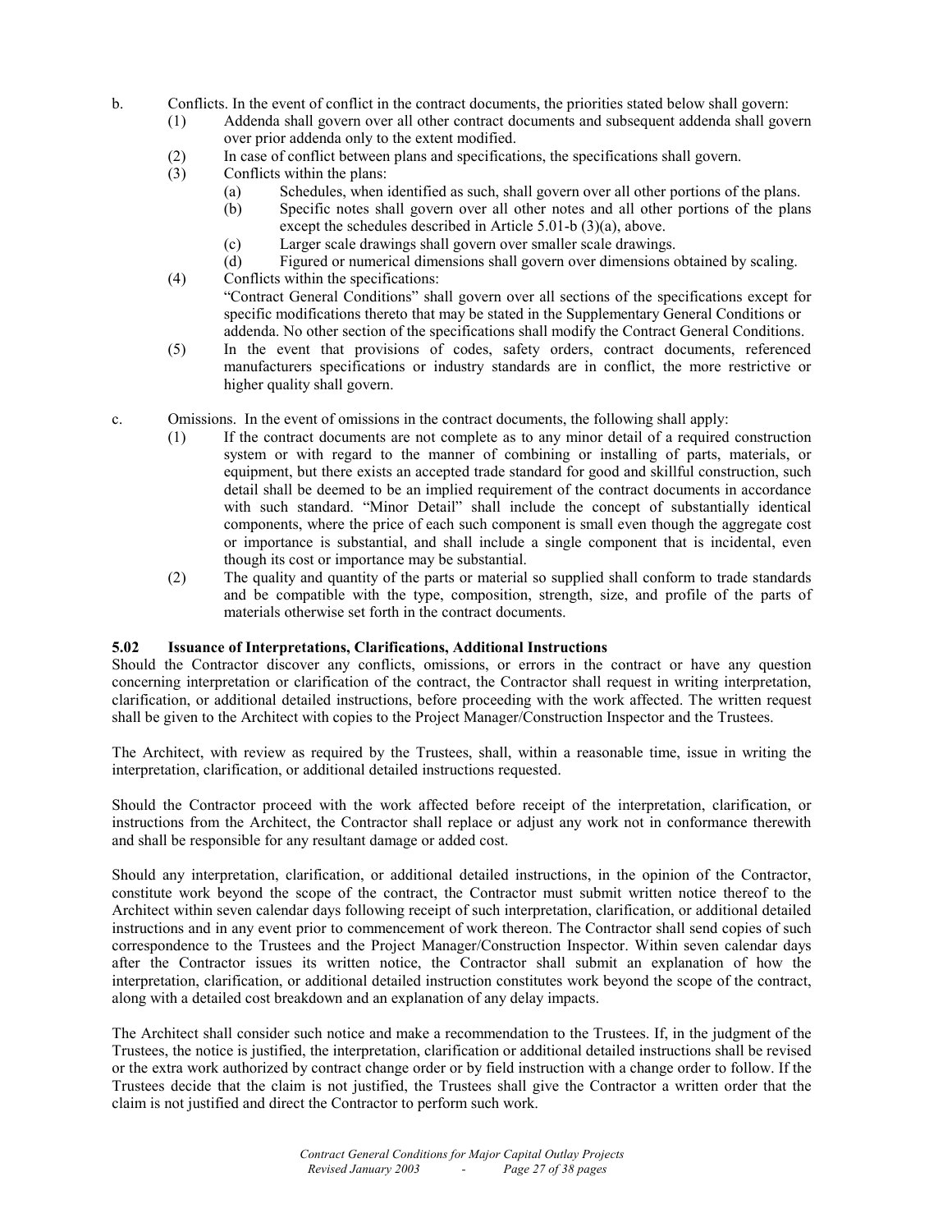b. Conflicts. In the event of conflict in the contract documents, the priorities stated below shall govern:

   (1) Addenda shall govern over all other contract documents and subsequent addenda shall govern over prior addenda only to the extent modified.

   (2) In case of conflict between plans and specifications, the specifications shall govern.

   (3) Conflicts within the plans:

      (a) Schedules, when identified as such, shall govern over all other portions of the plans.

      (b) Specific notes shall govern over all other notes and all other portions of the plans except the schedules described in Article 5.01-b (3)(a), above.

      (c) Larger scale drawings shall govern over smaller scale drawings.

      (d) Figured or numerical dimensions shall govern over dimensions obtained by scaling.

   (4) Conflicts within the specifications:
   "Contract General Conditions" shall govern over all sections of the specifications except for specific modifications thereto that may be stated in the Supplementary General Conditions or addenda. No other section of the specifications shall modify the Contract General Conditions.

   (5) In the event that provisions of codes, safety orders, contract documents, referenced manufacturers specifications or industry standards are in conflict, the more restrictive or higher quality shall govern.

c. Omissions. In the event of omissions in the contract documents, the following shall apply:

   (1) If the contract documents are not complete as to any minor detail of a required construction system or with regard to the manner of combining or installing of parts, materials, or equipment, but there exists an accepted trade standard for good and skillful construction, such detail shall be deemed to be an implied requirement of the contract documents in accordance with such standard. "Minor Detail" shall include the concept of substantially identical components, where the price of each such component is small even though the aggregate cost or importance is substantial, and shall include a single component that is incidental, even though its cost or importance may be substantial.

   (2) The quality and quantity of the parts or material so supplied shall conform to trade standards and be compatible with the type, composition, strength, size, and profile of the parts of materials otherwise set forth in the contract documents.

### 5.02 Issuance of Interpretations, Clarifications, Additional Instructions

Should the Contractor discover any conflicts, omissions, or errors in the contract or have any question concerning interpretation or clarification of the contract, the Contractor shall request in writing interpretation, clarification, or additional detailed instructions, before proceeding with the work affected. The written request shall be given to the Architect with copies to the Project Manager/Construction Inspector and the Trustees.

The Architect, with review as required by the Trustees, shall, within a reasonable time, issue in writing the interpretation, clarification, or additional detailed instructions requested.

Should the Contractor proceed with the work affected before receipt of the interpretation, clarification, or instructions from the Architect, the Contractor shall replace or adjust any work not in conformance therewith and shall be responsible for any resultant damage or added cost.

Should any interpretation, clarification, or additional detailed instructions, in the opinion of the Contractor, constitute work beyond the scope of the contract, the Contractor must submit written notice thereof to the Architect within seven calendar days following receipt of such interpretation, clarification, or additional detailed instructions and in any event prior to commencement of work thereon. The Contractor shall send copies of such correspondence to the Trustees and the Project Manager/Construction Inspector. Within seven calendar days after the Contractor issues its written notice, the Contractor shall submit an explanation of how the interpretation, clarification, or additional detailed instruction constitutes work beyond the scope of the contract, along with a detailed cost breakdown and an explanation of any delay impacts.

The Architect shall consider such notice and make a recommendation to the Trustees. If, in the judgment of the Trustees, the notice is justified, the interpretation, clarification or additional detailed instructions shall be revised or the extra work authorized by contract change order or by field instruction with a change order to follow. If the Trustees decide that the claim is not justified, the Trustees shall give the Contractor a written order that the claim is not justified and direct the Contractor to perform such work.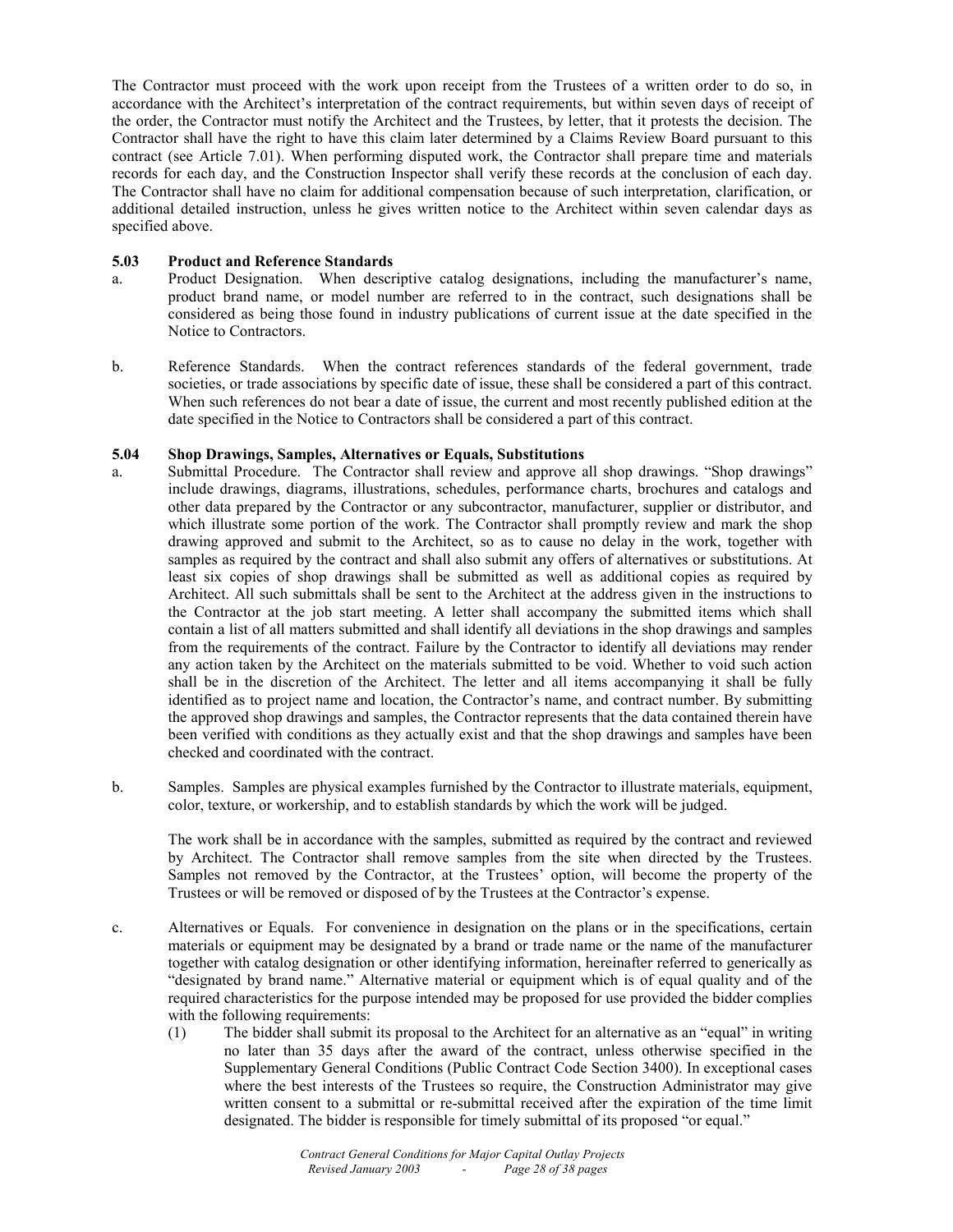The Contractor must proceed with the work upon receipt from the Trustees of a written order to do so, in accordance with the Architect's interpretation of the contract requirements, but within seven days of receipt of the order, the Contractor must notify the Architect and the Trustees, by letter, that it protests the decision. The Contractor shall have the right to have this claim later determined by a Claims Review Board pursuant to this contract (see Article 7.01). When performing disputed work, the Contractor shall prepare time and materials records for each day, and the Construction Inspector shall verify these records at the conclusion of each day. The Contractor shall have no claim for additional compensation because of such interpretation, clarification, or additional detailed instruction, unless he gives written notice to the Architect within seven calendar days as specified above.

### 5.03 Product and Reference Standards

a. Product Designation. When descriptive catalog designations, including the manufacturer's name, product brand name, or model number are referred to in the contract, such designations shall be considered as being those found in industry publications of current issue at the date specified in the Notice to Contractors.

b. Reference Standards. When the contract references standards of the federal government, trade societies, or trade associations by specific date of issue, these shall be considered a part of this contract. When such references do not bear a date of issue, the current and most recently published edition at the date specified in the Notice to Contractors shall be considered a part of this contract.

### 5.04 Shop Drawings, Samples, Alternatives or Equals, Substitutions

a. Submittal Procedure. The Contractor shall review and approve all shop drawings. "Shop drawings" include drawings, diagrams, illustrations, schedules, performance charts, brochures and catalogs and other data prepared by the Contractor or any subcontractor, manufacturer, supplier or distributor, and which illustrate some portion of the work. The Contractor shall promptly review and mark the shop drawing approved and submit to the Architect, so as to cause no delay in the work, together with samples as required by the contract and shall also submit any offers of alternatives or substitutions. At least six copies of shop drawings shall be submitted as well as additional copies as required by Architect. All such submittals shall be sent to the Architect at the address given in the instructions to the Contractor at the job start meeting. A letter shall accompany the submitted items which shall contain a list of all matters submitted and shall identify all deviations in the shop drawings and samples from the requirements of the contract. Failure by the Contractor to identify all deviations may render any action taken by the Architect on the materials submitted to be void. Whether to void such action shall be in the discretion of the Architect. The letter and all items accompanying it shall be fully identified as to project name and location, the Contractor's name, and contract number. By submitting the approved shop drawings and samples, the Contractor represents that the data contained therein have been verified with conditions as they actually exist and that the shop drawings and samples have been checked and coordinated with the contract.

b. Samples. Samples are physical examples furnished by the Contractor to illustrate materials, equipment, color, texture, or workership, and to establish standards by which the work will be judged.

   The work shall be in accordance with the samples, submitted as required by the contract and reviewed by Architect. The Contractor shall remove samples from the site when directed by the Trustees. Samples not removed by the Contractor, at the Trustees' option, will become the property of the Trustees or will be removed or disposed of by the Trustees at the Contractor's expense.

c. Alternatives or Equals. For convenience in designation on the plans or in the specifications, certain materials or equipment may be designated by a brand or trade name or the name of the manufacturer together with catalog designation or other identifying information, hereinafter referred to generically as "designated by brand name." Alternative material or equipment which is of equal quality and of the required characteristics for the purpose intended may be proposed for use provided the bidder complies with the following requirements:

   (1) The bidder shall submit its proposal to the Architect for an alternative as an "equal" in writing no later than 35 days after the award of the contract, unless otherwise specified in the Supplementary General Conditions (Public Contract Code Section 3400). In exceptional cases where the best interests of the Trustees so require, the Construction Administrator may give written consent to a submittal or re-submittal received after the expiration of the time limit designated. The bidder is responsible for timely submittal of its proposed "or equal."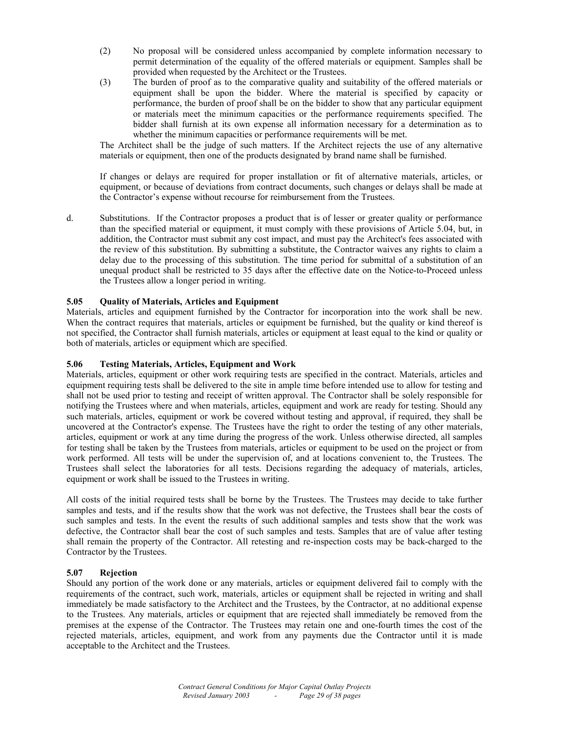(2) No proposal will be considered unless accompanied by complete information necessary to permit determination of the equality of the offered materials or equipment. Samples shall be provided when requested by the Architect or the Trustees.

(3) The burden of proof as to the comparative quality and suitability of the offered materials or equipment shall be upon the bidder. Where the material is specified by capacity or performance, the burden of proof shall be on the bidder to show that any particular equipment or materials meet the minimum capacities or the performance requirements specified. The bidder shall furnish at its own expense all information necessary for a determination as to whether the minimum capacities or performance requirements will be met.

The Architect shall be the judge of such matters. If the Architect rejects the use of any alternative materials or equipment, then one of the products designated by brand name shall be furnished.

If changes or delays are required for proper installation or fit of alternative materials, articles, or equipment, or because of deviations from contract documents, such changes or delays shall be made at the Contractor's expense without recourse for reimbursement from the Trustees.

d. Substitutions. If the Contractor proposes a product that is of lesser or greater quality or performance than the specified material or equipment, it must comply with these provisions of Article 5.04, but, in addition, the Contractor must submit any cost impact, and must pay the Architect's fees associated with the review of this substitution. By submitting a substitute, the Contractor waives any rights to claim a delay due to the processing of this substitution. The time period for submittal of a substitution of an unequal product shall be restricted to 35 days after the effective date on the Notice-to-Proceed unless the Trustees allow a longer period in writing.

### 5.05 Quality of Materials, Articles and Equipment

Materials, articles and equipment furnished by the Contractor for incorporation into the work shall be new. When the contract requires that materials, articles or equipment be furnished, but the quality or kind thereof is not specified, the Contractor shall furnish materials, articles or equipment at least equal to the kind or quality or both of materials, articles or equipment which are specified.

### 5.06 Testing Materials, Articles, Equipment and Work

Materials, articles, equipment or other work requiring tests are specified in the contract. Materials, articles and equipment requiring tests shall be delivered to the site in ample time before intended use to allow for testing and shall not be used prior to testing and receipt of written approval. The Contractor shall be solely responsible for notifying the Trustees where and when materials, articles, equipment and work are ready for testing. Should any such materials, articles, equipment or work be covered without testing and approval, if required, they shall be uncovered at the Contractor's expense. The Trustees have the right to order the testing of any other materials, articles, equipment or work at any time during the progress of the work. Unless otherwise directed, all samples for testing shall be taken by the Trustees from materials, articles or equipment to be used on the project or from work performed. All tests will be under the supervision of, and at locations convenient to, the Trustees. The Trustees shall select the laboratories for all tests. Decisions regarding the adequacy of materials, articles, equipment or work shall be issued to the Trustees in writing.

All costs of the initial required tests shall be borne by the Trustees. The Trustees may decide to take further samples and tests, and if the results show that the work was not defective, the Trustees shall bear the costs of such samples and tests. In the event the results of such additional samples and tests show that the work was defective, the Contractor shall bear the cost of such samples and tests. Samples that are of value after testing shall remain the property of the Contractor. All retesting and re-inspection costs may be back-charged to the Contractor by the Trustees.

### 5.07 Rejection

Should any portion of the work done or any materials, articles or equipment delivered fail to comply with the requirements of the contract, such work, materials, articles or equipment shall be rejected in writing and shall immediately be made satisfactory to the Architect and the Trustees, by the Contractor, at no additional expense to the Trustees. Any materials, articles or equipment that are rejected shall immediately be removed from the premises at the expense of the Contractor. The Trustees may retain one and one-fourth times the cost of the rejected materials, articles, equipment, and work from any payments due the Contractor until it is made acceptable to the Architect and the Trustees.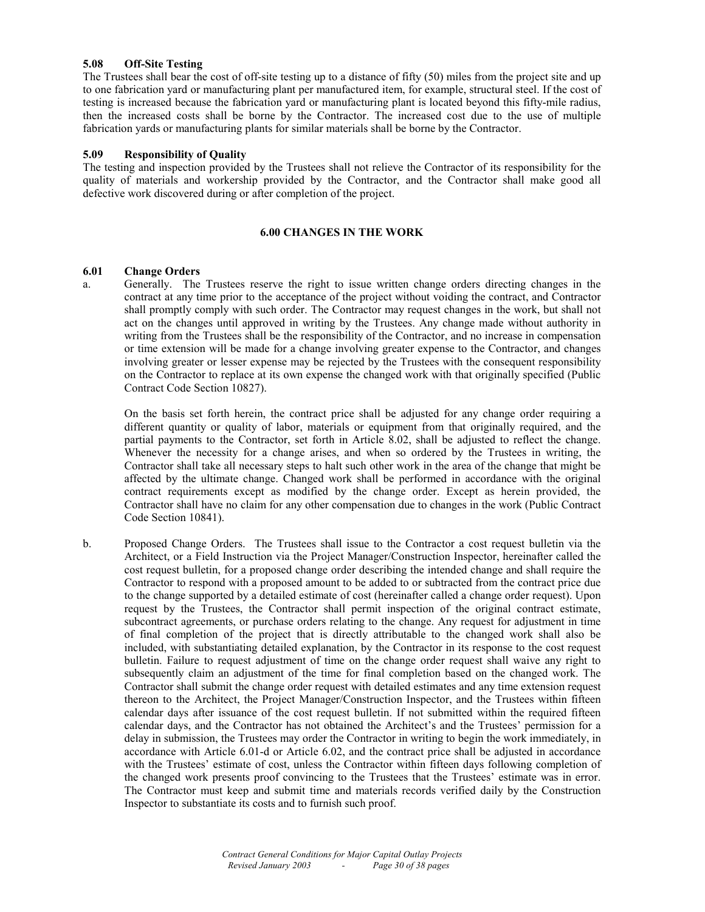### 5.08 Off-Site Testing

The Trustees shall bear the cost of off-site testing up to a distance of fifty (50) miles from the project site and up to one fabrication yard or manufacturing plant per manufactured item, for example, structural steel. If the cost of testing is increased because the fabrication yard or manufacturing plant is located beyond this fifty-mile radius, then the increased costs shall be borne by the Contractor. The increased cost due to the use of multiple fabrication yards or manufacturing plants for similar materials shall be borne by the Contractor.

### 5.09 Responsibility of Quality

The testing and inspection provided by the Trustees shall not relieve the Contractor of its responsibility for the quality of materials and workership provided by the Contractor, and the Contractor shall make good all defective work discovered during or after completion of the project.

## 6.00 CHANGES IN THE WORK

### 6.01 Change Orders

a. Generally. The Trustees reserve the right to issue written change orders directing changes in the contract at any time prior to the acceptance of the project without voiding the contract, and Contractor shall promptly comply with such order. The Contractor may request changes in the work, but shall not act on the changes until approved in writing by the Trustees. Any change made without authority in writing from the Trustees shall be the responsibility of the Contractor, and no increase in compensation or time extension will be made for a change involving greater expense to the Contractor, and changes involving greater or lesser expense may be rejected by the Trustees with the consequent responsibility on the Contractor to replace at its own expense the changed work with that originally specified (Public Contract Code Section 10827).

   On the basis set forth herein, the contract price shall be adjusted for any change order requiring a different quantity or quality of labor, materials or equipment from that originally required, and the partial payments to the Contractor, set forth in Article 8.02, shall be adjusted to reflect the change. Whenever the necessity for a change arises, and when so ordered by the Trustees in writing, the Contractor shall take all necessary steps to halt such other work in the area of the change that might be affected by the ultimate change. Changed work shall be performed in accordance with the original contract requirements except as modified by the change order. Except as herein provided, the Contractor shall have no claim for any other compensation due to changes in the work (Public Contract Code Section 10841).

b. Proposed Change Orders. The Trustees shall issue to the Contractor a cost request bulletin via the Architect, or a Field Instruction via the Project Manager/Construction Inspector, hereinafter called the cost request bulletin, for a proposed change order describing the intended change and shall require the Contractor to respond with a proposed amount to be added to or subtracted from the contract price due to the change supported by a detailed estimate of cost (hereinafter called a change order request). Upon request by the Trustees, the Contractor shall permit inspection of the original contract estimate, subcontract agreements, or purchase orders relating to the change. Any request for adjustment in time of final completion of the project that is directly attributable to the changed work shall also be included, with substantiating detailed explanation, by the Contractor in its response to the cost request bulletin. Failure to request adjustment of time on the change order request shall waive any right to subsequently claim an adjustment of the time for final completion based on the changed work. The Contractor shall submit the change order request with detailed estimates and any time extension request thereon to the Architect, the Project Manager/Construction Inspector, and the Trustees within fifteen calendar days after issuance of the cost request bulletin. If not submitted within the required fifteen calendar days, and the Contractor has not obtained the Architect's and the Trustees' permission for a delay in submission, the Trustees may order the Contractor in writing to begin the work immediately, in accordance with Article 6.01-d or Article 6.02, and the contract price shall be adjusted in accordance with the Trustees' estimate of cost, unless the Contractor within fifteen days following completion of the changed work presents proof convincing to the Trustees that the Trustees' estimate was in error. The Contractor must keep and submit time and materials records verified daily by the Construction Inspector to substantiate its costs and to furnish such proof.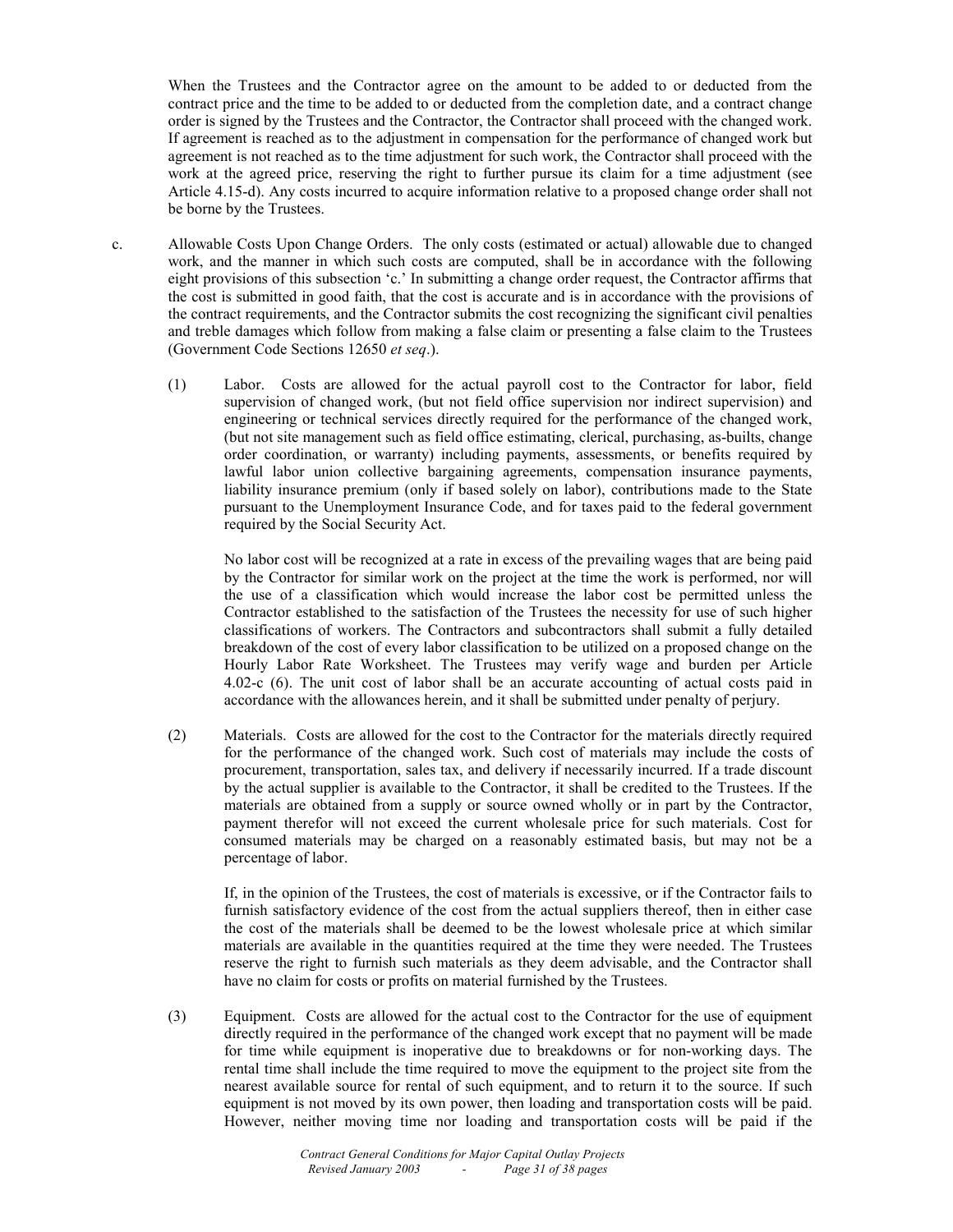When the Trustees and the Contractor agree on the amount to be added to or deducted from the contract price and the time to be added to or deducted from the completion date, and a contract change order is signed by the Trustees and the Contractor, the Contractor shall proceed with the changed work. If agreement is reached as to the adjustment in compensation for the performance of changed work but agreement is not reached as to the time adjustment for such work, the Contractor shall proceed with the work at the agreed price, reserving the right to further pursue its claim for a time adjustment (see Article 4.15-d). Any costs incurred to acquire information relative to a proposed change order shall not be borne by the Trustees.

c. Allowable Costs Upon Change Orders. The only costs (estimated or actual) allowable due to changed work, and the manner in which such costs are computed, shall be in accordance with the following eight provisions of this subsection 'c.' In submitting a change order request, the Contractor affirms that the cost is submitted in good faith, that the cost is accurate and is in accordance with the provisions of the contract requirements, and the Contractor submits the cost recognizing the significant civil penalties and treble damages which follow from making a false claim or presenting a false claim to the Trustees (Government Code Sections 12650 *et seq*.).

(1) Labor. Costs are allowed for the actual payroll cost to the Contractor for labor, field supervision of changed work, (but not field office supervision nor indirect supervision) and engineering or technical services directly required for the performance of the changed work, (but not site management such as field office estimating, clerical, purchasing, as-builts, change order coordination, or warranty) including payments, assessments, or benefits required by lawful labor union collective bargaining agreements, compensation insurance payments, liability insurance premium (only if based solely on labor), contributions made to the State pursuant to the Unemployment Insurance Code, and for taxes paid to the federal government required by the Social Security Act.

No labor cost will be recognized at a rate in excess of the prevailing wages that are being paid by the Contractor for similar work on the project at the time the work is performed, nor will the use of a classification which would increase the labor cost be permitted unless the Contractor established to the satisfaction of the Trustees the necessity for use of such higher classifications of workers. The Contractors and subcontractors shall submit a fully detailed breakdown of the cost of every labor classification to be utilized on a proposed change on the Hourly Labor Rate Worksheet. The Trustees may verify wage and burden per Article 4.02-c (6). The unit cost of labor shall be an accurate accounting of actual costs paid in accordance with the allowances herein, and it shall be submitted under penalty of perjury.

(2) Materials. Costs are allowed for the cost to the Contractor for the materials directly required for the performance of the changed work. Such cost of materials may include the costs of procurement, transportation, sales tax, and delivery if necessarily incurred. If a trade discount by the actual supplier is available to the Contractor, it shall be credited to the Trustees. If the materials are obtained from a supply or source owned wholly or in part by the Contractor, payment therefor will not exceed the current wholesale price for such materials. Cost for consumed materials may be charged on a reasonably estimated basis, but may not be a percentage of labor.

If, in the opinion of the Trustees, the cost of materials is excessive, or if the Contractor fails to furnish satisfactory evidence of the cost from the actual suppliers thereof, then in either case the cost of the materials shall be deemed to be the lowest wholesale price at which similar materials are available in the quantities required at the time they were needed. The Trustees reserve the right to furnish such materials as they deem advisable, and the Contractor shall have no claim for costs or profits on material furnished by the Trustees.

(3) Equipment. Costs are allowed for the actual cost to the Contractor for the use of equipment directly required in the performance of the changed work except that no payment will be made for time while equipment is inoperative due to breakdowns or for non-working days. The rental time shall include the time required to move the equipment to the project site from the nearest available source for rental of such equipment, and to return it to the source. If such equipment is not moved by its own power, then loading and transportation costs will be paid. However, neither moving time nor loading and transportation costs will be paid if the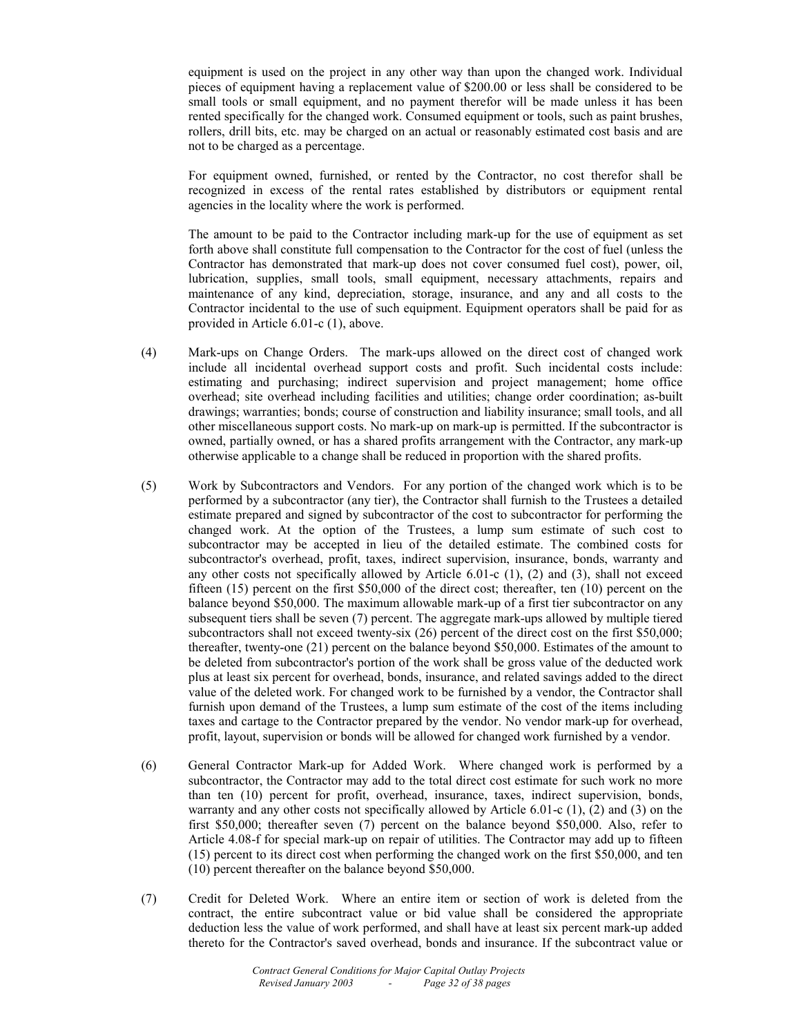equipment is used on the project in any other way than upon the changed work. Individual pieces of equipment having a replacement value of $200.00 or less shall be considered to be small tools or small equipment, and no payment therefor will be made unless it has been rented specifically for the changed work. Consumed equipment or tools, such as paint brushes, rollers, drill bits, etc. may be charged on an actual or reasonably estimated cost basis and are not to be charged as a percentage.

For equipment owned, furnished, or rented by the Contractor, no cost therefor shall be recognized in excess of the rental rates established by distributors or equipment rental agencies in the locality where the work is performed.

The amount to be paid to the Contractor including mark-up for the use of equipment as set forth above shall constitute full compensation to the Contractor for the cost of fuel (unless the Contractor has demonstrated that mark-up does not cover consumed fuel cost), power, oil, lubrication, supplies, small tools, small equipment, necessary attachments, repairs and maintenance of any kind, depreciation, storage, insurance, and any and all costs to the Contractor incidental to the use of such equipment. Equipment operators shall be paid for as provided in Article 6.01-c (1), above.

(4) Mark-ups on Change Orders. The mark-ups allowed on the direct cost of changed work include all incidental overhead support costs and profit. Such incidental costs include: estimating and purchasing; indirect supervision and project management; home office overhead; site overhead including facilities and utilities; change order coordination; as-built drawings; warranties; bonds; course of construction and liability insurance; small tools, and all other miscellaneous support costs. No mark-up on mark-up is permitted. If the subcontractor is owned, partially owned, or has a shared profits arrangement with the Contractor, any mark-up otherwise applicable to a change shall be reduced in proportion with the shared profits.

(5) Work by Subcontractors and Vendors. For any portion of the changed work which is to be performed by a subcontractor (any tier), the Contractor shall furnish to the Trustees a detailed estimate prepared and signed by subcontractor of the cost to subcontractor for performing the changed work. At the option of the Trustees, a lump sum estimate of such cost to subcontractor may be accepted in lieu of the detailed estimate. The combined costs for subcontractor's overhead, profit, taxes, indirect supervision, insurance, bonds, warranty and any other costs not specifically allowed by Article 6.01-c (1), (2) and (3), shall not exceed fifteen (15) percent on the first $50,000 of the direct cost; thereafter, ten (10) percent on the balance beyond $50,000. The maximum allowable mark-up of a first tier subcontractor on any subsequent tiers shall be seven (7) percent. The aggregate mark-ups allowed by multiple tiered subcontractors shall not exceed twenty-six (26) percent of the direct cost on the first $50,000; thereafter, twenty-one (21) percent on the balance beyond $50,000. Estimates of the amount to be deleted from subcontractor's portion of the work shall be gross value of the deducted work plus at least six percent for overhead, bonds, insurance, and related savings added to the direct value of the deleted work. For changed work to be furnished by a vendor, the Contractor shall furnish upon demand of the Trustees, a lump sum estimate of the cost of the items including taxes and cartage to the Contractor prepared by the vendor. No vendor mark-up for overhead, profit, layout, supervision or bonds will be allowed for changed work furnished by a vendor.

(6) General Contractor Mark-up for Added Work. Where changed work is performed by a subcontractor, the Contractor may add to the total direct cost estimate for such work no more than ten (10) percent for profit, overhead, insurance, taxes, indirect supervision, bonds, warranty and any other costs not specifically allowed by Article 6.01-c (1), (2) and (3) on the first $50,000; thereafter seven (7) percent on the balance beyond $50,000. Also, refer to Article 4.08-f for special mark-up on repair of utilities. The Contractor may add up to fifteen (15) percent to its direct cost when performing the changed work on the first $50,000, and ten (10) percent thereafter on the balance beyond $50,000.

(7) Credit for Deleted Work. Where an entire item or section of work is deleted from the contract, the entire subcontract value or bid value shall be considered the appropriate deduction less the value of work performed, and shall have at least six percent mark-up added thereto for the Contractor's saved overhead, bonds and insurance. If the subcontract value or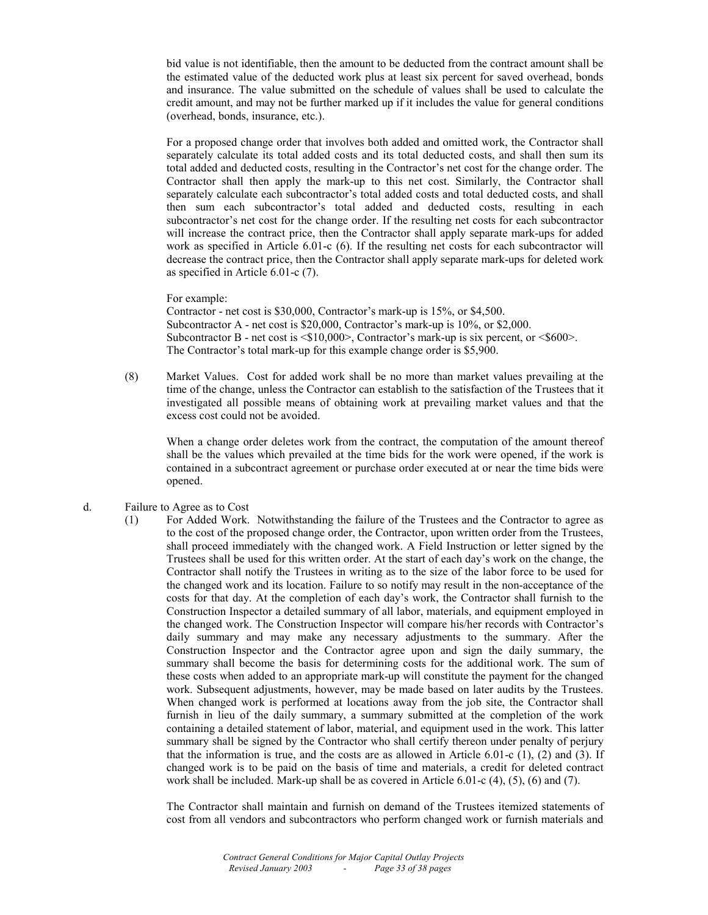bid value is not identifiable, then the amount to be deducted from the contract amount shall be the estimated value of the deducted work plus at least six percent for saved overhead, bonds and insurance. The value submitted on the schedule of values shall be used to calculate the credit amount, and may not be further marked up if it includes the value for general conditions (overhead, bonds, insurance, etc.).

For a proposed change order that involves both added and omitted work, the Contractor shall separately calculate its total added costs and its total deducted costs, and shall then sum its total added and deducted costs, resulting in the Contractor's net cost for the change order. The Contractor shall then apply the mark-up to this net cost. Similarly, the Contractor shall separately calculate each subcontractor's total added costs and total deducted costs, and shall then sum each subcontractor's total added and deducted costs, resulting in each subcontractor's net cost for the change order. If the resulting net costs for each subcontractor will increase the contract price, then the Contractor shall apply separate mark-ups for added work as specified in Article 6.01-c (6). If the resulting net costs for each subcontractor will decrease the contract price, then the Contractor shall apply separate mark-ups for deleted work as specified in Article 6.01-c (7).

For example:
Contractor - net cost is $30,000, Contractor's mark-up is 15%, or $4,500.
Subcontractor A - net cost is $20,000, Contractor's mark-up is 10%, or $2,000.
Subcontractor B - net cost is <$10,000>, Contractor's mark-up is six percent, or <$600>.
The Contractor's total mark-up for this example change order is $5,900.

(8) Market Values. Cost for added work shall be no more than market values prevailing at the time of the change, unless the Contractor can establish to the satisfaction of the Trustees that it investigated all possible means of obtaining work at prevailing market values and that the excess cost could not be avoided.

When a change order deletes work from the contract, the computation of the amount thereof shall be the values which prevailed at the time bids for the work were opened, if the work is contained in a subcontract agreement or purchase order executed at or near the time bids were opened.

d. Failure to Agree as to Cost

(1) For Added Work. Notwithstanding the failure of the Trustees and the Contractor to agree as to the cost of the proposed change order, the Contractor, upon written order from the Trustees, shall proceed immediately with the changed work. A Field Instruction or letter signed by the Trustees shall be used for this written order. At the start of each day's work on the change, the Contractor shall notify the Trustees in writing as to the size of the labor force to be used for the changed work and its location. Failure to so notify may result in the non-acceptance of the costs for that day. At the completion of each day's work, the Contractor shall furnish to the Construction Inspector a detailed summary of all labor, materials, and equipment employed in the changed work. The Construction Inspector will compare his/her records with Contractor's daily summary and may make any necessary adjustments to the summary. After the Construction Inspector and the Contractor agree upon and sign the daily summary, the summary shall become the basis for determining costs for the additional work. The sum of these costs when added to an appropriate mark-up will constitute the payment for the changed work. Subsequent adjustments, however, may be made based on later audits by the Trustees. When changed work is performed at locations away from the job site, the Contractor shall furnish in lieu of the daily summary, a summary submitted at the completion of the work containing a detailed statement of labor, material, and equipment used in the work. This latter summary shall be signed by the Contractor who shall certify thereon under penalty of perjury that the information is true, and the costs are as allowed in Article 6.01-c (1), (2) and (3). If changed work is to be paid on the basis of time and materials, a credit for deleted contract work shall be included. Mark-up shall be as covered in Article 6.01-c (4), (5), (6) and (7).

The Contractor shall maintain and furnish on demand of the Trustees itemized statements of cost from all vendors and subcontractors who perform changed work or furnish materials and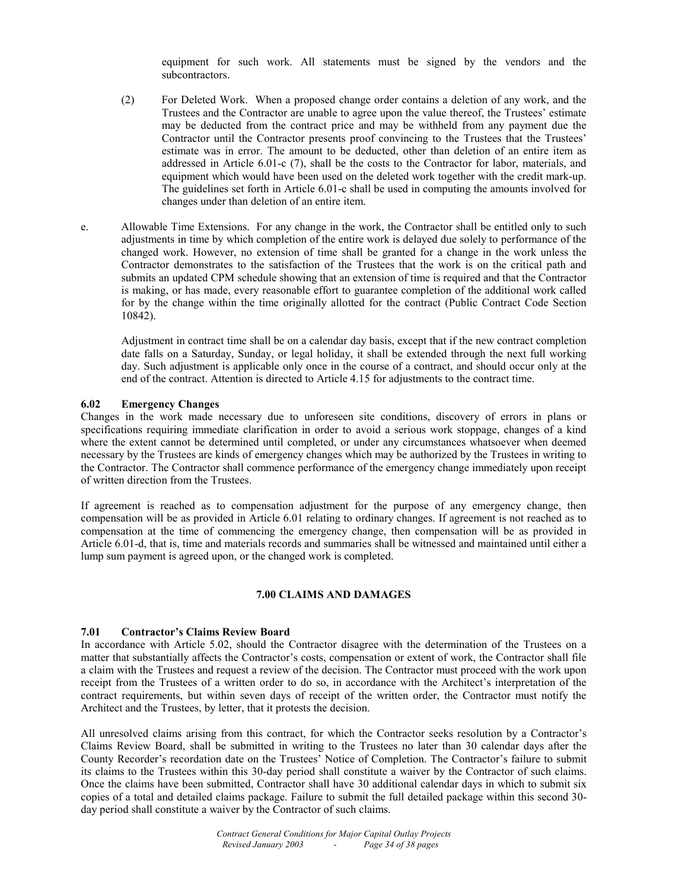equipment for such work. All statements must be signed by the vendors and the subcontractors.

(2) For Deleted Work. When a proposed change order contains a deletion of any work, and the Trustees and the Contractor are unable to agree upon the value thereof, the Trustees' estimate may be deducted from the contract price and may be withheld from any payment due the Contractor until the Contractor presents proof convincing to the Trustees that the Trustees' estimate was in error. The amount to be deducted, other than deletion of an entire item as addressed in Article 6.01-c (7), shall be the costs to the Contractor for labor, materials, and equipment which would have been used on the deleted work together with the credit mark-up. The guidelines set forth in Article 6.01-c shall be used in computing the amounts involved for changes under than deletion of an entire item.

e. Allowable Time Extensions. For any change in the work, the Contractor shall be entitled only to such adjustments in time by which completion of the entire work is delayed due solely to performance of the changed work. However, no extension of time shall be granted for a change in the work unless the Contractor demonstrates to the satisfaction of the Trustees that the work is on the critical path and submits an updated CPM schedule showing that an extension of time is required and that the Contractor is making, or has made, every reasonable effort to guarantee completion of the additional work called for by the change within the time originally allotted for the contract (Public Contract Code Section 10842).

Adjustment in contract time shall be on a calendar day basis, except that if the new contract completion date falls on a Saturday, Sunday, or legal holiday, it shall be extended through the next full working day. Such adjustment is applicable only once in the course of a contract, and should occur only at the end of the contract. Attention is directed to Article 4.15 for adjustments to the contract time.

### 6.02 Emergency Changes

Changes in the work made necessary due to unforeseen site conditions, discovery of errors in plans or specifications requiring immediate clarification in order to avoid a serious work stoppage, changes of a kind where the extent cannot be determined until completed, or under any circumstances whatsoever when deemed necessary by the Trustees are kinds of emergency changes which may be authorized by the Trustees in writing to the Contractor. The Contractor shall commence performance of the emergency change immediately upon receipt of written direction from the Trustees.

If agreement is reached as to compensation adjustment for the purpose of any emergency change, then compensation will be as provided in Article 6.01 relating to ordinary changes. If agreement is not reached as to compensation at the time of commencing the emergency change, then compensation will be as provided in Article 6.01-d, that is, time and materials records and summaries shall be witnessed and maintained until either a lump sum payment is agreed upon, or the changed work is completed.

## 7.00 CLAIMS AND DAMAGES

### 7.01 Contractor's Claims Review Board

In accordance with Article 5.02, should the Contractor disagree with the determination of the Trustees on a matter that substantially affects the Contractor's costs, compensation or extent of work, the Contractor shall file a claim with the Trustees and request a review of the decision. The Contractor must proceed with the work upon receipt from the Trustees of a written order to do so, in accordance with the Architect's interpretation of the contract requirements, but within seven days of receipt of the written order, the Contractor must notify the Architect and the Trustees, by letter, that it protests the decision.

All unresolved claims arising from this contract, for which the Contractor seeks resolution by a Contractor's Claims Review Board, shall be submitted in writing to the Trustees no later than 30 calendar days after the County Recorder's recordation date on the Trustees' Notice of Completion. The Contractor's failure to submit its claims to the Trustees within this 30-day period shall constitute a waiver by the Contractor of such claims. Once the claims have been submitted, Contractor shall have 30 additional calendar days in which to submit six copies of a total and detailed claims package. Failure to submit the full detailed package within this second 30-day period shall constitute a waiver by the Contractor of such claims.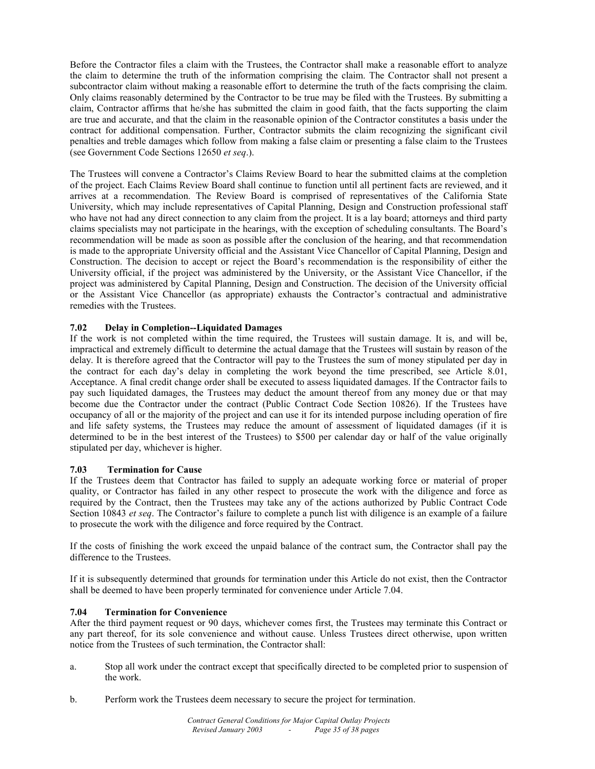Before the Contractor files a claim with the Trustees, the Contractor shall make a reasonable effort to analyze the claim to determine the truth of the information comprising the claim. The Contractor shall not present a subcontractor claim without making a reasonable effort to determine the truth of the facts comprising the claim. Only claims reasonably determined by the Contractor to be true may be filed with the Trustees. By submitting a claim, Contractor affirms that he/she has submitted the claim in good faith, that the facts supporting the claim are true and accurate, and that the claim in the reasonable opinion of the Contractor constitutes a basis under the contract for additional compensation. Further, Contractor submits the claim recognizing the significant civil penalties and treble damages which follow from making a false claim or presenting a false claim to the Trustees (see Government Code Sections 12650 *et seq*.).

The Trustees will convene a Contractor's Claims Review Board to hear the submitted claims at the completion of the project. Each Claims Review Board shall continue to function until all pertinent facts are reviewed, and it arrives at a recommendation. The Review Board is comprised of representatives of the California State University, which may include representatives of Capital Planning, Design and Construction professional staff who have not had any direct connection to any claim from the project. It is a lay board; attorneys and third party claims specialists may not participate in the hearings, with the exception of scheduling consultants. The Board's recommendation will be made as soon as possible after the conclusion of the hearing, and that recommendation is made to the appropriate University official and the Assistant Vice Chancellor of Capital Planning, Design and Construction. The decision to accept or reject the Board's recommendation is the responsibility of either the University official, if the project was administered by the University, or the Assistant Vice Chancellor, if the project was administered by Capital Planning, Design and Construction. The decision of the University official or the Assistant Vice Chancellor (as appropriate) exhausts the Contractor's contractual and administrative remedies with the Trustees.

### 7.02 Delay in Completion--Liquidated Damages

If the work is not completed within the time required, the Trustees will sustain damage. It is, and will be, impractical and extremely difficult to determine the actual damage that the Trustees will sustain by reason of the delay. It is therefore agreed that the Contractor will pay to the Trustees the sum of money stipulated per day in the contract for each day's delay in completing the work beyond the time prescribed, see Article 8.01, Acceptance. A final credit change order shall be executed to assess liquidated damages. If the Contractor fails to pay such liquidated damages, the Trustees may deduct the amount thereof from any money due or that may become due the Contractor under the contract (Public Contract Code Section 10826). If the Trustees have occupancy of all or the majority of the project and can use it for its intended purpose including operation of fire and life safety systems, the Trustees may reduce the amount of assessment of liquidated damages (if it is determined to be in the best interest of the Trustees) to $500 per calendar day or half of the value originally stipulated per day, whichever is higher.

### 7.03 Termination for Cause

If the Trustees deem that Contractor has failed to supply an adequate working force or material of proper quality, or Contractor has failed in any other respect to prosecute the work with the diligence and force as required by the Contract, then the Trustees may take any of the actions authorized by Public Contract Code Section 10843 *et seq*. The Contractor's failure to complete a punch list with diligence is an example of a failure to prosecute the work with the diligence and force required by the Contract.

If the costs of finishing the work exceed the unpaid balance of the contract sum, the Contractor shall pay the difference to the Trustees.

If it is subsequently determined that grounds for termination under this Article do not exist, then the Contractor shall be deemed to have been properly terminated for convenience under Article 7.04.

### 7.04 Termination for Convenience

After the third payment request or 90 days, whichever comes first, the Trustees may terminate this Contract or any part thereof, for its sole convenience and without cause. Unless Trustees direct otherwise, upon written notice from the Trustees of such termination, the Contractor shall:

a. Stop all work under the contract except that specifically directed to be completed prior to suspension of the work.

b. Perform work the Trustees deem necessary to secure the project for termination.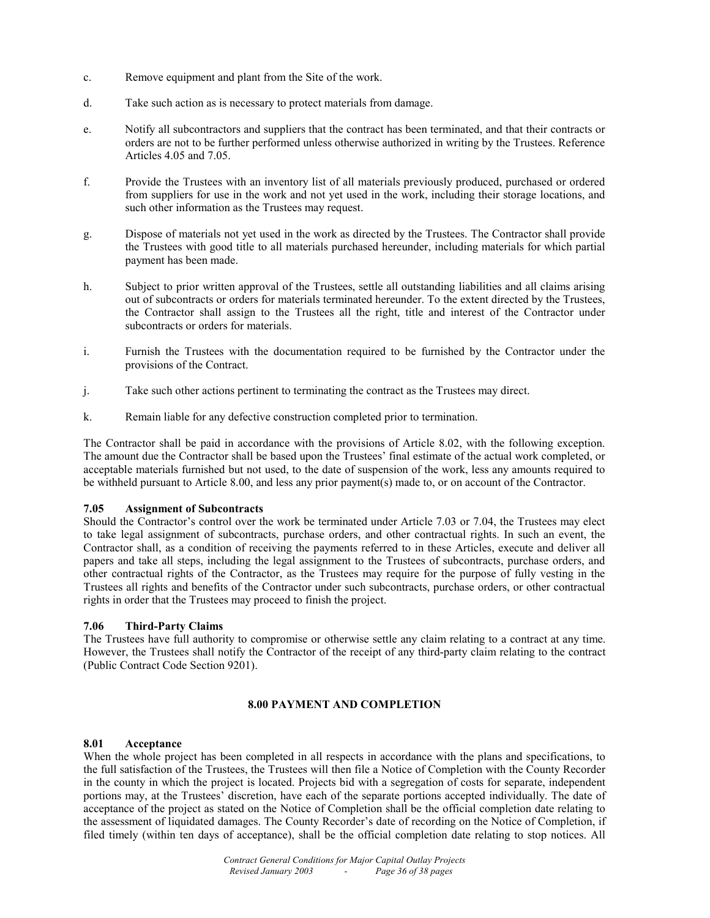c. Remove equipment and plant from the Site of the work.

d. Take such action as is necessary to protect materials from damage.

e. Notify all subcontractors and suppliers that the contract has been terminated, and that their contracts or orders are not to be further performed unless otherwise authorized in writing by the Trustees. Reference Articles 4.05 and 7.05.

f. Provide the Trustees with an inventory list of all materials previously produced, purchased or ordered from suppliers for use in the work and not yet used in the work, including their storage locations, and such other information as the Trustees may request.

g. Dispose of materials not yet used in the work as directed by the Trustees. The Contractor shall provide the Trustees with good title to all materials purchased hereunder, including materials for which partial payment has been made.

h. Subject to prior written approval of the Trustees, settle all outstanding liabilities and all claims arising out of subcontracts or orders for materials terminated hereunder. To the extent directed by the Trustees, the Contractor shall assign to the Trustees all the right, title and interest of the Contractor under subcontracts or orders for materials.

i. Furnish the Trustees with the documentation required to be furnished by the Contractor under the provisions of the Contract.

j. Take such other actions pertinent to terminating the contract as the Trustees may direct.

k. Remain liable for any defective construction completed prior to termination.

The Contractor shall be paid in accordance with the provisions of Article 8.02, with the following exception. The amount due the Contractor shall be based upon the Trustees' final estimate of the actual work completed, or acceptable materials furnished but not used, to the date of suspension of the work, less any amounts required to be withheld pursuant to Article 8.00, and less any prior payment(s) made to, or on account of the Contractor.

### 7.05 Assignment of Subcontracts

Should the Contractor's control over the work be terminated under Article 7.03 or 7.04, the Trustees may elect to take legal assignment of subcontracts, purchase orders, and other contractual rights. In such an event, the Contractor shall, as a condition of receiving the payments referred to in these Articles, execute and deliver all papers and take all steps, including the legal assignment to the Trustees of subcontracts, purchase orders, and other contractual rights of the Contractor, as the Trustees may require for the purpose of fully vesting in the Trustees all rights and benefits of the Contractor under such subcontracts, purchase orders, or other contractual rights in order that the Trustees may proceed to finish the project.

### 7.06 Third-Party Claims

The Trustees have full authority to compromise or otherwise settle any claim relating to a contract at any time. However, the Trustees shall notify the Contractor of the receipt of any third-party claim relating to the contract (Public Contract Code Section 9201).

## 8.00 PAYMENT AND COMPLETION

### 8.01 Acceptance

When the whole project has been completed in all respects in accordance with the plans and specifications, to the full satisfaction of the Trustees, the Trustees will then file a Notice of Completion with the County Recorder in the county in which the project is located. Projects bid with a segregation of costs for separate, independent portions may, at the Trustees' discretion, have each of the separate portions accepted individually. The date of acceptance of the project as stated on the Notice of Completion shall be the official completion date relating to the assessment of liquidated damages. The County Recorder's date of recording on the Notice of Completion, if filed timely (within ten days of acceptance), shall be the official completion date relating to stop notices. All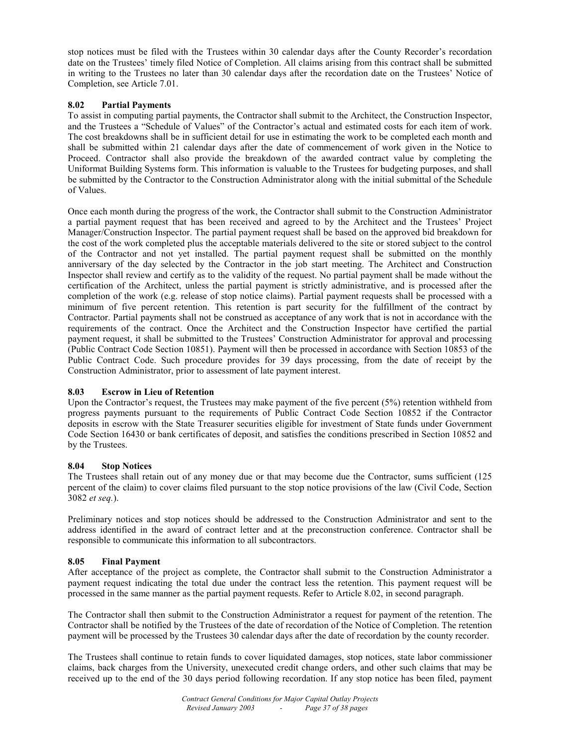stop notices must be filed with the Trustees within 30 calendar days after the County Recorder's recordation date on the Trustees' timely filed Notice of Completion. All claims arising from this contract shall be submitted in writing to the Trustees no later than 30 calendar days after the recordation date on the Trustees' Notice of Completion, see Article 7.01.

### 8.02 Partial Payments

To assist in computing partial payments, the Contractor shall submit to the Architect, the Construction Inspector, and the Trustees a "Schedule of Values" of the Contractor's actual and estimated costs for each item of work. The cost breakdowns shall be in sufficient detail for use in estimating the work to be completed each month and shall be submitted within 21 calendar days after the date of commencement of work given in the Notice to Proceed. Contractor shall also provide the breakdown of the awarded contract value by completing the Uniformat Building Systems form. This information is valuable to the Trustees for budgeting purposes, and shall be submitted by the Contractor to the Construction Administrator along with the initial submittal of the Schedule of Values.

Once each month during the progress of the work, the Contractor shall submit to the Construction Administrator a partial payment request that has been received and agreed to by the Architect and the Trustees' Project Manager/Construction Inspector. The partial payment request shall be based on the approved bid breakdown for the cost of the work completed plus the acceptable materials delivered to the site or stored subject to the control of the Contractor and not yet installed. The partial payment request shall be submitted on the monthly anniversary of the day selected by the Contractor in the job start meeting. The Architect and Construction Inspector shall review and certify as to the validity of the request. No partial payment shall be made without the certification of the Architect, unless the partial payment is strictly administrative, and is processed after the completion of the work (e.g. release of stop notice claims). Partial payment requests shall be processed with a minimum of five percent retention. This retention is part security for the fulfillment of the contract by Contractor. Partial payments shall not be construed as acceptance of any work that is not in accordance with the requirements of the contract. Once the Architect and the Construction Inspector have certified the partial payment request, it shall be submitted to the Trustees' Construction Administrator for approval and processing (Public Contract Code Section 10851). Payment will then be processed in accordance with Section 10853 of the Public Contract Code. Such procedure provides for 39 days processing, from the date of receipt by the Construction Administrator, prior to assessment of late payment interest.

### 8.03 Escrow in Lieu of Retention

Upon the Contractor's request, the Trustees may make payment of the five percent (5%) retention withheld from progress payments pursuant to the requirements of Public Contract Code Section 10852 if the Contractor deposits in escrow with the State Treasurer securities eligible for investment of State funds under Government Code Section 16430 or bank certificates of deposit, and satisfies the conditions prescribed in Section 10852 and by the Trustees.

### 8.04 Stop Notices

The Trustees shall retain out of any money due or that may become due the Contractor, sums sufficient (125 percent of the claim) to cover claims filed pursuant to the stop notice provisions of the law (Civil Code, Section 3082 *et seq.*).

Preliminary notices and stop notices should be addressed to the Construction Administrator and sent to the address identified in the award of contract letter and at the preconstruction conference. Contractor shall be responsible to communicate this information to all subcontractors.

### 8.05 Final Payment

After acceptance of the project as complete, the Contractor shall submit to the Construction Administrator a payment request indicating the total due under the contract less the retention. This payment request will be processed in the same manner as the partial payment requests. Refer to Article 8.02, in second paragraph.

The Contractor shall then submit to the Construction Administrator a request for payment of the retention. The Contractor shall be notified by the Trustees of the date of recordation of the Notice of Completion. The retention payment will be processed by the Trustees 30 calendar days after the date of recordation by the county recorder.

The Trustees shall continue to retain funds to cover liquidated damages, stop notices, state labor commissioner claims, back charges from the University, unexecuted credit change orders, and other such claims that may be received up to the end of the 30 days period following recordation. If any stop notice has been filed, payment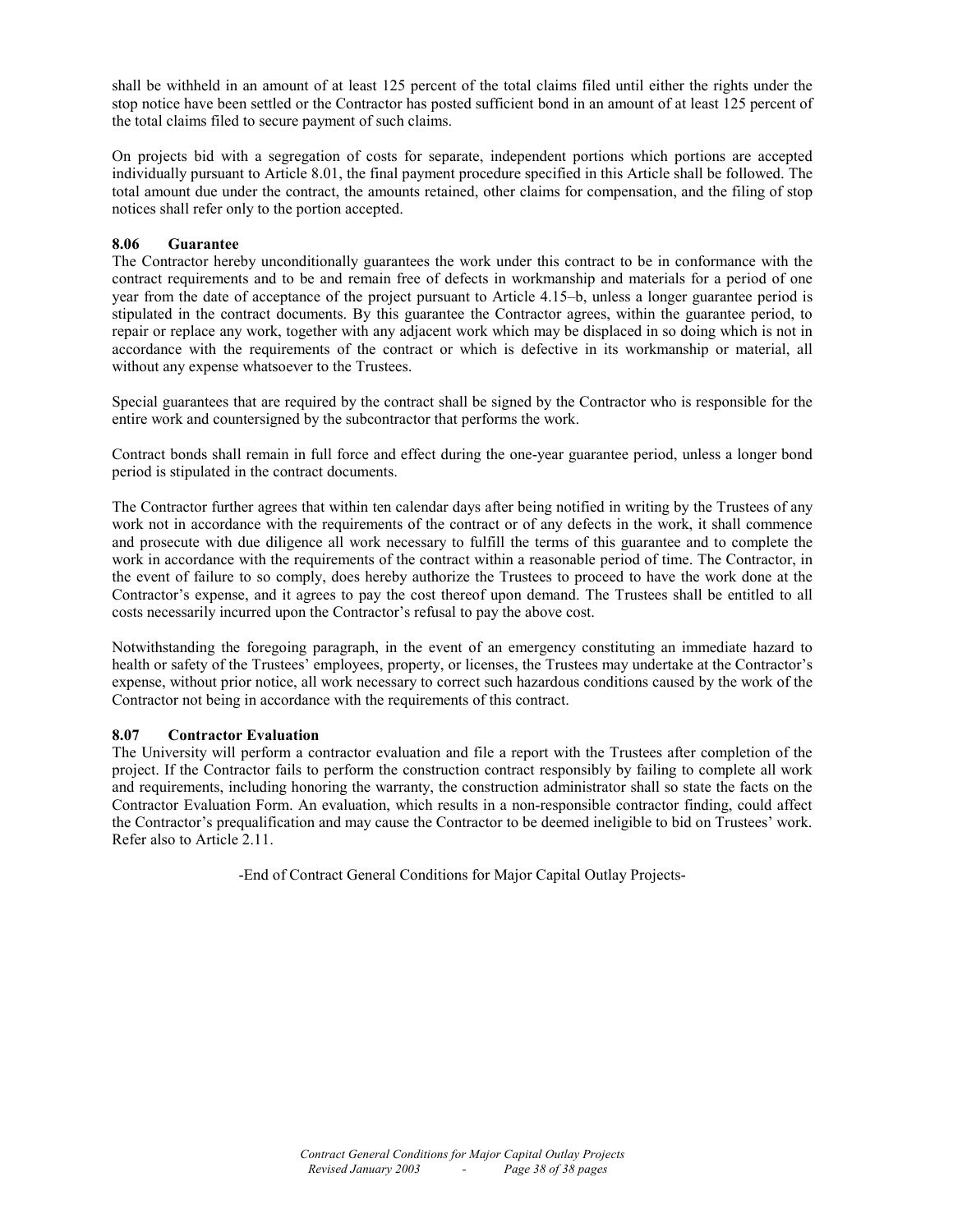shall be withheld in an amount of at least 125 percent of the total claims filed until either the rights under the stop notice have been settled or the Contractor has posted sufficient bond in an amount of at least 125 percent of the total claims filed to secure payment of such claims.

On projects bid with a segregation of costs for separate, independent portions which portions are accepted individually pursuant to Article 8.01, the final payment procedure specified in this Article shall be followed. The total amount due under the contract, the amounts retained, other claims for compensation, and the filing of stop notices shall refer only to the portion accepted.

### 8.06 Guarantee

The Contractor hereby unconditionally guarantees the work under this contract to be in conformance with the contract requirements and to be and remain free of defects in workmanship and materials for a period of one year from the date of acceptance of the project pursuant to Article 4.15–b, unless a longer guarantee period is stipulated in the contract documents. By this guarantee the Contractor agrees, within the guarantee period, to repair or replace any work, together with any adjacent work which may be displaced in so doing which is not in accordance with the requirements of the contract or which is defective in its workmanship or material, all without any expense whatsoever to the Trustees.

Special guarantees that are required by the contract shall be signed by the Contractor who is responsible for the entire work and countersigned by the subcontractor that performs the work.

Contract bonds shall remain in full force and effect during the one-year guarantee period, unless a longer bond period is stipulated in the contract documents.

The Contractor further agrees that within ten calendar days after being notified in writing by the Trustees of any work not in accordance with the requirements of the contract or of any defects in the work, it shall commence and prosecute with due diligence all work necessary to fulfill the terms of this guarantee and to complete the work in accordance with the requirements of the contract within a reasonable period of time. The Contractor, in the event of failure to so comply, does hereby authorize the Trustees to proceed to have the work done at the Contractor's expense, and it agrees to pay the cost thereof upon demand. The Trustees shall be entitled to all costs necessarily incurred upon the Contractor's refusal to pay the above cost.

Notwithstanding the foregoing paragraph, in the event of an emergency constituting an immediate hazard to health or safety of the Trustees' employees, property, or licenses, the Trustees may undertake at the Contractor's expense, without prior notice, all work necessary to correct such hazardous conditions caused by the work of the Contractor not being in accordance with the requirements of this contract.

### 8.07 Contractor Evaluation

The University will perform a contractor evaluation and file a report with the Trustees after completion of the project. If the Contractor fails to perform the construction contract responsibly by failing to complete all work and requirements, including honoring the warranty, the construction administrator shall so state the facts on the Contractor Evaluation Form. An evaluation, which results in a non-responsible contractor finding, could affect the Contractor's prequalification and may cause the Contractor to be deemed ineligible to bid on Trustees' work. Refer also to Article 2.11.

-End of Contract General Conditions for Major Capital Outlay Projects-